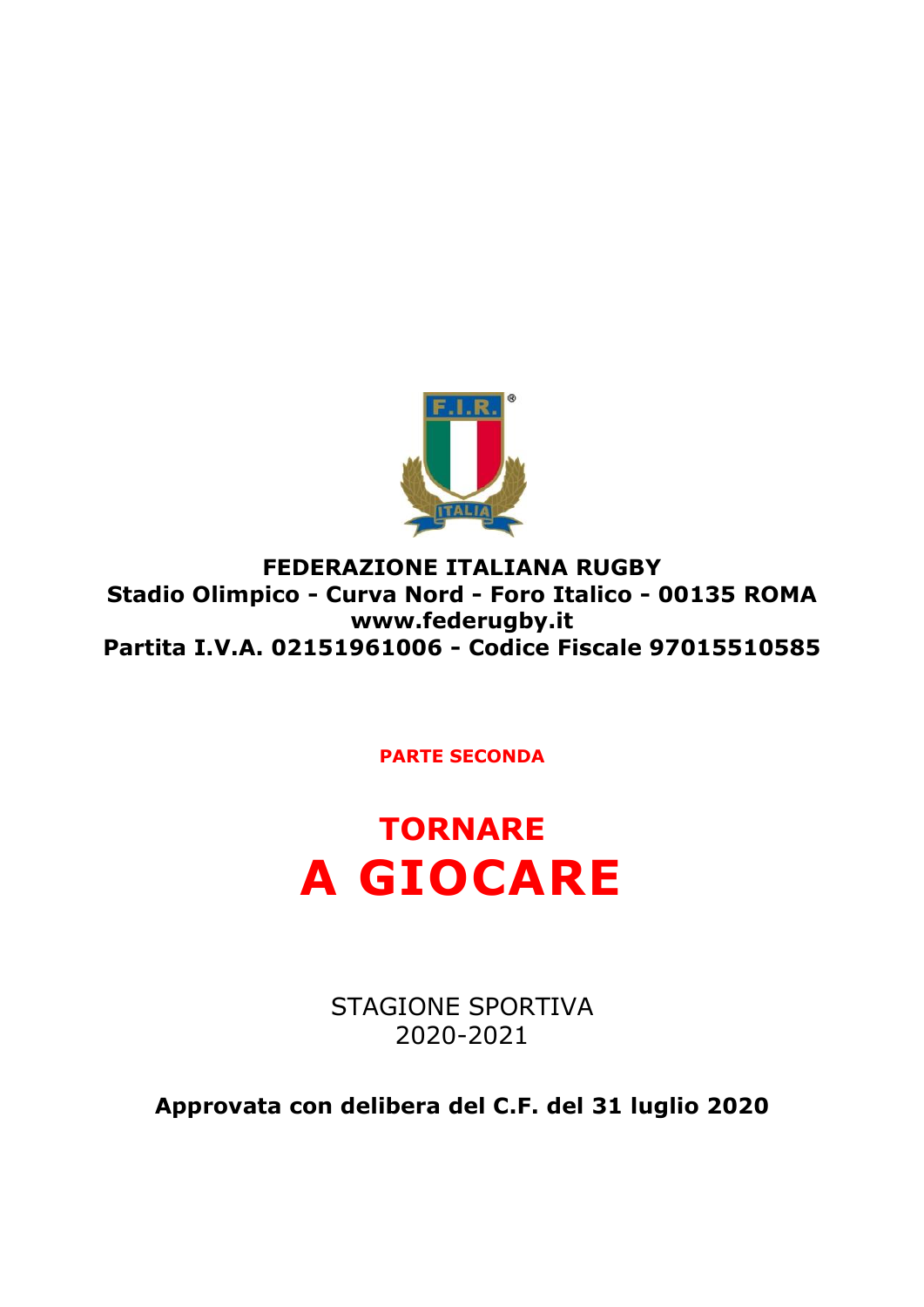**FEDERAZIONE ITALIANA RUGBY**
**Stadio Olimpico - Curva Nord - Foro Italico - 00135 ROMA**
**www.federugby.it**
**Partita I.V.A. 02151961006 - Codice Fiscale 97015510585**

**PARTE SECONDA**

# TORNARE
# A GIOCARE

STAGIONE SPORTIVA
2020-2021

**Approvata con delibera del C.F. del 31 luglio 2020**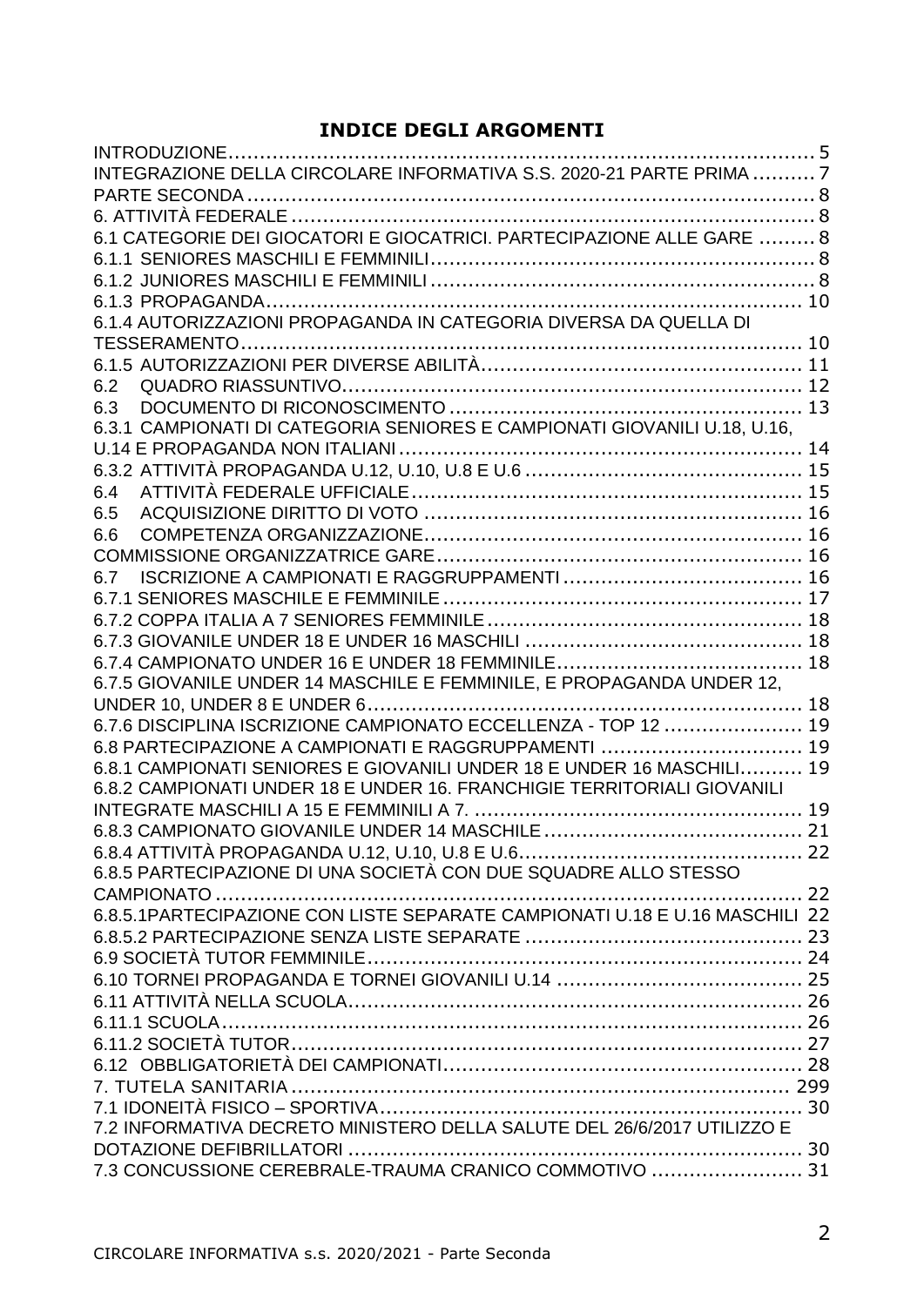## INDICE DEGLI ARGOMENTI

INTRODUZIONE ........................................................................................ 5
INTEGRAZIONE DELLA CIRCOLARE INFORMATIVA S.S. 2020-21 PARTE PRIMA .......... 7
PARTE SECONDA ........................................................................................ 8
6. ATTIVITÀ FEDERALE ................................................................................ 8
6.1 CATEGORIE DEI GIOCATORI E GIOCATRICI. PARTECIPAZIONE ALLE GARE ......... 8
6.1.1 SENIORES MASCHILI E FEMMINILI ........................................................ 8
6.1.2 JUNIORES MASCHILI E FEMMINILI ........................................................ 8
6.1.3 PROPAGANDA ..................................................................................... 10
6.1.4 AUTORIZZAZIONI PROPAGANDA IN CATEGORIA DIVERSA DA QUELLA DI TESSERAMENTO ........................................................................................ 10
6.1.5 AUTORIZZAZIONI PER DIVERSE ABILITÀ ................................................ 11
6.2 QUADRO RIASSUNTIVO ........................................................................ 12
6.3 DOCUMENTO DI RICONOSCIMENTO ......................................................... 13
6.3.1 CAMPIONATI DI CATEGORIA SENIORES E CAMPIONATI GIOVANILI U.18, U.16, U.14 E PROPAGANDA NON ITALIANI ................................................................ 14
6.3.2 ATTIVITÀ PROPAGANDA U.12, U.10, U.8 E U.6 ........................................... 15
6.4 ATTIVITÀ FEDERALE UFFICIALE ............................................................... 15
6.5 ACQUISIZIONE DIRITTO DI VOTO ............................................................ 16
6.6 COMPETENZA ORGANIZZAZIONE ............................................................. 16
COMMISSIONE ORGANIZZATRICE GARE .......................................................... 16
6.7 ISCRIZIONE A CAMPIONATI E RAGGRUPPAMENTI ......................................... 16
6.7.1 SENIORES MASCHILE E FEMMINILE ...................................................... 17
6.7.2 COPPA ITALIA A 7 SENIORES FEMMINILE ................................................ 18
6.7.3 GIOVANILE UNDER 18 E UNDER 16 MASCHILI ........................................... 18
6.7.4 CAMPIONATO UNDER 16 E UNDER 18 FEMMINILE ...................................... 18
6.7.5 GIOVANILE UNDER 14 MASCHILE E FEMMINILE, E PROPAGANDA UNDER 12, UNDER 10, UNDER 8 E UNDER 6 ..................................................................... 18
6.7.6 DISCIPLINA ISCRIZIONE CAMPIONATO ECCELLENZA - TOP 12 ...................... 19
6.8 PARTECIPAZIONE A CAMPIONATI E RAGGRUPPAMENTI ................................ 19
6.8.1 CAMPIONATI SENIORES E GIOVANILI UNDER 18 E UNDER 16 MASCHILI .......... 19
6.8.2 CAMPIONATI UNDER 18 E UNDER 16. FRANCHIGIE TERRITORIALI GIOVANILI INTEGRATE MASCHILI A 15 E FEMMINILI A 7. .................................................... 19
6.8.3 CAMPIONATO GIOVANILE UNDER 14 MASCHILE ......................................... 21
6.8.4 ATTIVITÀ PROPAGANDA U.12, U.10, U.8 E U.6 ........................................... 22
6.8.5 PARTECIPAZIONE DI UNA SOCIETÀ CON DUE SQUADRE ALLO STESSO CAMPIONATO ............................................................................................ 22
6.8.5.1PARTECIPAZIONE CON LISTE SEPARATE CAMPIONATI U.18 E U.16 MASCHILI 22
6.8.5.2 PARTECIPAZIONE SENZA LISTE SEPARATE ............................................ 23
6.9 SOCIETÀ TUTOR FEMMINILE .................................................................... 24
6.10 TORNEI PROPAGANDA E TORNEI GIOVANILI U.14 ....................................... 25
6.11 ATTIVITÀ NELLA SCUOLA ....................................................................... 26
6.11.1 SCUOLA ........................................................................................... 26
6.11.2 SOCIETÀ TUTOR ................................................................................ 27
6.12 OBBLIGATORIETÀ DEI CAMPIONATI ......................................................... 28
7. TUTELA SANITARIA ............................................................................... 299
7.1 IDONEITÀ FISICO – SPORTIVA ................................................................. 30
7.2 INFORMATIVA DECRETO MINISTERO DELLA SALUTE DEL 26/6/2017 UTILIZZO E DOTAZIONE DEFIBRILLATORI ....................................................................... 30
7.3 CONCUSSIONE CEREBRALE-TRAUMA CRANICO COMMOTIVO ........................ 31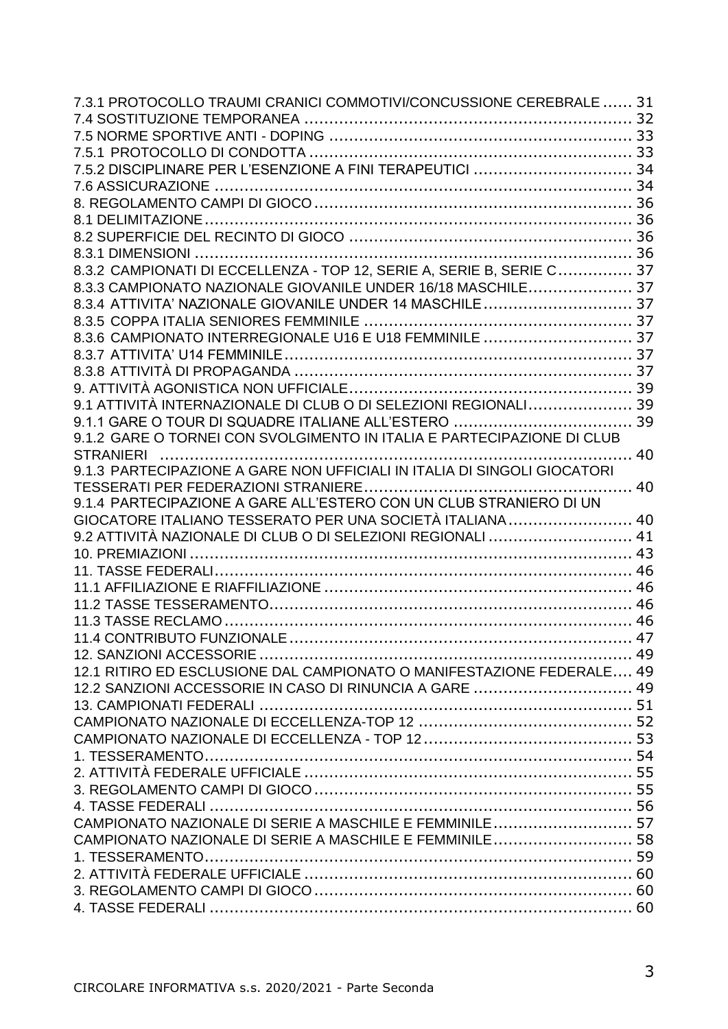7.3.1 PROTOCOLLO TRAUMI CRANICI COMMOTIVI/CONCUSSIONE CEREBRALE ...... 31
7.4 SOSTITUZIONE TEMPORANEA ........................................................................ 32
7.5 NORME SPORTIVE ANTI - DOPING ................................................................ 33
7.5.1 PROTOCOLLO DI CONDOTTA ........................................................................ 33
7.5.2 DISCIPLINARE PER L'ESENZIONE A FINI TERAPEUTICI ................................ 34
7.6 ASSICURAZIONE .............................................................................................. 34
8. REGOLAMENTO CAMPI DI GIOCO ...................................................................... 36
8.1 DELIMITAZIONE .................................................................................................. 36
8.2 SUPERFICIE DEL RECINTO DI GIOCO ............................................................... 36
8.3.1 DIMENSIONI ...................................................................................................... 36
8.3.2 CAMPIONATI DI ECCELLENZA - TOP 12, SERIE A, SERIE B, SERIE C .............. 37
8.3.3 CAMPIONATO NAZIONALE GIOVANILE UNDER 16/18 MASCHILE ..................... 37
8.3.4 ATTIVITA' NAZIONALE GIOVANILE UNDER 14 MASCHILE ................................ 37
8.3.5 COPPA ITALIA SENIORES FEMMINILE ................................................................ 37
8.3.6 CAMPIONATO INTERREGIONALE U16 E U18 FEMMINILE ................................ 37
8.3.7 ATTIVITA' U14 FEMMINILE .................................................................................. 37
8.3.8 ATTIVITÀ DI PROPAGANDA ................................................................................ 37
9. ATTIVITÀ AGONISTICA NON UFFICIALE ................................................................ 39
9.1 ATTIVITÀ INTERNAZIONALE DI CLUB O DI SELEZIONI REGIONALI ..................... 39
9.1.1 GARE O TOUR DI SQUADRE ITALIANE ALL'ESTERO ........................................ 39
9.1.2 GARE O TORNEI CON SVOLGIMENTO IN ITALIA E PARTECIPAZIONE DI CLUB STRANIERI ........................................................................................................... 40
9.1.3 PARTECIPAZIONE A GARE NON UFFICIALI IN ITALIA DI SINGOLI GIOCATORI TESSERATI PER FEDERAZIONI STRANIERE ........................................................ 40
9.1.4 PARTECIPAZIONE A GARE ALL'ESTERO CON UN CLUB STRANIERO DI UN GIOCATORE ITALIANO TESSERATO PER UNA SOCIETÀ ITALIANA ....................... 40
9.2 ATTIVITÀ NAZIONALE DI CLUB O DI SELEZIONI REGIONALI ............................... 41
10. PREMIAZIONI ........................................................................................................ 43
11. TASSE FEDERALI ................................................................................................... 46
11.1 AFFILIAZIONE E RIAFFILIAZIONE ...................................................................... 46
11.2 TASSE TESSERAMENTO ....................................................................................... 46
11.3 TASSE RECLAMO ................................................................................................. 46
11.4 CONTRIBUTO FUNZIONALE .................................................................................. 47
12. SANZIONI ACCESSORIE ......................................................................................... 49
12.1 RITIRO ED ESCLUSIONE DAL CAMPIONATO O MANIFESTAZIONE FEDERALE .... 49
12.2 SANZIONI ACCESSORIE IN CASO DI RINUNCIA A GARE ...................................... 49
13. CAMPIONATI FEDERALI .......................................................................................... 51
CAMPIONATO NAZIONALE DI ECCELLENZA-TOP 12 ................................................... 52
CAMPIONATO NAZIONALE DI ECCELLENZA - TOP 12 ................................................. 53
1. TESSERAMENTO ....................................................................................................... 54
2. ATTIVITÀ FEDERALE UFFICIALE ................................................................................. 55
3. REGOLAMENTO CAMPI DI GIOCO .............................................................................. 55
4. TASSE FEDERALI ....................................................................................................... 56
CAMPIONATO NAZIONALE DI SERIE A MASCHILE E FEMMINILE ................................. 57
CAMPIONATO NAZIONALE DI SERIE A MASCHILE E FEMMINILE ................................. 58
1. TESSERAMENTO ....................................................................................................... 59
2. ATTIVITÀ FEDERALE UFFICIALE ................................................................................. 60
3. REGOLAMENTO CAMPI DI GIOCO .............................................................................. 60
4. TASSE FEDERALI ....................................................................................................... 60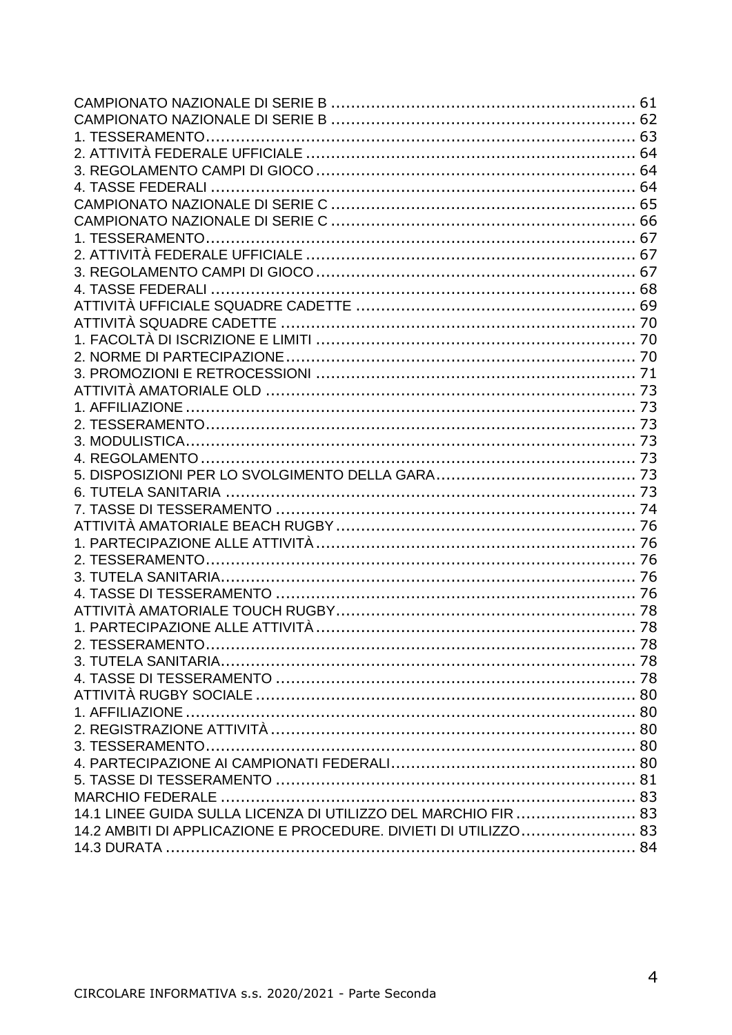CAMPIONATO NAZIONALE DI SERIE B ............................................................ 61
CAMPIONATO NAZIONALE DI SERIE B ............................................................ 62
1. TESSERAMENTO.................................................................................... 63
2. ATTIVITÀ FEDERALE UFFICIALE ................................................................ 64
3. REGOLAMENTO CAMPI DI GIOCO ............................................................... 64
4. TASSE FEDERALI ................................................................................... 64
CAMPIONATO NAZIONALE DI SERIE C ............................................................ 65
CAMPIONATO NAZIONALE DI SERIE C ............................................................ 66
1. TESSERAMENTO.................................................................................... 67
2. ATTIVITÀ FEDERALE UFFICIALE ................................................................ 67
3. REGOLAMENTO CAMPI DI GIOCO ............................................................... 67
4. TASSE FEDERALI ................................................................................... 68
ATTIVITÀ UFFICIALE SQUADRE CADETTE ....................................................... 69
ATTIVITÀ SQUADRE CADETTE ..................................................................... 70
1. FACOLTÀ DI ISCRIZIONE E LIMITI ............................................................... 70
2. NORME DI PARTECIPAZIONE..................................................................... 70
3. PROMOZIONI E RETROCESSIONI ............................................................... 71
ATTIVITÀ AMATORIALE OLD ......................................................................... 73
1. AFFILIAZIONE ........................................................................................ 73
2. TESSERAMENTO.................................................................................... 73
3. MODULISTICA........................................................................................ 73
4. REGOLAMENTO ..................................................................................... 73
5. DISPOSIZIONI PER LO SVOLGIMENTO DELLA GARA....................................... 73
6. TUTELA SANITARIA ................................................................................ 73
7. TASSE DI TESSERAMENTO ....................................................................... 74
ATTIVITÀ AMATORIALE BEACH RUGBY ........................................................... 76
1. PARTECIPAZIONE ALLE ATTIVITÀ ............................................................... 76
2. TESSERAMENTO.................................................................................... 76
3. TUTELA SANITARIA.................................................................................. 76
4. TASSE DI TESSERAMENTO ....................................................................... 76
ATTIVITÀ AMATORIALE TOUCH RUGBY........................................................... 78
1. PARTECIPAZIONE ALLE ATTIVITÀ ............................................................... 78
2. TESSERAMENTO.................................................................................... 78
3. TUTELA SANITARIA.................................................................................. 78
4. TASSE DI TESSERAMENTO ....................................................................... 78
ATTIVITÀ RUGBY SOCIALE ........................................................................... 80
1. AFFILIAZIONE ........................................................................................ 80
2. REGISTRAZIONE ATTIVITÀ ........................................................................ 80
3. TESSERAMENTO.................................................................................... 80
4. PARTECIPAZIONE AI CAMPIONATI FEDERALI................................................. 80
5. TASSE DI TESSERAMENTO ....................................................................... 81
MARCHIO FEDERALE ................................................................................. 83
14.1 LINEE GUIDA SULLA LICENZA DI UTILIZZO DEL MARCHIO FIR ........................ 83
14.2 AMBITI DI APPLICAZIONE E PROCEDURE. DIVIETI DI UTILIZZO....................... 83
14.3 DURATA ............................................................................................. 84

CIRCOLARE INFORMATIVA s.s. 2020/2021 - Parte Seconda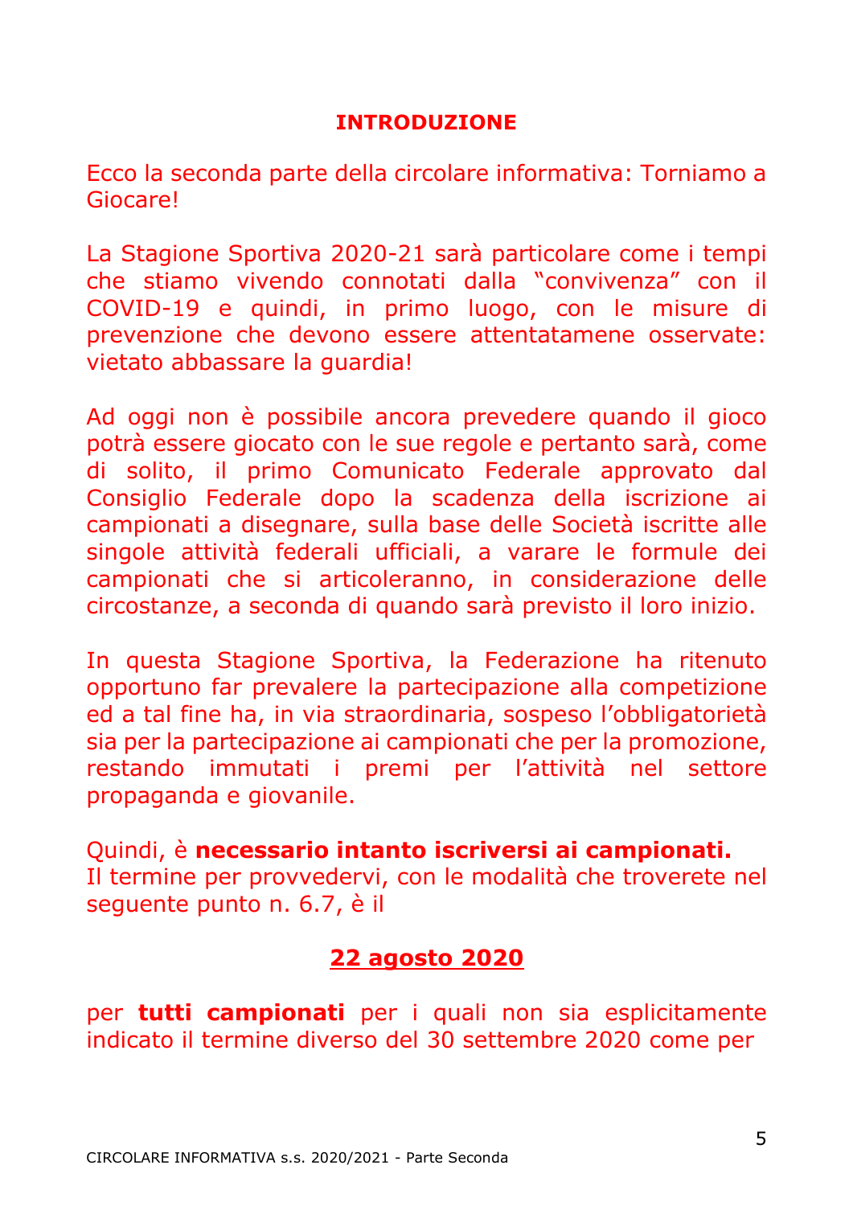## INTRODUZIONE

Ecco la seconda parte della circolare informativa: Torniamo a Giocare!

La Stagione Sportiva 2020-21 sarà particolare come i tempi che stiamo vivendo connotati dalla "convivenza" con il COVID-19 e quindi, in primo luogo, con le misure di prevenzione che devono essere attentatamene osservate: vietato abbassare la guardia!

Ad oggi non è possibile ancora prevedere quando il gioco potrà essere giocato con le sue regole e pertanto sarà, come di solito, il primo Comunicato Federale approvato dal Consiglio Federale dopo la scadenza della iscrizione ai campionati a disegnare, sulla base delle Società iscritte alle singole attività federali ufficiali, a varare le formule dei campionati che si articoleranno, in considerazione delle circostanze, a seconda di quando sarà previsto il loro inizio.

In questa Stagione Sportiva, la Federazione ha ritenuto opportuno far prevalere la partecipazione alla competizione ed a tal fine ha, in via straordinaria, sospeso l'obbligatorietà sia per la partecipazione ai campionati che per la promozione, restando immutati i premi per l'attività nel settore propaganda e giovanile.

Quindi, è **necessario intanto iscriversi ai campionati.**
Il termine per provvedervi, con le modalità che troverete nel seguente punto n. 6.7, è il

**<u>22 agosto 2020</u>**

per **tutti campionati** per i quali non sia esplicitamente indicato il termine diverso del 30 settembre 2020 come per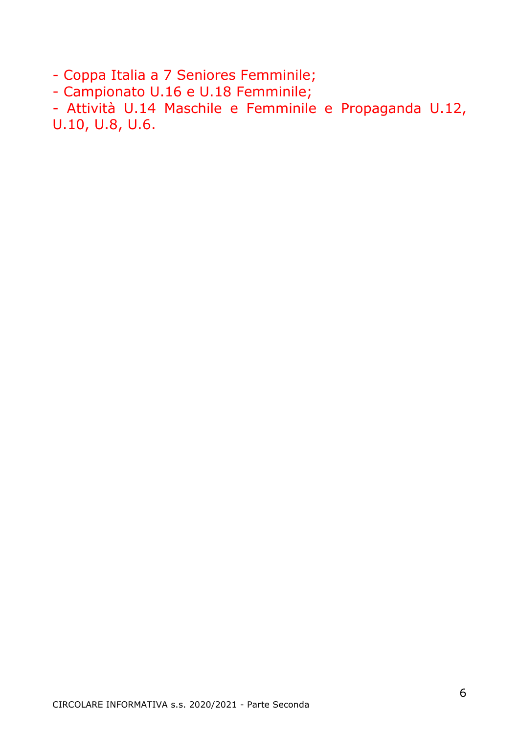- Coppa Italia a 7 Seniores Femminile;
- Campionato U.16 e U.18 Femminile;
- Attività U.14 Maschile e Femminile e Propaganda U.12, U.10, U.8, U.6.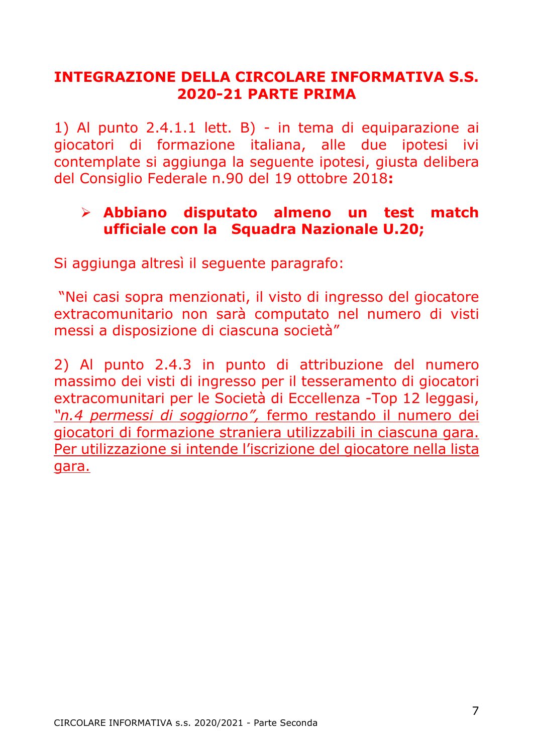## INTEGRAZIONE DELLA CIRCOLARE INFORMATIVA S.S. 2020-21 PARTE PRIMA

1) Al punto 2.4.1.1 lett. B) - in tema di equiparazione ai giocatori di formazione italiana, alle due ipotesi ivi contemplate si aggiunga la seguente ipotesi, giusta delibera del Consiglio Federale n.90 del 19 ottobre 2018**:**

- **Abbiano disputato almeno un test match ufficiale con la Squadra Nazionale U.20;**

Si aggiunga altresì il seguente paragrafo:

"Nei casi sopra menzionati, il visto di ingresso del giocatore extracomunitario non sarà computato nel numero di visti messi a disposizione di ciascuna società"

2) Al punto 2.4.3 in punto di attribuzione del numero massimo dei visti di ingresso per il tesseramento di giocatori extracomunitari per le Società di Eccellenza -Top 12 leggasi, *"n.4 permessi di soggiorno",* fermo restando il numero dei giocatori di formazione straniera utilizzabili in ciascuna gara. Per utilizzazione si intende l'iscrizione del giocatore nella lista gara.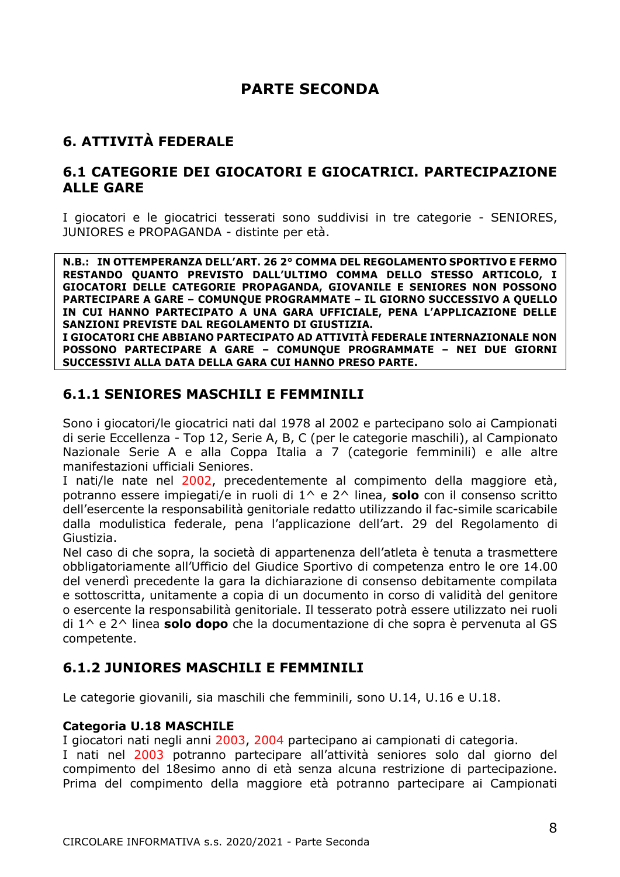# PARTE SECONDA

## 6. ATTIVITÀ FEDERALE

### 6.1 CATEGORIE DEI GIOCATORI E GIOCATRICI. PARTECIPAZIONE ALLE GARE

I giocatori e le giocatrici tesserati sono suddivisi in tre categorie - SENIORES, JUNIORES e PROPAGANDA - distinte per età.

**N.B.: IN OTTEMPERANZA DELL'ART. 26 2° COMMA DEL REGOLAMENTO SPORTIVO E FERMO RESTANDO QUANTO PREVISTO DALL'ULTIMO COMMA DELLO STESSO ARTICOLO, I GIOCATORI DELLE CATEGORIE PROPAGANDA, GIOVANILE E SENIORES NON POSSONO PARTECIPARE A GARE – COMUNQUE PROGRAMMATE – IL GIORNO SUCCESSIVO A QUELLO IN CUI HANNO PARTECIPATO A UNA GARA UFFICIALE, PENA L'APPLICAZIONE DELLE SANZIONI PREVISTE DAL REGOLAMENTO DI GIUSTIZIA.**
**I GIOCATORI CHE ABBIANO PARTECIPATO AD ATTIVITÀ FEDERALE INTERNAZIONALE NON POSSONO PARTECIPARE A GARE – COMUNQUE PROGRAMMATE – NEI DUE GIORNI SUCCESSIVI ALLA DATA DELLA GARA CUI HANNO PRESO PARTE.**

### 6.1.1 SENIORES MASCHILI E FEMMINILI

Sono i giocatori/le giocatrici nati dal 1978 al 2002 e partecipano solo ai Campionati di serie Eccellenza - Top 12, Serie A, B, C (per le categorie maschili), al Campionato Nazionale Serie A e alla Coppa Italia a 7 (categorie femminili) e alle altre manifestazioni ufficiali Seniores.
I nati/le nate nel 2002, precedentemente al compimento della maggiore età, potranno essere impiegati/e in ruoli di 1^ e 2^ linea, **solo** con il consenso scritto dell'esercente la responsabilità genitoriale redatto utilizzando il fac-simile scaricabile dalla modulistica federale, pena l'applicazione dell'art. 29 del Regolamento di Giustizia.
Nel caso di che sopra, la società di appartenenza dell'atleta è tenuta a trasmettere obbligatoriamente all'Ufficio del Giudice Sportivo di competenza entro le ore 14.00 del venerdì precedente la gara la dichiarazione di consenso debitamente compilata e sottoscritta, unitamente a copia di un documento in corso di validità del genitore o esercente la responsabilità genitoriale. Il tesserato potrà essere utilizzato nei ruoli di 1^ e 2^ linea **solo dopo** che la documentazione di che sopra è pervenuta al GS competente.

### 6.1.2 JUNIORES MASCHILI E FEMMINILI

Le categorie giovanili, sia maschili che femminili, sono U.14, U.16 e U.18.

**Categoria U.18 MASCHILE**
I giocatori nati negli anni 2003, 2004 partecipano ai campionati di categoria.
I nati nel 2003 potranno partecipare all'attività seniores solo dal giorno del compimento del 18esimo anno di età senza alcuna restrizione di partecipazione. Prima del compimento della maggiore età potranno partecipare ai Campionati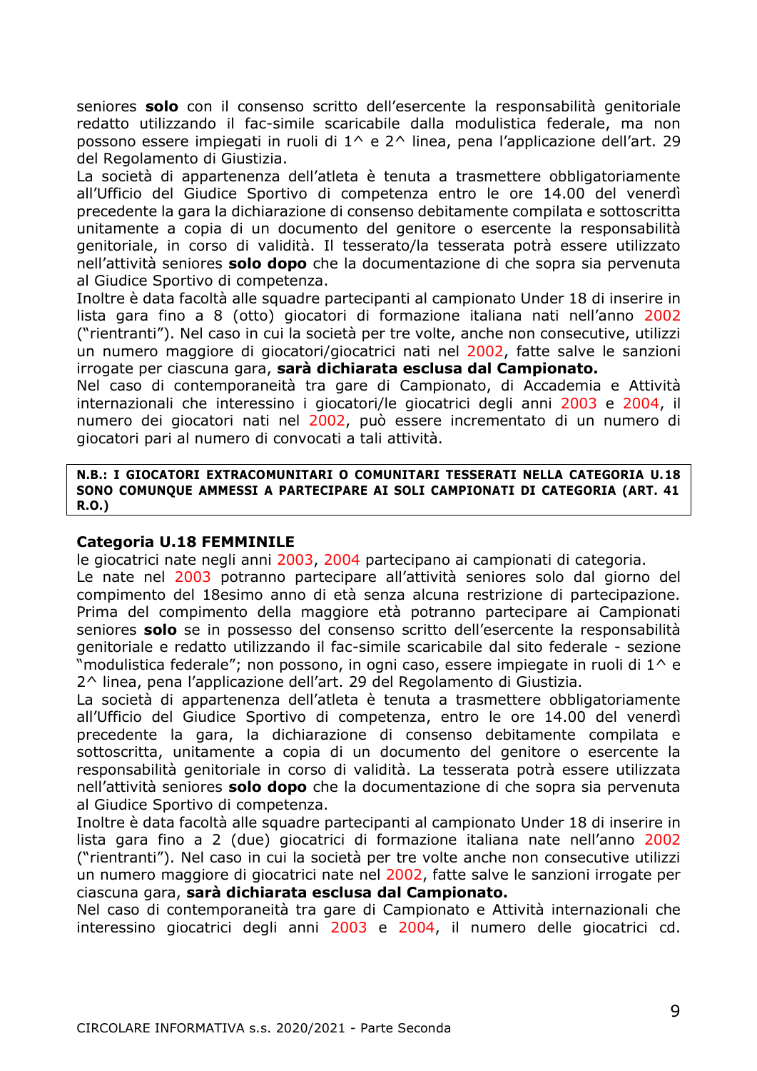seniores **solo** con il consenso scritto dell'esercente la responsabilità genitoriale redatto utilizzando il fac-simile scaricabile dalla modulistica federale, ma non possono essere impiegati in ruoli di 1^ e 2^ linea, pena l'applicazione dell'art. 29 del Regolamento di Giustizia.

La società di appartenenza dell'atleta è tenuta a trasmettere obbligatoriamente all'Ufficio del Giudice Sportivo di competenza entro le ore 14.00 del venerdì precedente la gara la dichiarazione di consenso debitamente compilata e sottoscritta unitamente a copia di un documento del genitore o esercente la responsabilità genitoriale, in corso di validità. Il tesserato/la tesserata potrà essere utilizzato nell'attività seniores **solo dopo** che la documentazione di che sopra sia pervenuta al Giudice Sportivo di competenza.

Inoltre è data facoltà alle squadre partecipanti al campionato Under 18 di inserire in lista gara fino a 8 (otto) giocatori di formazione italiana nati nell'anno 2002 ("rientranti"). Nel caso in cui la società per tre volte, anche non consecutive, utilizzi un numero maggiore di giocatori/giocatrici nati nel 2002, fatte salve le sanzioni irrogate per ciascuna gara, **sarà dichiarata esclusa dal Campionato.**

Nel caso di contemporaneità tra gare di Campionato, di Accademia e Attività internazionali che interessino i giocatori/le giocatrici degli anni 2003 e 2004, il numero dei giocatori nati nel 2002, può essere incrementato di un numero di giocatori pari al numero di convocati a tali attività.

**N.B.: I GIOCATORI EXTRACOMUNITARI O COMUNITARI TESSERATI NELLA CATEGORIA U.18 SONO COMUNQUE AMMESSI A PARTECIPARE AI SOLI CAMPIONATI DI CATEGORIA (ART. 41 R.O.)**

**Categoria U.18 FEMMINILE**

le giocatrici nate negli anni 2003, 2004 partecipano ai campionati di categoria.

Le nate nel 2003 potranno partecipare all'attività seniores solo dal giorno del compimento del 18esimo anno di età senza alcuna restrizione di partecipazione. Prima del compimento della maggiore età potranno partecipare ai Campionati seniores **solo** se in possesso del consenso scritto dell'esercente la responsabilità genitoriale e redatto utilizzando il fac-simile scaricabile dal sito federale - sezione "modulistica federale"; non possono, in ogni caso, essere impiegate in ruoli di 1^ e 2^ linea, pena l'applicazione dell'art. 29 del Regolamento di Giustizia.

La società di appartenenza dell'atleta è tenuta a trasmettere obbligatoriamente all'Ufficio del Giudice Sportivo di competenza, entro le ore 14.00 del venerdì precedente la gara, la dichiarazione di consenso debitamente compilata e sottoscritta, unitamente a copia di un documento del genitore o esercente la responsabilità genitoriale in corso di validità. La tesserata potrà essere utilizzata nell'attività seniores **solo dopo** che la documentazione di che sopra sia pervenuta al Giudice Sportivo di competenza.

Inoltre è data facoltà alle squadre partecipanti al campionato Under 18 di inserire in lista gara fino a 2 (due) giocatrici di formazione italiana nate nell'anno 2002 ("rientranti"). Nel caso in cui la società per tre volte anche non consecutive utilizzi un numero maggiore di giocatrici nate nel 2002, fatte salve le sanzioni irrogate per ciascuna gara, **sarà dichiarata esclusa dal Campionato.**

Nel caso di contemporaneità tra gare di Campionato e Attività internazionali che interessino giocatrici degli anni 2003 e 2004, il numero delle giocatrici cd.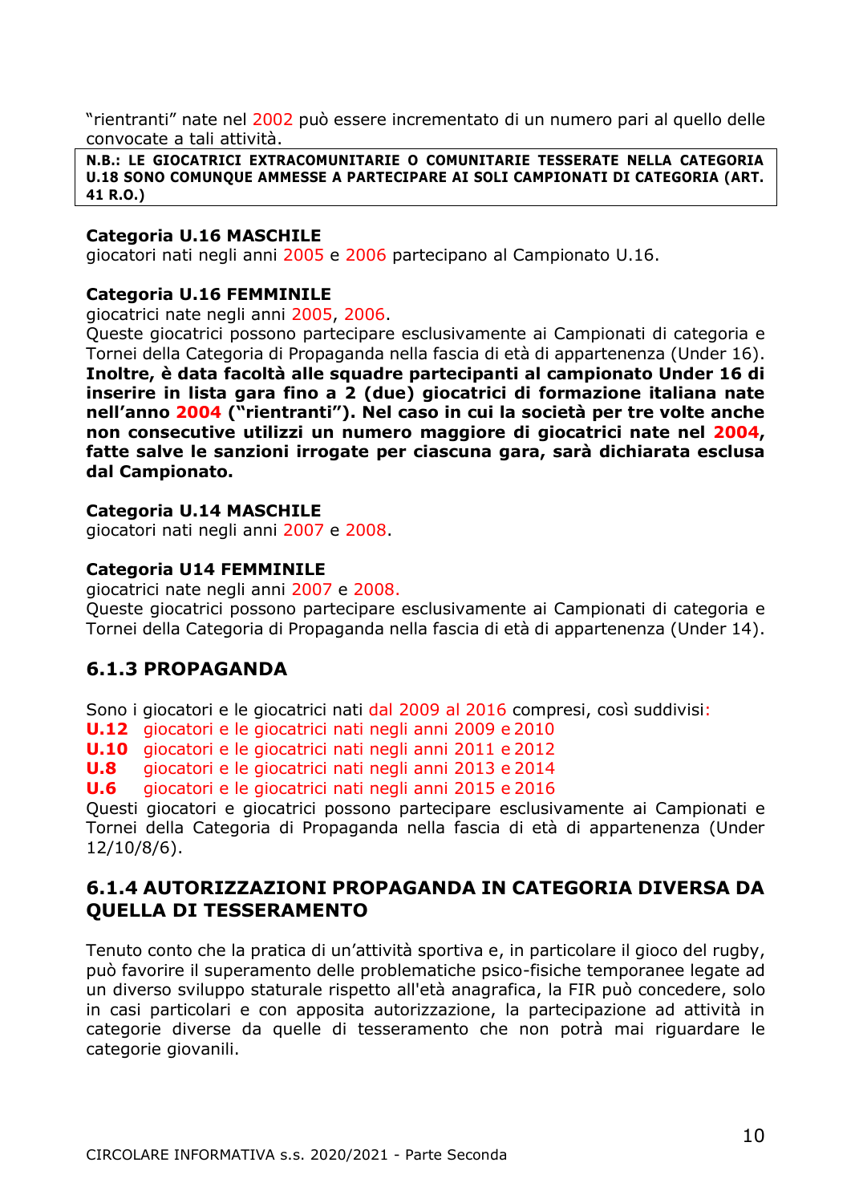“rientranti” nate nel 2002 può essere incrementato di un numero pari al quello delle convocate a tali attività.

**N.B.: LE GIOCATRICI EXTRACOMUNITARIE O COMUNITARIE TESSERATE NELLA CATEGORIA U.18 SONO COMUNQUE AMMESSE A PARTECIPARE AI SOLI CAMPIONATI DI CATEGORIA (ART. 41 R.O.)**

**Categoria U.16 MASCHILE**
giocatori nati negli anni 2005 e 2006 partecipano al Campionato U.16.

**Categoria U.16 FEMMINILE**
giocatrici nate negli anni 2005, 2006.
Queste giocatrici possono partecipare esclusivamente ai Campionati di categoria e Tornei della Categoria di Propaganda nella fascia di età di appartenenza (Under 16). **Inoltre, è data facoltà alle squadre partecipanti al campionato Under 16 di inserire in lista gara fino a 2 (due) giocatrici di formazione italiana nate nell’anno 2004 (“rientranti”). Nel caso in cui la società per tre volte anche non consecutive utilizzi un numero maggiore di giocatrici nate nel 2004, fatte salve le sanzioni irrogate per ciascuna gara, sarà dichiarata esclusa dal Campionato.**

**Categoria U.14 MASCHILE**
giocatori nati negli anni 2007 e 2008.

**Categoria U14 FEMMINILE**
giocatrici nate negli anni 2007 e 2008.
Queste giocatrici possono partecipare esclusivamente ai Campionati di categoria e Tornei della Categoria di Propaganda nella fascia di età di appartenenza (Under 14).

## 6.1.3 PROPAGANDA

Sono i giocatori e le giocatrici nati dal 2009 al 2016 compresi, così suddivisi:

**U.12** giocatori e le giocatrici nati negli anni 2009 e 2010
**U.10** giocatori e le giocatrici nati negli anni 2011 e 2012
**U.8** giocatori e le giocatrici nati negli anni 2013 e 2014
**U.6** giocatori e le giocatrici nati negli anni 2015 e 2016

Questi giocatori e giocatrici possono partecipare esclusivamente ai Campionati e Tornei della Categoria di Propaganda nella fascia di età di appartenenza (Under 12/10/8/6).

## 6.1.4 AUTORIZZAZIONI PROPAGANDA IN CATEGORIA DIVERSA DA QUELLA DI TESSERAMENTO

Tenuto conto che la pratica di un’attività sportiva e, in particolare il gioco del rugby, può favorire il superamento delle problematiche psico-fisiche temporanee legate ad un diverso sviluppo staturale rispetto all'età anagrafica, la FIR può concedere, solo in casi particolari e con apposita autorizzazione, la partecipazione ad attività in categorie diverse da quelle di tesseramento che non potrà mai riguardare le categorie giovanili.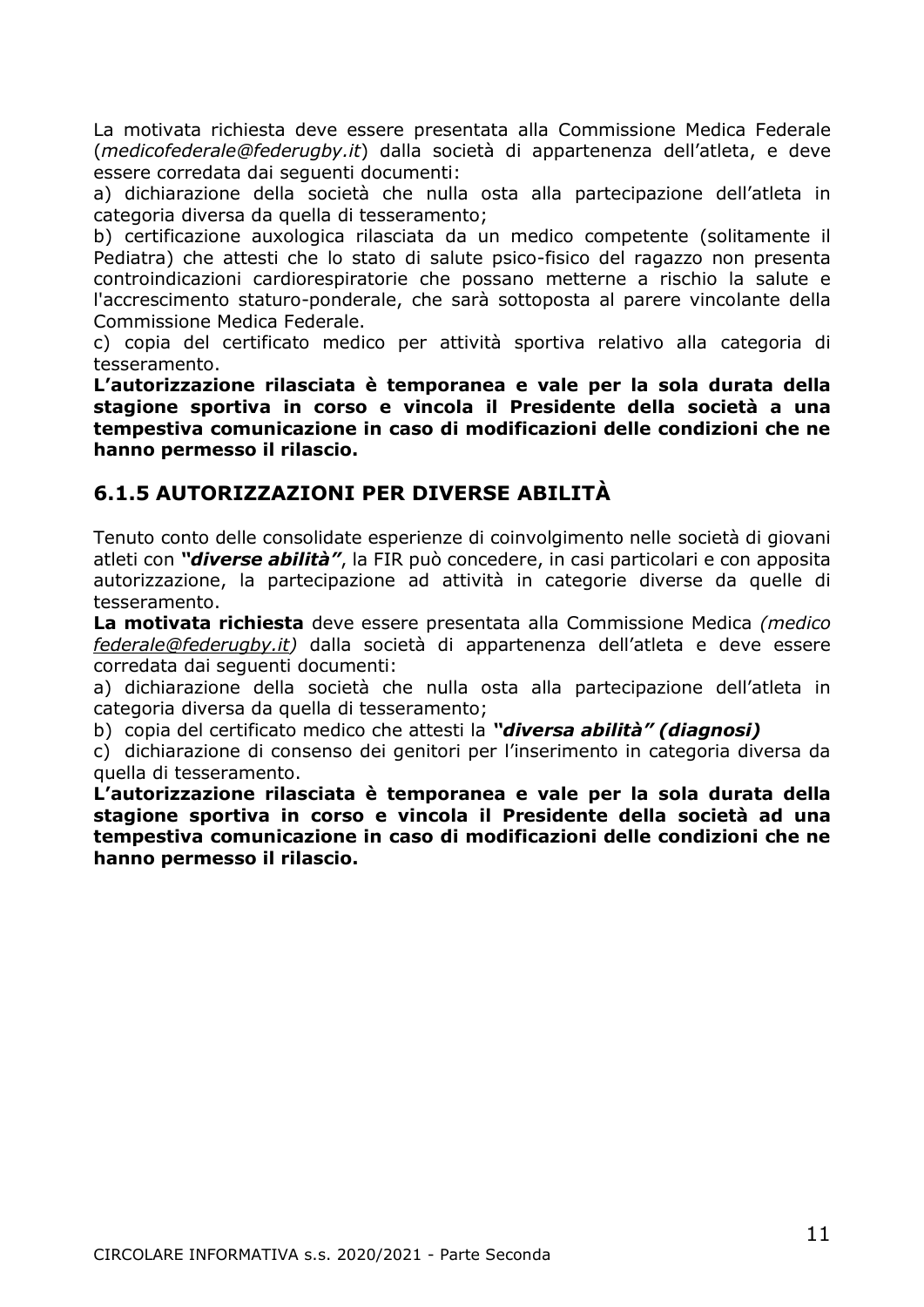La motivata richiesta deve essere presentata alla Commissione Medica Federale (*medicofederale@federugby.it*) dalla società di appartenenza dell'atleta, e deve essere corredata dai seguenti documenti:

a) dichiarazione della società che nulla osta alla partecipazione dell'atleta in categoria diversa da quella di tesseramento;

b) certificazione auxologica rilasciata da un medico competente (solitamente il Pediatra) che attesti che lo stato di salute psico-fisico del ragazzo non presenta controindicazioni cardiorespiratorie che possano metterne a rischio la salute e l'accrescimento staturo-ponderale, che sarà sottoposta al parere vincolante della Commissione Medica Federale.

c) copia del certificato medico per attività sportiva relativo alla categoria di tesseramento.

**L'autorizzazione rilasciata è temporanea e vale per la sola durata della stagione sportiva in corso e vincola il Presidente della società a una tempestiva comunicazione in caso di modificazioni delle condizioni che ne hanno permesso il rilascio.**

## 6.1.5 AUTORIZZAZIONI PER DIVERSE ABILITÀ

Tenuto conto delle consolidate esperienze di coinvolgimento nelle società di giovani atleti con ***"diverse abilità"***, la FIR può concedere, in casi particolari e con apposita autorizzazione, la partecipazione ad attività in categorie diverse da quelle di tesseramento.

**La motivata richiesta** deve essere presentata alla Commissione Medica *(medico federale@federugby.it)* dalla società di appartenenza dell'atleta e deve essere corredata dai seguenti documenti:

a) dichiarazione della società che nulla osta alla partecipazione dell'atleta in categoria diversa da quella di tesseramento;

b) copia del certificato medico che attesti la ***"diversa abilità" (diagnosi)***

c) dichiarazione di consenso dei genitori per l'inserimento in categoria diversa da quella di tesseramento.

**L'autorizzazione rilasciata è temporanea e vale per la sola durata della stagione sportiva in corso e vincola il Presidente della società ad una tempestiva comunicazione in caso di modificazioni delle condizioni che ne hanno permesso il rilascio.**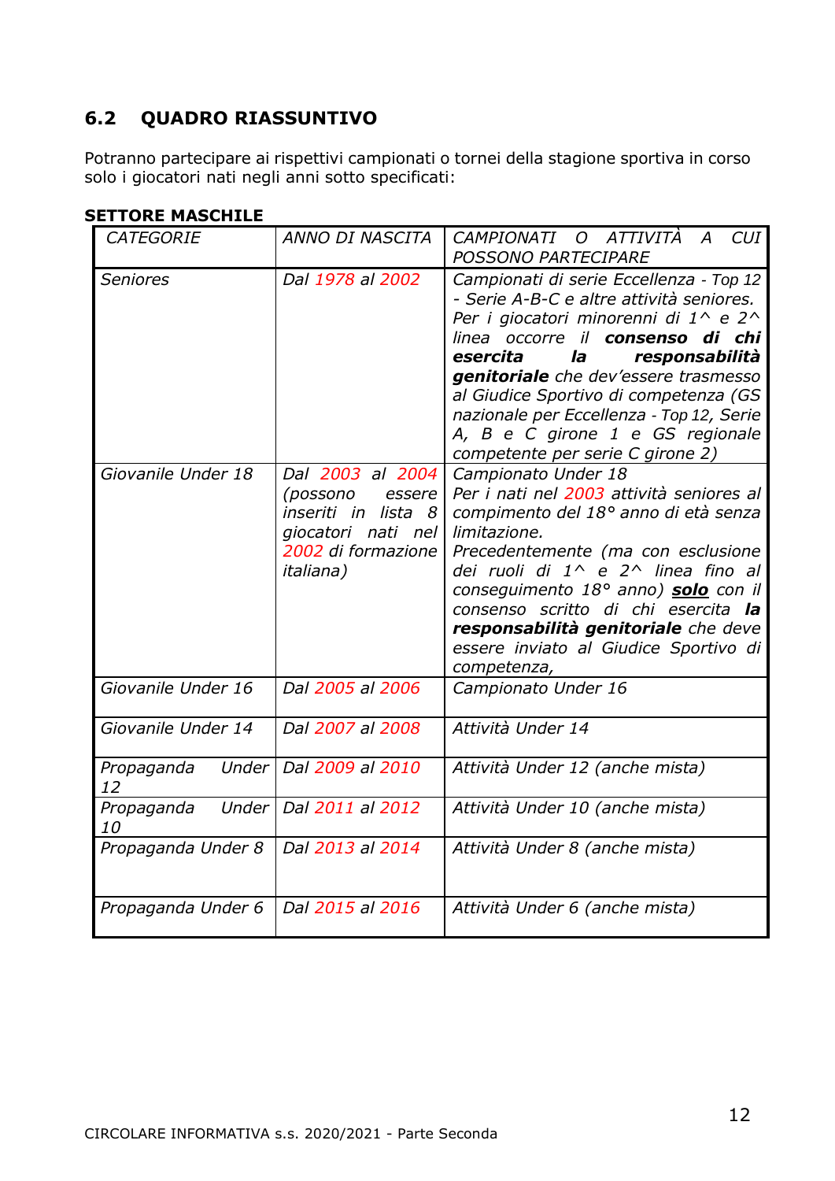## 6.2 QUADRO RIASSUNTIVO

Potranno partecipare ai rispettivi campionati o tornei della stagione sportiva in corso solo i giocatori nati negli anni sotto specificati:

**SETTORE MASCHILE**

| *CATEGORIE* | *ANNO DI NASCITA* | *CAMPIONATI O ATTIVITÀ A CUI POSSONO PARTECIPARE* |
|---|---|---|
| *Seniores* | *Dal 1978 al 2002* | *Campionati di serie Eccellenza - Top 12 - Serie A-B-C e altre attività seniores. Per i giocatori minorenni di 1^ e 2^ linea occorre il **consenso di chi esercita la responsabilità genitoriale** che dev'essere trasmesso al Giudice Sportivo di competenza (GS nazionale per Eccellenza - Top 12, Serie A, B e C girone 1 e GS regionale competente per serie C girone 2)* |
| *Giovanile Under 18* | *Dal 2003 al 2004 (possono essere inseriti in lista 8 giocatori nati nel 2002 di formazione italiana)* | *Campionato Under 18<br>Per i nati nel 2003 attività seniores al compimento del 18° anno di età senza limitazione.<br>Precedentemente (ma con esclusione dei ruoli di 1^ e 2^ linea fino al conseguimento 18° anno) **solo** con il consenso scritto di chi esercita **la responsabilità genitoriale** che deve essere inviato al Giudice Sportivo di competenza,* |
| *Giovanile Under 16* | *Dal 2005 al 2006* | *Campionato Under 16* |
| *Giovanile Under 14* | *Dal 2007 al 2008* | *Attività Under 14* |
| *Propaganda Under 12* | *Dal 2009 al 2010* | *Attività Under 12 (anche mista)* |
| *Propaganda Under 10* | *Dal 2011 al 2012* | *Attività Under 10 (anche mista)* |
| *Propaganda Under 8* | *Dal 2013 al 2014* | *Attività Under 8 (anche mista)* |
| *Propaganda Under 6* | *Dal 2015 al 2016* | *Attività Under 6 (anche mista)* |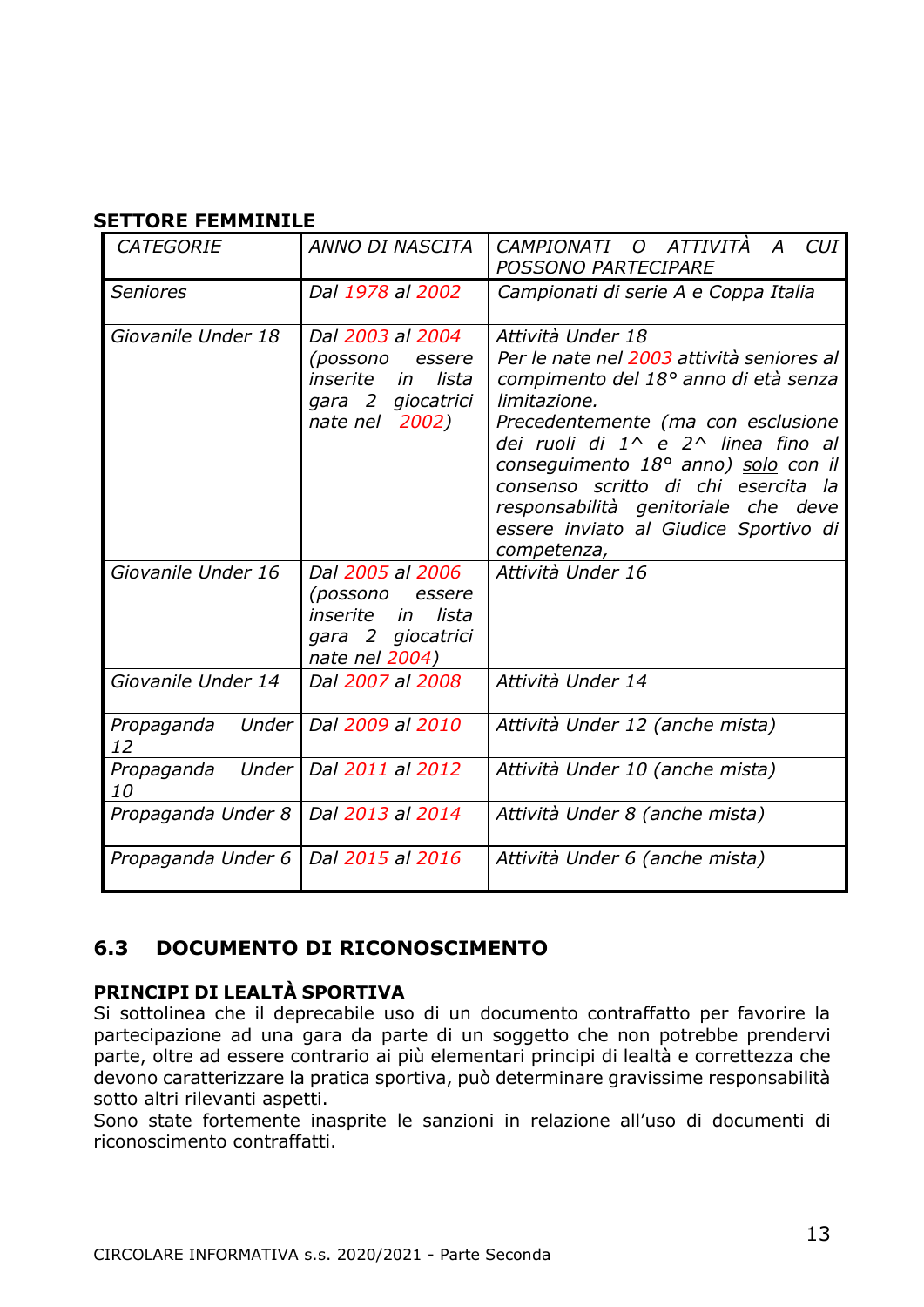**SETTORE FEMMINILE**

| *CATEGORIE* | *ANNO DI NASCITA* | *CAMPIONATI O ATTIVITÀ A CUI POSSONO PARTECIPARE* |
|---|---|---|
| *Seniores* | *Dal 1978 al 2002* | *Campionati di serie A e Coppa Italia* |
| *Giovanile Under 18* | *Dal 2003 al 2004 (possono essere inserite in lista gara 2 giocatrici nate nel 2002)* | *Attività Under 18*<br>*Per le nate nel 2003 attività seniores al compimento del 18° anno di età senza limitazione.*<br>*Precedentemente (ma con esclusione dei ruoli di 1^ e 2^ linea fino al conseguimento 18° anno) solo con il consenso scritto di chi esercita la responsabilità genitoriale che deve essere inviato al Giudice Sportivo di competenza,* |
| *Giovanile Under 16* | *Dal 2005 al 2006 (possono essere inserite in lista gara 2 giocatrici nate nel 2004)* | *Attività Under 16* |
| *Giovanile Under 14* | *Dal 2007 al 2008* | *Attività Under 14* |
| *Propaganda Under 12* | *Dal 2009 al 2010* | *Attività Under 12 (anche mista)* |
| *Propaganda Under 10* | *Dal 2011 al 2012* | *Attività Under 10 (anche mista)* |
| *Propaganda Under 8* | *Dal 2013 al 2014* | *Attività Under 8 (anche mista)* |
| *Propaganda Under 6* | *Dal 2015 al 2016* | *Attività Under 6 (anche mista)* |

## 6.3 DOCUMENTO DI RICONOSCIMENTO

**PRINCIPI DI LEALTÀ SPORTIVA**

Si sottolinea che il deprecabile uso di un documento contraffatto per favorire la partecipazione ad una gara da parte di un soggetto che non potrebbe prendervi parte, oltre ad essere contrario ai più elementari principi di lealtà e correttezza che devono caratterizzare la pratica sportiva, può determinare gravissime responsabilità sotto altri rilevanti aspetti.

Sono state fortemente inasprite le sanzioni in relazione all'uso di documenti di riconoscimento contraffatti.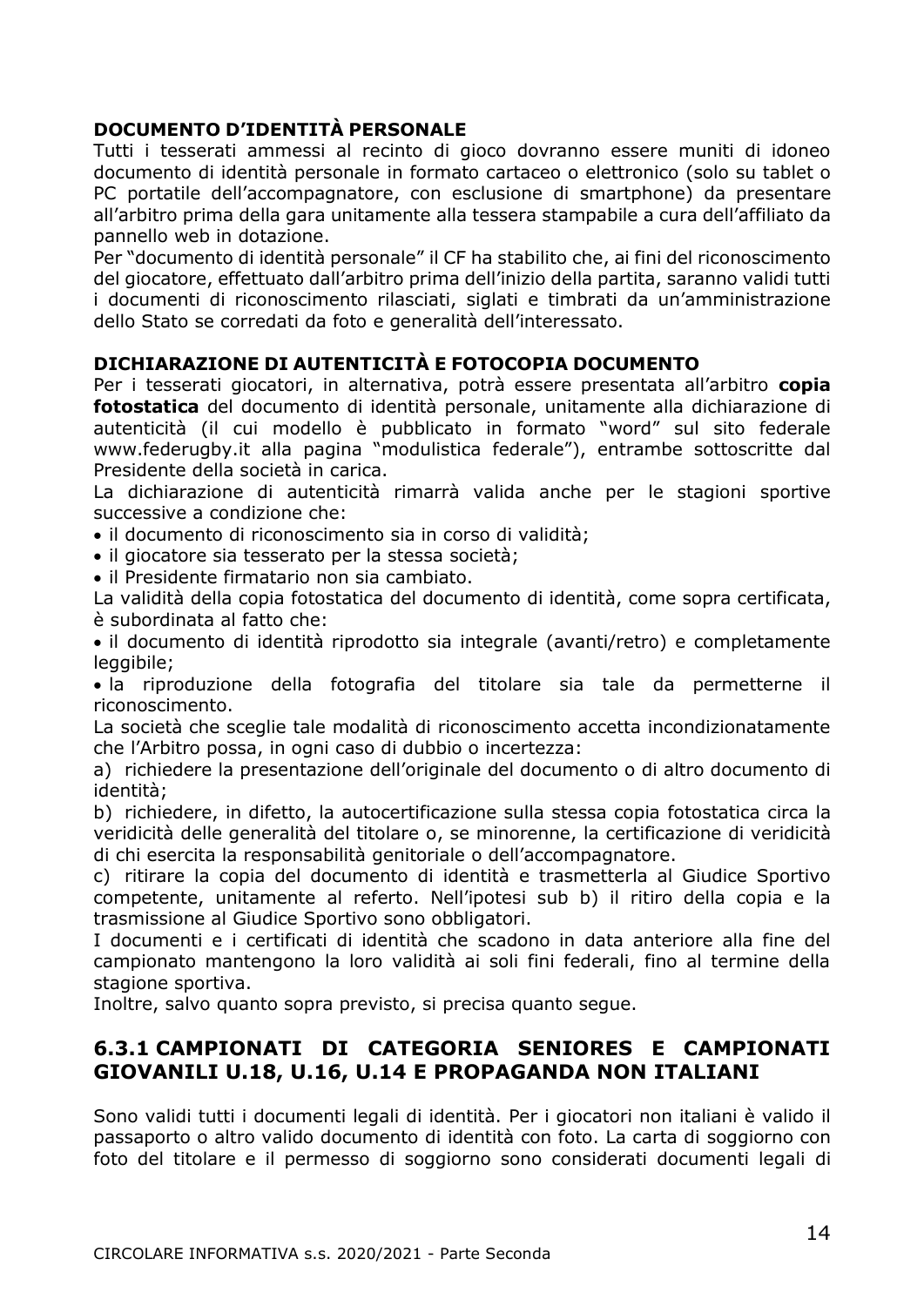**DOCUMENTO D'IDENTITÀ PERSONALE**

Tutti i tesserati ammessi al recinto di gioco dovranno essere muniti di idoneo documento di identità personale in formato cartaceo o elettronico (solo su tablet o PC portatile dell'accompagnatore, con esclusione di smartphone) da presentare all'arbitro prima della gara unitamente alla tessera stampabile a cura dell'affiliato da pannello web in dotazione.

Per "documento di identità personale" il CF ha stabilito che, ai fini del riconoscimento del giocatore, effettuato dall'arbitro prima dell'inizio della partita, saranno validi tutti i documenti di riconoscimento rilasciati, siglati e timbrati da un'amministrazione dello Stato se corredati da foto e generalità dell'interessato.

**DICHIARAZIONE DI AUTENTICITÀ E FOTOCOPIA DOCUMENTO**

Per i tesserati giocatori, in alternativa, potrà essere presentata all'arbitro **copia fotostatica** del documento di identità personale, unitamente alla dichiarazione di autenticità (il cui modello è pubblicato in formato "word" sul sito federale www.federugby.it alla pagina "modulistica federale"), entrambe sottoscritte dal Presidente della società in carica.

La dichiarazione di autenticità rimarrà valida anche per le stagioni sportive successive a condizione che:

- il documento di riconoscimento sia in corso di validità;
- il giocatore sia tesserato per la stessa società;
- il Presidente firmatario non sia cambiato.

La validità della copia fotostatica del documento di identità, come sopra certificata, è subordinata al fatto che:

- il documento di identità riprodotto sia integrale (avanti/retro) e completamente leggibile;
- la riproduzione della fotografia del titolare sia tale da permetterne il riconoscimento.

La società che sceglie tale modalità di riconoscimento accetta incondizionatamente che l'Arbitro possa, in ogni caso di dubbio o incertezza:

a) richiedere la presentazione dell'originale del documento o di altro documento di identità;

b) richiedere, in difetto, la autocertificazione sulla stessa copia fotostatica circa la veridicità delle generalità del titolare o, se minorenne, la certificazione di veridicità di chi esercita la responsabilità genitoriale o dell'accompagnatore.

c) ritirare la copia del documento di identità e trasmetterla al Giudice Sportivo competente, unitamente al referto. Nell'ipotesi sub b) il ritiro della copia e la trasmissione al Giudice Sportivo sono obbligatori.

I documenti e i certificati di identità che scadono in data anteriore alla fine del campionato mantengono la loro validità ai soli fini federali, fino al termine della stagione sportiva.

Inoltre, salvo quanto sopra previsto, si precisa quanto segue.

## 6.3.1 CAMPIONATI DI CATEGORIA SENIORES E CAMPIONATI GIOVANILI U.18, U.16, U.14 E PROPAGANDA NON ITALIANI

Sono validi tutti i documenti legali di identità. Per i giocatori non italiani è valido il passaporto o altro valido documento di identità con foto. La carta di soggiorno con foto del titolare e il permesso di soggiorno sono considerati documenti legali di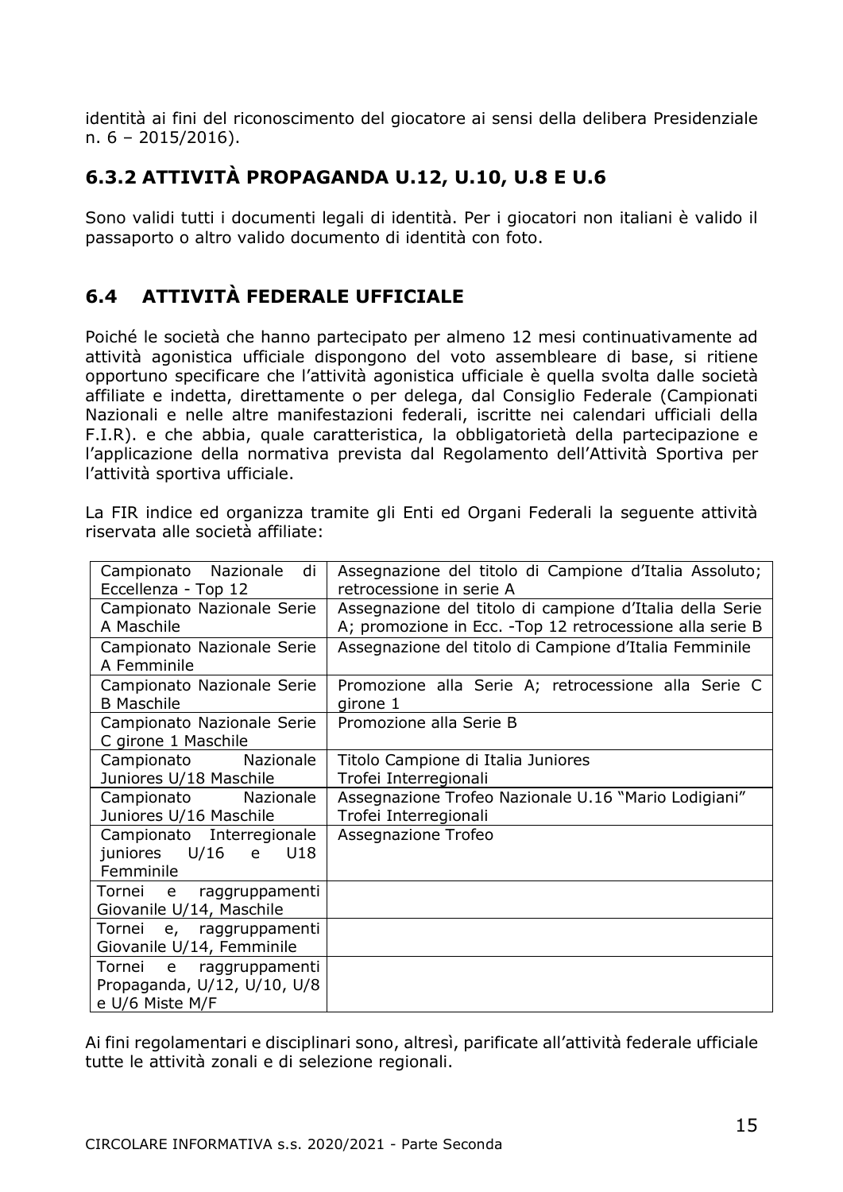identità ai fini del riconoscimento del giocatore ai sensi della delibera Presidenziale n. 6 – 2015/2016).

### 6.3.2 ATTIVITÀ PROPAGANDA U.12, U.10, U.8 E U.6

Sono validi tutti i documenti legali di identità. Per i giocatori non italiani è valido il passaporto o altro valido documento di identità con foto.

## 6.4 ATTIVITÀ FEDERALE UFFICIALE

Poiché le società che hanno partecipato per almeno 12 mesi continuativamente ad attività agonistica ufficiale dispongono del voto assembleare di base, si ritiene opportuno specificare che l'attività agonistica ufficiale è quella svolta dalle società affiliate e indetta, direttamente o per delega, dal Consiglio Federale (Campionati Nazionali e nelle altre manifestazioni federali, iscritte nei calendari ufficiali della F.I.R). e che abbia, quale caratteristica, la obbligatorietà della partecipazione e l'applicazione della normativa prevista dal Regolamento dell'Attività Sportiva per l'attività sportiva ufficiale.

La FIR indice ed organizza tramite gli Enti ed Organi Federali la seguente attività riservata alle società affiliate:

| | |
|---|---|
| Campionato Nazionale di Eccellenza - Top 12 | Assegnazione del titolo di Campione d'Italia Assoluto; retrocessione in serie A |
| Campionato Nazionale Serie A Maschile | Assegnazione del titolo di campione d'Italia della Serie A; promozione in Ecc. -Top 12 retrocessione alla serie B |
| Campionato Nazionale Serie A Femminile | Assegnazione del titolo di Campione d'Italia Femminile |
| Campionato Nazionale Serie B Maschile | Promozione alla Serie A; retrocessione alla Serie C girone 1 |
| Campionato Nazionale Serie C girone 1 Maschile | Promozione alla Serie B |
| Campionato Nazionale Juniores U/18 Maschile | Titolo Campione di Italia Juniores<br>Trofei Interregionali |
| Campionato Nazionale Juniores U/16 Maschile | Assegnazione Trofeo Nazionale U.16 "Mario Lodigiani"<br>Trofei Interregionali |
| Campionato Interregionale juniores U/16 e U18 Femminile | Assegnazione Trofeo |
| Tornei e raggruppamenti Giovanile U/14, Maschile | |
| Tornei e, raggruppamenti Giovanile U/14, Femminile | |
| Tornei e raggruppamenti Propaganda, U/12, U/10, U/8 e U/6 Miste M/F | |

Ai fini regolamentari e disciplinari sono, altresì, parificate all'attività federale ufficiale tutte le attività zonali e di selezione regionali.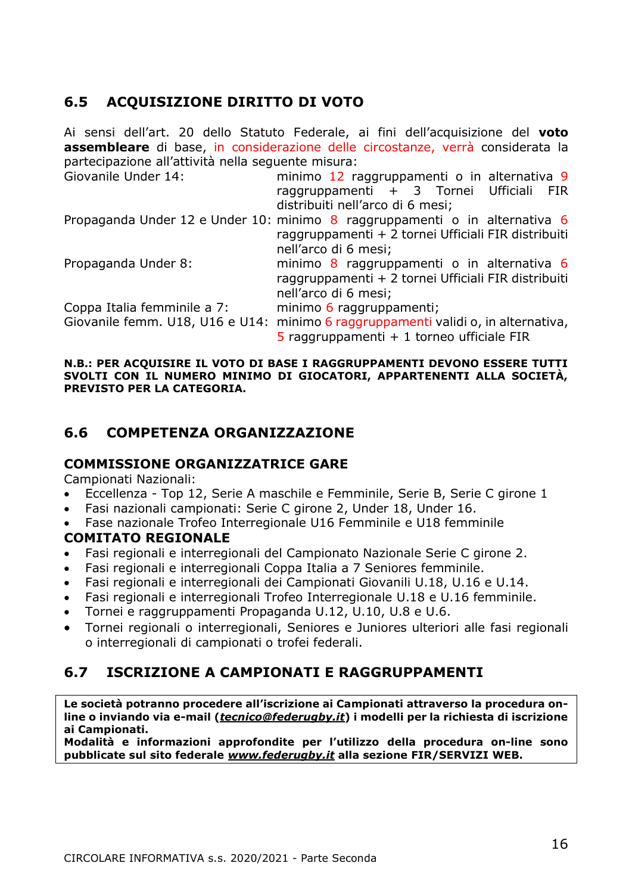## 6.5 ACQUISIZIONE DIRITTO DI VOTO

Ai sensi dell'art. 20 dello Statuto Federale, ai fini dell'acquisizione del **voto assembleare** di base, in considerazione delle circostanze, verrà considerata la partecipazione all'attività nella seguente misura:

| | |
|---|---|
| Giovanile Under 14: | minimo 12 raggruppamenti o in alternativa 9 raggruppamenti + 3 Tornei Ufficiali FIR distribuiti nell'arco di 6 mesi; |
| Propaganda Under 12 e Under 10: | minimo 8 raggruppamenti o in alternativa 6 raggruppamenti + 2 tornei Ufficiali FIR distribuiti nell'arco di 6 mesi; |
| Propaganda Under 8: | minimo 8 raggruppamenti o in alternativa 6 raggruppamenti + 2 tornei Ufficiali FIR distribuiti nell'arco di 6 mesi; |
| Coppa Italia femminile a 7: | minimo 6 raggruppamenti; |
| Giovanile femm. U18, U16 e U14: | minimo 6 raggruppamenti validi o, in alternativa, 5 raggruppamenti + 1 torneo ufficiale FIR |

**N.B.: PER ACQUISIRE IL VOTO DI BASE I RAGGRUPPAMENTI DEVONO ESSERE TUTTI SVOLTI CON IL NUMERO MINIMO DI GIOCATORI, APPARTENENTI ALLA SOCIETÀ, PREVISTO PER LA CATEGORIA.**

## 6.6 COMPETENZA ORGANIZZAZIONE

### COMMISSIONE ORGANIZZATRICE GARE

Campionati Nazionali:

- Eccellenza - Top 12, Serie A maschile e Femminile, Serie B, Serie C girone 1
- Fasi nazionali campionati: Serie C girone 2, Under 18, Under 16.
- Fase nazionale Trofeo Interregionale U16 Femminile e U18 femminile

### COMITATO REGIONALE

- Fasi regionali e interregionali del Campionato Nazionale Serie C girone 2.
- Fasi regionali e interregionali Coppa Italia a 7 Seniores femminile.
- Fasi regionali e interregionali dei Campionati Giovanili U.18, U.16 e U.14.
- Fasi regionali e interregionali Trofeo Interregionale U.18 e U.16 femminile.
- Tornei e raggruppamenti Propaganda U.12, U.10, U.8 e U.6.
- Tornei regionali o interregionali, Seniores e Juniores ulteriori alle fasi regionali o interregionali di campionati o trofei federali.

## 6.7 ISCRIZIONE A CAMPIONATI E RAGGRUPPAMENTI

**Le società potranno procedere all'iscrizione ai Campionati attraverso la procedura on-line o inviando via e-mail (*tecnico@federugby.it*) i modelli per la richiesta di iscrizione ai Campionati.**
**Modalità e informazioni approfondite per l'utilizzo della procedura on-line sono pubblicate sul sito federale *www.federugby.it* alla sezione FIR/SERVIZI WEB.**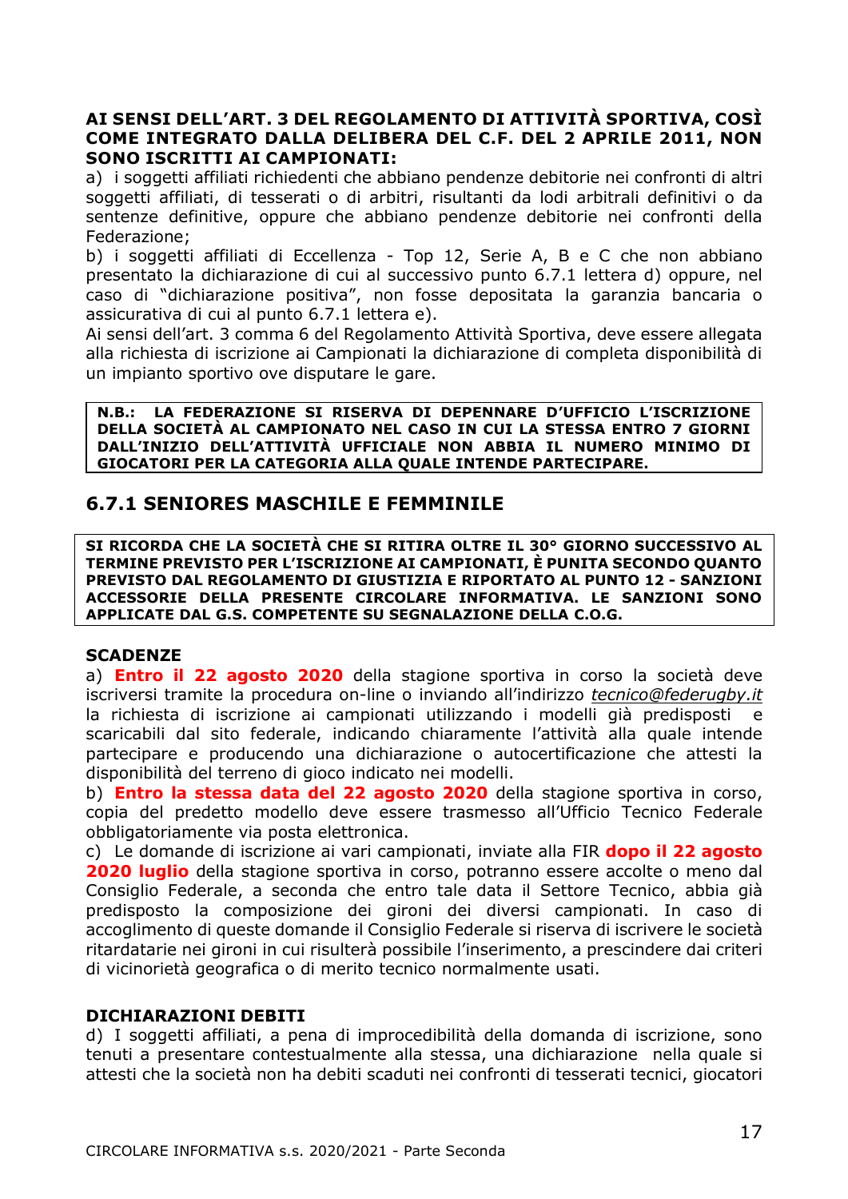**AI SENSI DELL'ART. 3 DEL REGOLAMENTO DI ATTIVITÀ SPORTIVA, COSÌ COME INTEGRATO DALLA DELIBERA DEL C.F. DEL 2 APRILE 2011, NON SONO ISCRITTI AI CAMPIONATI:**

a) i soggetti affiliati richiedenti che abbiano pendenze debitorie nei confronti di altri soggetti affiliati, di tesserati o di arbitri, risultanti da lodi arbitrali definitivi o da sentenze definitive, oppure che abbiano pendenze debitorie nei confronti della Federazione;

b) i soggetti affiliati di Eccellenza - Top 12, Serie A, B e C che non abbiano presentato la dichiarazione di cui al successivo punto 6.7.1 lettera d) oppure, nel caso di "dichiarazione positiva", non fosse depositata la garanzia bancaria o assicurativa di cui al punto 6.7.1 lettera e).

Ai sensi dell'art. 3 comma 6 del Regolamento Attività Sportiva, deve essere allegata alla richiesta di iscrizione ai Campionati la dichiarazione di completa disponibilità di un impianto sportivo ove disputare le gare.

**N.B.: LA FEDERAZIONE SI RISERVA DI DEPENNARE D'UFFICIO L'ISCRIZIONE DELLA SOCIETÀ AL CAMPIONATO NEL CASO IN CUI LA STESSA ENTRO 7 GIORNI DALL'INIZIO DELL'ATTIVITÀ UFFICIALE NON ABBIA IL NUMERO MINIMO DI GIOCATORI PER LA CATEGORIA ALLA QUALE INTENDE PARTECIPARE.**

## 6.7.1 SENIORES MASCHILE E FEMMINILE

**SI RICORDA CHE LA SOCIETÀ CHE SI RITIRA OLTRE IL 30° GIORNO SUCCESSIVO AL TERMINE PREVISTO PER L'ISCRIZIONE AI CAMPIONATI, È PUNITA SECONDO QUANTO PREVISTO DAL REGOLAMENTO DI GIUSTIZIA E RIPORTATO AL PUNTO 12 - SANZIONI ACCESSORIE DELLA PRESENTE CIRCOLARE INFORMATIVA. LE SANZIONI SONO APPLICATE DAL G.S. COMPETENTE SU SEGNALAZIONE DELLA C.O.G.**

**SCADENZE**

a) **Entro il 22 agosto 2020** della stagione sportiva in corso la società deve iscriversi tramite la procedura on-line o inviando all'indirizzo *tecnico@federugby.it* la richiesta di iscrizione ai campionati utilizzando i modelli già predisposti e scaricabili dal sito federale, indicando chiaramente l'attività alla quale intende partecipare e producendo una dichiarazione o autocertificazione che attesti la disponibilità del terreno di gioco indicato nei modelli.

b) **Entro la stessa data del 22 agosto 2020** della stagione sportiva in corso, copia del predetto modello deve essere trasmesso all'Ufficio Tecnico Federale obbligatoriamente via posta elettronica.

c) Le domande di iscrizione ai vari campionati, inviate alla FIR **dopo il 22 agosto 2020 luglio** della stagione sportiva in corso, potranno essere accolte o meno dal Consiglio Federale, a seconda che entro tale data il Settore Tecnico, abbia già predisposto la composizione dei gironi dei diversi campionati. In caso di accoglimento di queste domande il Consiglio Federale si riserva di iscrivere le società ritardatarie nei gironi in cui risulterà possibile l'inserimento, a prescindere dai criteri di vicinorietà geografica o di merito tecnico normalmente usati.

**DICHIARAZIONI DEBITI**

d) I soggetti affiliati, a pena di improcedibilità della domanda di iscrizione, sono tenuti a presentare contestualmente alla stessa, una dichiarazione nella quale si attesti che la società non ha debiti scaduti nei confronti di tesserati tecnici, giocatori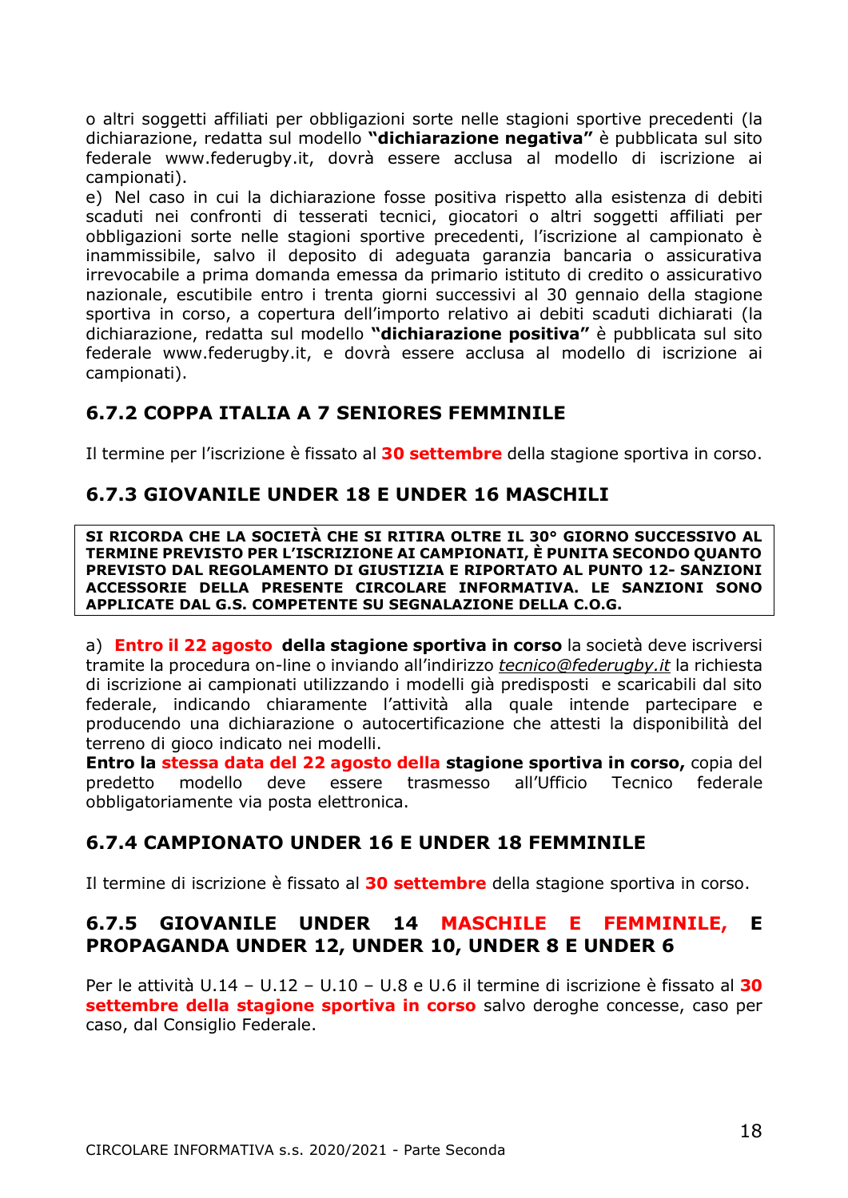o altri soggetti affiliati per obbligazioni sorte nelle stagioni sportive precedenti (la dichiarazione, redatta sul modello **"dichiarazione negativa"** è pubblicata sul sito federale www.federugby.it, dovrà essere acclusa al modello di iscrizione ai campionati).

e) Nel caso in cui la dichiarazione fosse positiva rispetto alla esistenza di debiti scaduti nei confronti di tesserati tecnici, giocatori o altri soggetti affiliati per obbligazioni sorte nelle stagioni sportive precedenti, l'iscrizione al campionato è inammissibile, salvo il deposito di adeguata garanzia bancaria o assicurativa irrevocabile a prima domanda emessa da primario istituto di credito o assicurativo nazionale, escutibile entro i trenta giorni successivi al 30 gennaio della stagione sportiva in corso, a copertura dell'importo relativo ai debiti scaduti dichiarati (la dichiarazione, redatta sul modello **"dichiarazione positiva"** è pubblicata sul sito federale www.federugby.it, e dovrà essere acclusa al modello di iscrizione ai campionati).

## 6.7.2 COPPA ITALIA A 7 SENIORES FEMMINILE

Il termine per l'iscrizione è fissato al **30 settembre** della stagione sportiva in corso.

## 6.7.3 GIOVANILE UNDER 18 E UNDER 16 MASCHILI

**SI RICORDA CHE LA SOCIETÀ CHE SI RITIRA OLTRE IL 30° GIORNO SUCCESSIVO AL TERMINE PREVISTO PER L'ISCRIZIONE AI CAMPIONATI, È PUNITA SECONDO QUANTO PREVISTO DAL REGOLAMENTO DI GIUSTIZIA E RIPORTATO AL PUNTO 12- SANZIONI ACCESSORIE DELLA PRESENTE CIRCOLARE INFORMATIVA. LE SANZIONI SONO APPLICATE DAL G.S. COMPETENTE SU SEGNALAZIONE DELLA C.O.G.**

a) **Entro il 22 agosto della stagione sportiva in corso** la società deve iscriversi tramite la procedura on-line o inviando all'indirizzo *tecnico@federugby.it* la richiesta di iscrizione ai campionati utilizzando i modelli già predisposti e scaricabili dal sito federale, indicando chiaramente l'attività alla quale intende partecipare e producendo una dichiarazione o autocertificazione che attesti la disponibilità del terreno di gioco indicato nei modelli.

**Entro la stessa data del 22 agosto della stagione sportiva in corso,** copia del predetto modello deve essere trasmesso all'Ufficio Tecnico federale obbligatoriamente via posta elettronica.

## 6.7.4 CAMPIONATO UNDER 16 E UNDER 18 FEMMINILE

Il termine di iscrizione è fissato al **30 settembre** della stagione sportiva in corso.

## 6.7.5 GIOVANILE UNDER 14 MASCHILE E FEMMINILE, E PROPAGANDA UNDER 12, UNDER 10, UNDER 8 E UNDER 6

Per le attività U.14 – U.12 – U.10 – U.8 e U.6 il termine di iscrizione è fissato al **30 settembre della stagione sportiva in corso** salvo deroghe concesse, caso per caso, dal Consiglio Federale.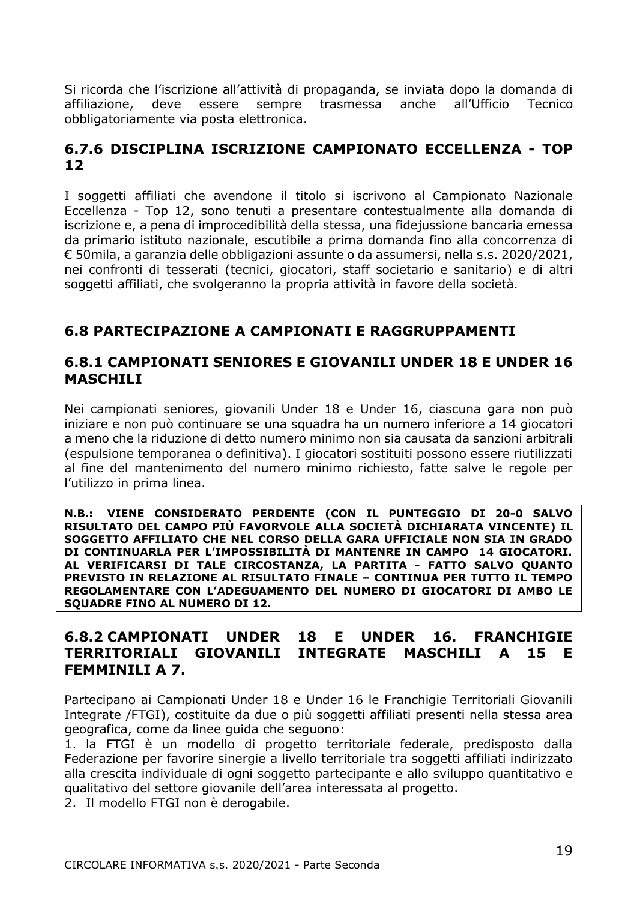Si ricorda che l'iscrizione all'attività di propaganda, se inviata dopo la domanda di affiliazione, deve essere sempre trasmessa anche all'Ufficio Tecnico obbligatoriamente via posta elettronica.

### 6.7.6 DISCIPLINA ISCRIZIONE CAMPIONATO ECCELLENZA - TOP 12

I soggetti affiliati che avendone il titolo si iscrivono al Campionato Nazionale Eccellenza - Top 12, sono tenuti a presentare contestualmente alla domanda di iscrizione e, a pena di improcedibilità della stessa, una fidejussione bancaria emessa da primario istituto nazionale, escutibile a prima domanda fino alla concorrenza di € 50mila, a garanzia delle obbligazioni assunte o da assumersi, nella s.s. 2020/2021, nei confronti di tesserati (tecnici, giocatori, staff societario e sanitario) e di altri soggetti affiliati, che svolgeranno la propria attività in favore della società.

## 6.8 PARTECIPAZIONE A CAMPIONATI E RAGGRUPPAMENTI

### 6.8.1 CAMPIONATI SENIORES E GIOVANILI UNDER 18 E UNDER 16 MASCHILI

Nei campionati seniores, giovanili Under 18 e Under 16, ciascuna gara non può iniziare e non può continuare se una squadra ha un numero inferiore a 14 giocatori a meno che la riduzione di detto numero minimo non sia causata da sanzioni arbitrali (espulsione temporanea o definitiva). I giocatori sostituiti possono essere riutilizzati al fine del mantenimento del numero minimo richiesto, fatte salve le regole per l'utilizzo in prima linea.

**N.B.: VIENE CONSIDERATO PERDENTE (CON IL PUNTEGGIO DI 20-0 SALVO RISULTATO DEL CAMPO PIÙ FAVORVOLE ALLA SOCIETÀ DICHIARATA VINCENTE) IL SOGGETTO AFFILIATO CHE NEL CORSO DELLA GARA UFFICIALE NON SIA IN GRADO DI CONTINUARLA PER L'IMPOSSIBILITÀ DI MANTENRE IN CAMPO 14 GIOCATORI. AL VERIFICARSI DI TALE CIRCOSTANZA, LA PARTITA - FATTO SALVO QUANTO PREVISTO IN RELAZIONE AL RISULTATO FINALE – CONTINUA PER TUTTO IL TEMPO REGOLAMENTARE CON L'ADEGUAMENTO DEL NUMERO DI GIOCATORI DI AMBO LE SQUADRE FINO AL NUMERO DI 12.**

### 6.8.2 CAMPIONATI UNDER 18 E UNDER 16. FRANCHIGIE TERRITORIALI GIOVANILI INTEGRATE MASCHILI A 15 E FEMMINILI A 7.

Partecipano ai Campionati Under 18 e Under 16 le Franchigie Territoriali Giovanili Integrate /FTGI), costituite da due o più soggetti affiliati presenti nella stessa area geografica, come da linee guida che seguono:

1. la FTGI è un modello di progetto territoriale federale, predisposto dalla Federazione per favorire sinergie a livello territoriale tra soggetti affiliati indirizzato alla crescita individuale di ogni soggetto partecipante e allo sviluppo quantitativo e qualitativo del settore giovanile dell'area interessata al progetto.
2. Il modello FTGI non è derogabile.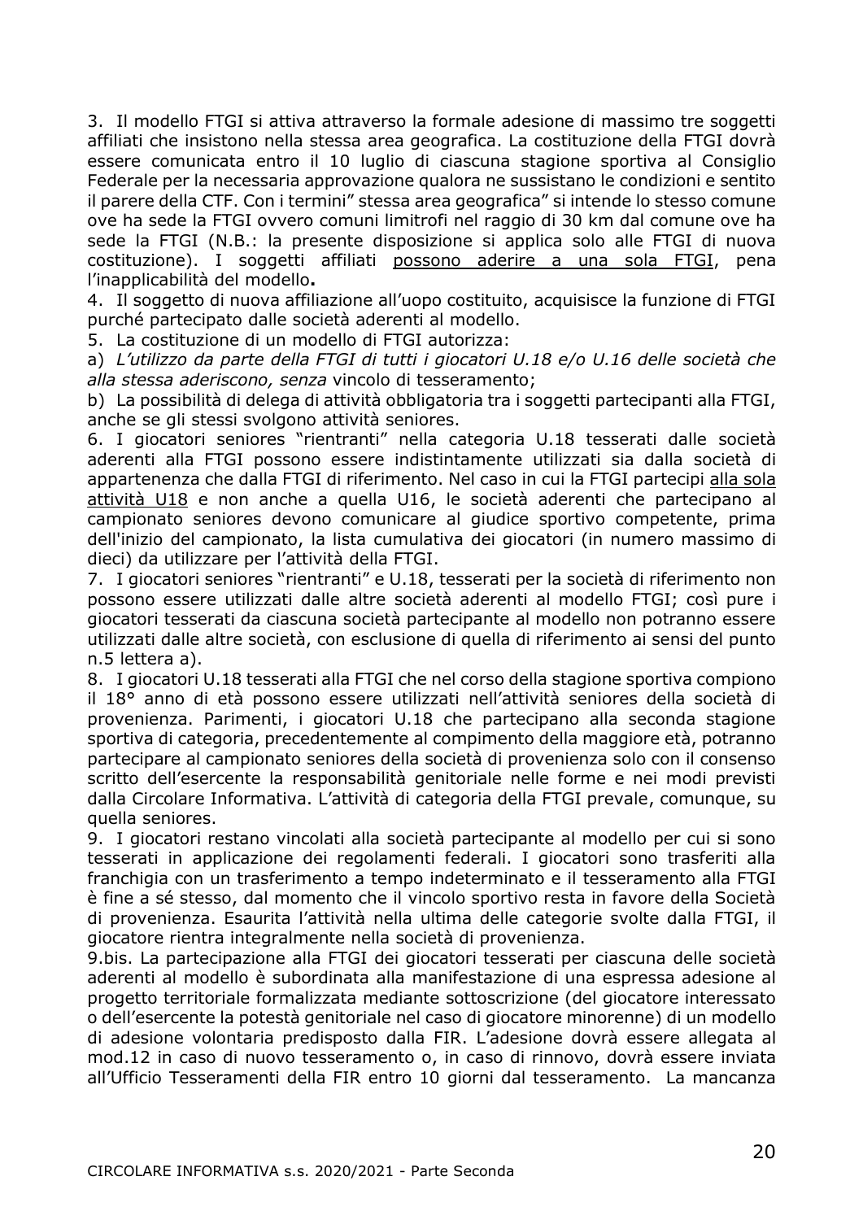3. Il modello FTGI si attiva attraverso la formale adesione di massimo tre soggetti affiliati che insistono nella stessa area geografica. La costituzione della FTGI dovrà essere comunicata entro il 10 luglio di ciascuna stagione sportiva al Consiglio Federale per la necessaria approvazione qualora ne sussistano le condizioni e sentito il parere della CTF. Con i termini" stessa area geografica" si intende lo stesso comune ove ha sede la FTGI ovvero comuni limitrofi nel raggio di 30 km dal comune ove ha sede la FTGI (N.B.: la presente disposizione si applica solo alle FTGI di nuova costituzione). I soggetti affiliati <u>possono aderire a una sola FTGI</u>, pena l'inapplicabilità del modello**.**

4. Il soggetto di nuova affiliazione all'uopo costituito, acquisisce la funzione di FTGI purché partecipato dalle società aderenti al modello.

5. La costituzione di un modello di FTGI autorizza:

a) *L'utilizzo da parte della FTGI di tutti i giocatori U.18 e/o U.16 delle società che alla stessa aderiscono, senza* vincolo di tesseramento;

b) La possibilità di delega di attività obbligatoria tra i soggetti partecipanti alla FTGI, anche se gli stessi svolgono attività seniores.

6. I giocatori seniores "rientranti" nella categoria U.18 tesserati dalle società aderenti alla FTGI possono essere indistintamente utilizzati sia dalla società di appartenenza che dalla FTGI di riferimento. Nel caso in cui la FTGI partecipi <u>alla sola attività U18</u> e non anche a quella U16, le società aderenti che partecipano al campionato seniores devono comunicare al giudice sportivo competente, prima dell'inizio del campionato, la lista cumulativa dei giocatori (in numero massimo di dieci) da utilizzare per l'attività della FTGI.

7. I giocatori seniores "rientranti" e U.18, tesserati per la società di riferimento non possono essere utilizzati dalle altre società aderenti al modello FTGI; così pure i giocatori tesserati da ciascuna società partecipante al modello non potranno essere utilizzati dalle altre società, con esclusione di quella di riferimento ai sensi del punto n.5 lettera a).

8. I giocatori U.18 tesserati alla FTGI che nel corso della stagione sportiva compiono il 18° anno di età possono essere utilizzati nell'attività seniores della società di provenienza. Parimenti, i giocatori U.18 che partecipano alla seconda stagione sportiva di categoria, precedentemente al compimento della maggiore età, potranno partecipare al campionato seniores della società di provenienza solo con il consenso scritto dell'esercente la responsabilità genitoriale nelle forme e nei modi previsti dalla Circolare Informativa. L'attività di categoria della FTGI prevale, comunque, su quella seniores.

9. I giocatori restano vincolati alla società partecipante al modello per cui si sono tesserati in applicazione dei regolamenti federali. I giocatori sono trasferiti alla franchigia con un trasferimento a tempo indeterminato e il tesseramento alla FTGI è fine a sé stesso, dal momento che il vincolo sportivo resta in favore della Società di provenienza. Esaurita l'attività nella ultima delle categorie svolte dalla FTGI, il giocatore rientra integralmente nella società di provenienza.

9.bis. La partecipazione alla FTGI dei giocatori tesserati per ciascuna delle società aderenti al modello è subordinata alla manifestazione di una espressa adesione al progetto territoriale formalizzata mediante sottoscrizione (del giocatore interessato o dell'esercente la potestà genitoriale nel caso di giocatore minorenne) di un modello di adesione volontaria predisposto dalla FIR. L'adesione dovrà essere allegata al mod.12 in caso di nuovo tesseramento o, in caso di rinnovo, dovrà essere inviata all'Ufficio Tesseramenti della FIR entro 10 giorni dal tesseramento. La mancanza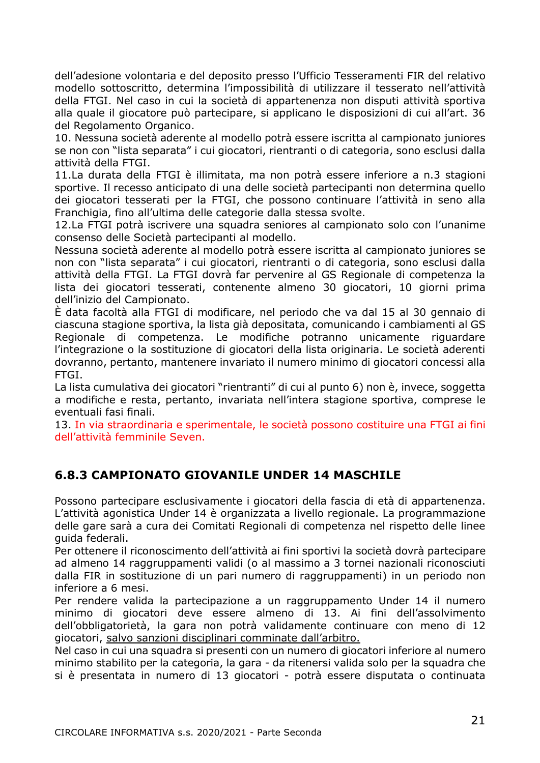dell'adesione volontaria e del deposito presso l'Ufficio Tesseramenti FIR del relativo modello sottoscritto, determina l'impossibilità di utilizzare il tesserato nell'attività della FTGI. Nel caso in cui la società di appartenenza non disputi attività sportiva alla quale il giocatore può partecipare, si applicano le disposizioni di cui all'art. 36 del Regolamento Organico.

10. Nessuna società aderente al modello potrà essere iscritta al campionato juniores se non con "lista separata" i cui giocatori, rientranti o di categoria, sono esclusi dalla attività della FTGI.

11.La durata della FTGI è illimitata, ma non potrà essere inferiore a n.3 stagioni sportive. Il recesso anticipato di una delle società partecipanti non determina quello dei giocatori tesserati per la FTGI, che possono continuare l'attività in seno alla Franchigia, fino all'ultima delle categorie dalla stessa svolte.

12.La FTGI potrà iscrivere una squadra seniores al campionato solo con l'unanime consenso delle Società partecipanti al modello.

Nessuna società aderente al modello potrà essere iscritta al campionato juniores se non con "lista separata" i cui giocatori, rientranti o di categoria, sono esclusi dalla attività della FTGI. La FTGI dovrà far pervenire al GS Regionale di competenza la lista dei giocatori tesserati, contenente almeno 30 giocatori, 10 giorni prima dell'inizio del Campionato.

È data facoltà alla FTGI di modificare, nel periodo che va dal 15 al 30 gennaio di ciascuna stagione sportiva, la lista già depositata, comunicando i cambiamenti al GS Regionale di competenza. Le modifiche potranno unicamente riguardare l'integrazione o la sostituzione di giocatori della lista originaria. Le società aderenti dovranno, pertanto, mantenere invariato il numero minimo di giocatori concessi alla FTGI.

La lista cumulativa dei giocatori "rientranti" di cui al punto 6) non è, invece, soggetta a modifiche e resta, pertanto, invariata nell'intera stagione sportiva, comprese le eventuali fasi finali.

13. In via straordinaria e sperimentale, le società possono costituire una FTGI ai fini dell'attività femminile Seven.

### 6.8.3 CAMPIONATO GIOVANILE UNDER 14 MASCHILE

Possono partecipare esclusivamente i giocatori della fascia di età di appartenenza. L'attività agonistica Under 14 è organizzata a livello regionale. La programmazione delle gare sarà a cura dei Comitati Regionali di competenza nel rispetto delle linee guida federali.

Per ottenere il riconoscimento dell'attività ai fini sportivi la società dovrà partecipare ad almeno 14 raggruppamenti validi (o al massimo a 3 tornei nazionali riconosciuti dalla FIR in sostituzione di un pari numero di raggruppamenti) in un periodo non inferiore a 6 mesi.

Per rendere valida la partecipazione a un raggruppamento Under 14 il numero minimo di giocatori deve essere almeno di 13. Ai fini dell'assolvimento dell'obbligatorietà, la gara non potrà validamente continuare con meno di 12 giocatori, salvo sanzioni disciplinari comminate dall'arbitro.

Nel caso in cui una squadra si presenti con un numero di giocatori inferiore al numero minimo stabilito per la categoria, la gara - da ritenersi valida solo per la squadra che si è presentata in numero di 13 giocatori - potrà essere disputata o continuata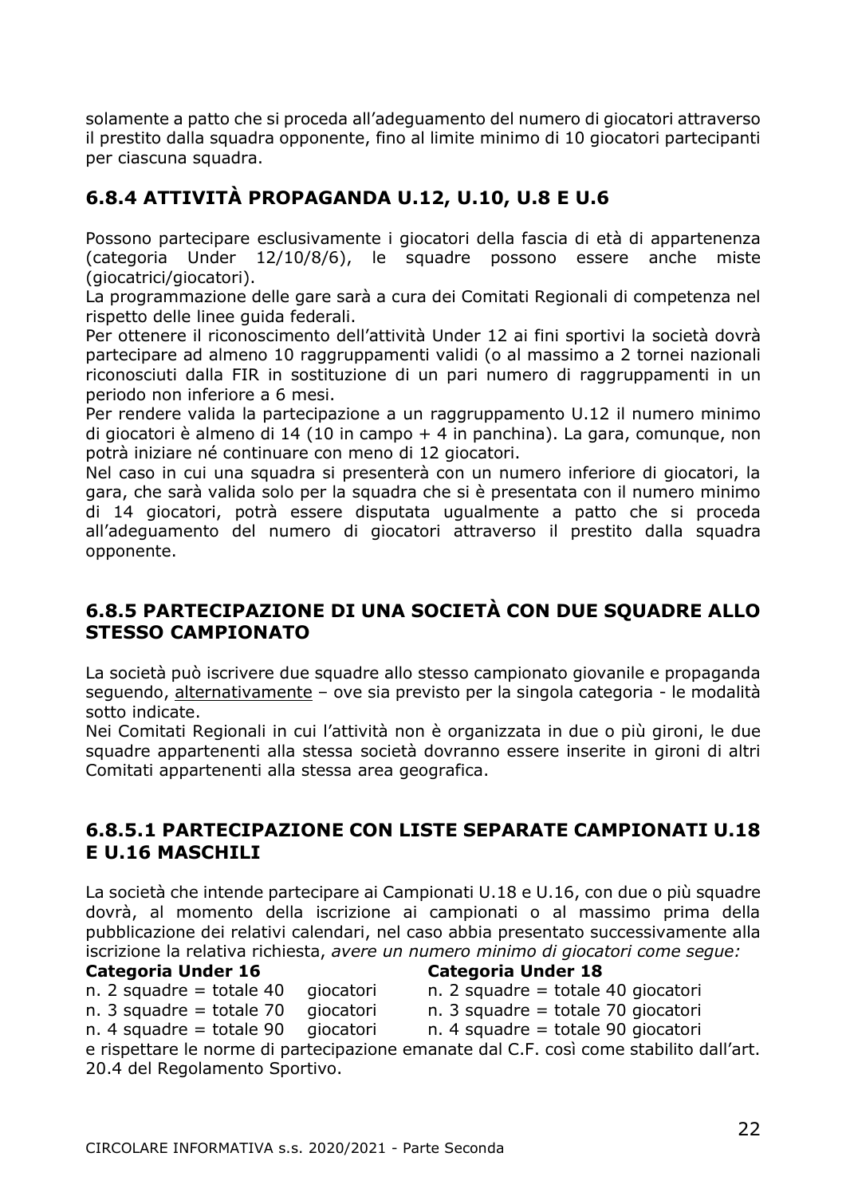solamente a patto che si proceda all'adeguamento del numero di giocatori attraverso il prestito dalla squadra opponente, fino al limite minimo di 10 giocatori partecipanti per ciascuna squadra.

## 6.8.4 ATTIVITÀ PROPAGANDA U.12, U.10, U.8 E U.6

Possono partecipare esclusivamente i giocatori della fascia di età di appartenenza (categoria Under 12/10/8/6), le squadre possono essere anche miste (giocatrici/giocatori).

La programmazione delle gare sarà a cura dei Comitati Regionali di competenza nel rispetto delle linee guida federali.

Per ottenere il riconoscimento dell'attività Under 12 ai fini sportivi la società dovrà partecipare ad almeno 10 raggruppamenti validi (o al massimo a 2 tornei nazionali riconosciuti dalla FIR in sostituzione di un pari numero di raggruppamenti in un periodo non inferiore a 6 mesi.

Per rendere valida la partecipazione a un raggruppamento U.12 il numero minimo di giocatori è almeno di 14 (10 in campo + 4 in panchina). La gara, comunque, non potrà iniziare né continuare con meno di 12 giocatori.

Nel caso in cui una squadra si presenterà con un numero inferiore di giocatori, la gara, che sarà valida solo per la squadra che si è presentata con il numero minimo di 14 giocatori, potrà essere disputata ugualmente a patto che si proceda all'adeguamento del numero di giocatori attraverso il prestito dalla squadra opponente.

## 6.8.5 PARTECIPAZIONE DI UNA SOCIETÀ CON DUE SQUADRE ALLO STESSO CAMPIONATO

La società può iscrivere due squadre allo stesso campionato giovanile e propaganda seguendo, alternativamente – ove sia previsto per la singola categoria - le modalità sotto indicate.

Nei Comitati Regionali in cui l'attività non è organizzata in due o più gironi, le due squadre appartenenti alla stessa società dovranno essere inserite in gironi di altri Comitati appartenenti alla stessa area geografica.

### 6.8.5.1 PARTECIPAZIONE CON LISTE SEPARATE CAMPIONATI U.18 E U.16 MASCHILI

La società che intende partecipare ai Campionati U.18 e U.16, con due o più squadre dovrà, al momento della iscrizione ai campionati o al massimo prima della pubblicazione dei relativi calendari, nel caso abbia presentato successivamente alla iscrizione la relativa richiesta, *avere un numero minimo di giocatori come segue:*

| **Categoria Under 16** | **Categoria Under 18** |
|---|---|
| n. 2 squadre = totale 40 giocatori | n. 2 squadre = totale 40 giocatori |
| n. 3 squadre = totale 70 giocatori | n. 3 squadre = totale 70 giocatori |
| n. 4 squadre = totale 90 giocatori | n. 4 squadre = totale 90 giocatori |

e rispettare le norme di partecipazione emanate dal C.F. così come stabilito dall'art. 20.4 del Regolamento Sportivo.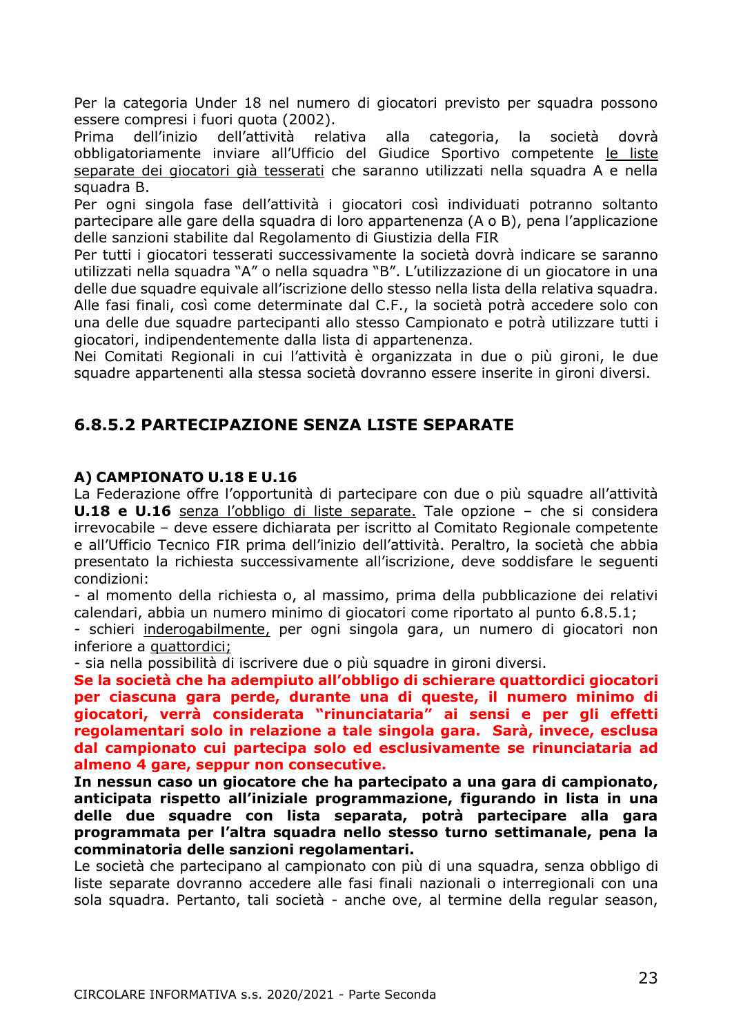Per la categoria Under 18 nel numero di giocatori previsto per squadra possono essere compresi i fuori quota (2002).
Prima dell'inizio dell'attività relativa alla categoria, la società dovrà obbligatoriamente inviare all'Ufficio del Giudice Sportivo competente le liste separate dei giocatori già tesserati che saranno utilizzati nella squadra A e nella squadra B.
Per ogni singola fase dell'attività i giocatori così individuati potranno soltanto partecipare alle gare della squadra di loro appartenenza (A o B), pena l'applicazione delle sanzioni stabilite dal Regolamento di Giustizia della FIR
Per tutti i giocatori tesserati successivamente la società dovrà indicare se saranno utilizzati nella squadra "A" o nella squadra "B". L'utilizzazione di un giocatore in una delle due squadre equivale all'iscrizione dello stesso nella lista della relativa squadra.
Alle fasi finali, così come determinate dal C.F., la società potrà accedere solo con una delle due squadre partecipanti allo stesso Campionato e potrà utilizzare tutti i giocatori, indipendentemente dalla lista di appartenenza.
Nei Comitati Regionali in cui l'attività è organizzata in due o più gironi, le due squadre appartenenti alla stessa società dovranno essere inserite in gironi diversi.

## 6.8.5.2 PARTECIPAZIONE SENZA LISTE SEPARATE

**A) CAMPIONATO U.18 E U.16**

La Federazione offre l'opportunità di partecipare con due o più squadre all'attività **U.18 e U.16** senza l'obbligo di liste separate. Tale opzione – che si considera irrevocabile – deve essere dichiarata per iscritto al Comitato Regionale competente e all'Ufficio Tecnico FIR prima dell'inizio dell'attività. Peraltro, la società che abbia presentato la richiesta successivamente all'iscrizione, deve soddisfare le seguenti condizioni:

- al momento della richiesta o, al massimo, prima della pubblicazione dei relativi calendari, abbia un numero minimo di giocatori come riportato al punto 6.8.5.1;
- schieri inderogabilmente, per ogni singola gara, un numero di giocatori non inferiore a quattordici;
- sia nella possibilità di iscrivere due o più squadre in gironi diversi.

**Se la società che ha adempiuto all'obbligo di schierare quattordici giocatori per ciascuna gara perde, durante una di queste, il numero minimo di giocatori, verrà considerata "rinunciataria" ai sensi e per gli effetti regolamentari solo in relazione a tale singola gara. Sarà, invece, esclusa dal campionato cui partecipa solo ed esclusivamente se rinunciataria ad almeno 4 gare, seppur non consecutive.**

**In nessun caso un giocatore che ha partecipato a una gara di campionato, anticipata rispetto all'iniziale programmazione, figurando in lista in una delle due squadre con lista separata, potrà partecipare alla gara programmata per l'altra squadra nello stesso turno settimanale, pena la comminatoria delle sanzioni regolamentari.**

Le società che partecipano al campionato con più di una squadra, senza obbligo di liste separate dovranno accedere alle fasi finali nazionali o interregionali con una sola squadra. Pertanto, tali società - anche ove, al termine della regular season,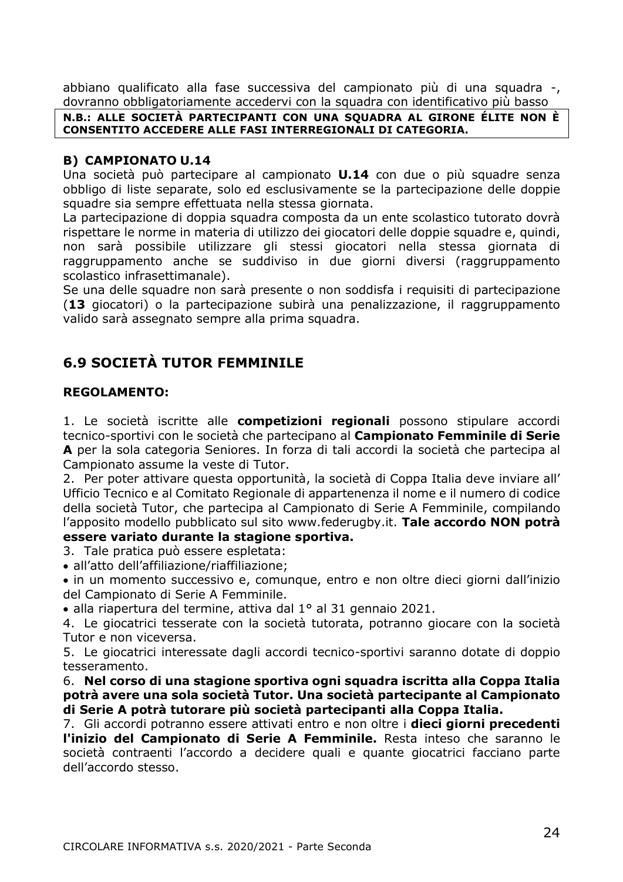abbiano qualificato alla fase successiva del campionato più di una squadra -, dovranno obbligatoriamente accedervi con la squadra con identificativo più basso

**N.B.: ALLE SOCIETÀ PARTECIPANTI CON UNA SQUADRA AL GIRONE ÉLITE NON È CONSENTITO ACCEDERE ALLE FASI INTERREGIONALI DI CATEGORIA.**

### B) CAMPIONATO U.14

Una società può partecipare al campionato **U.14** con due o più squadre senza obbligo di liste separate, solo ed esclusivamente se la partecipazione delle doppie squadre sia sempre effettuata nella stessa giornata.

La partecipazione di doppia squadra composta da un ente scolastico tutorato dovrà rispettare le norme in materia di utilizzo dei giocatori delle doppie squadre e, quindi, non sarà possibile utilizzare gli stessi giocatori nella stessa giornata di raggruppamento anche se suddiviso in due giorni diversi (raggruppamento scolastico infrasettimanale).

Se una delle squadre non sarà presente o non soddisfa i requisiti di partecipazione (**13** giocatori) o la partecipazione subirà una penalizzazione, il raggruppamento valido sarà assegnato sempre alla prima squadra.

## 6.9 SOCIETÀ TUTOR FEMMINILE

**REGOLAMENTO:**

1. Le società iscritte alle **competizioni regionali** possono stipulare accordi tecnico-sportivi con le società che partecipano al **Campionato Femminile di Serie A** per la sola categoria Seniores. In forza di tali accordi la società che partecipa al Campionato assume la veste di Tutor.
2. Per poter attivare questa opportunità, la società di Coppa Italia deve inviare all' Ufficio Tecnico e al Comitato Regionale di appartenenza il nome e il numero di codice della società Tutor, che partecipa al Campionato di Serie A Femminile, compilando l'apposito modello pubblicato sul sito www.federugby.it. **Tale accordo NON potrà essere variato durante la stagione sportiva.**
3. Tale pratica può essere espletata:
   - all'atto dell'affiliazione/riaffiliazione;
   - in un momento successivo e, comunque, entro e non oltre dieci giorni dall'inizio del Campionato di Serie A Femminile.
   - alla riapertura del termine, attiva dal 1° al 31 gennaio 2021.
4. Le giocatrici tesserate con la società tutorata, potranno giocare con la società Tutor e non viceversa.
5. Le giocatrici interessate dagli accordi tecnico-sportivi saranno dotate di doppio tesseramento.
6. **Nel corso di una stagione sportiva ogni squadra iscritta alla Coppa Italia potrà avere una sola società Tutor. Una società partecipante al Campionato di Serie A potrà tutorare più società partecipanti alla Coppa Italia.**
7. Gli accordi potranno essere attivati entro e non oltre i **dieci giorni precedenti l'inizio del Campionato di Serie A Femminile.** Resta inteso che saranno le società contraenti l'accordo a decidere quali e quante giocatrici facciano parte dell'accordo stesso.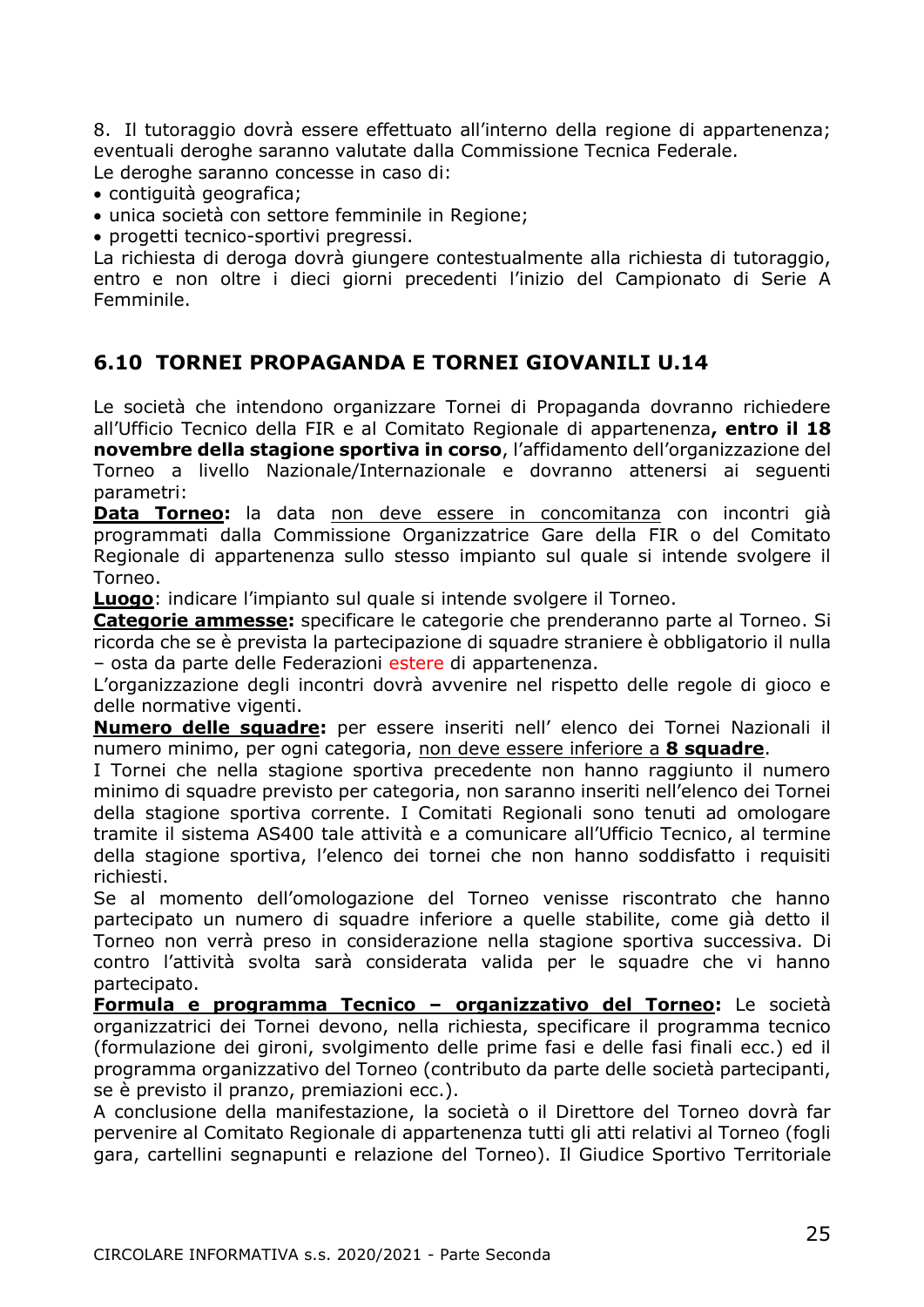8. Il tutoraggio dovrà essere effettuato all'interno della regione di appartenenza; eventuali deroghe saranno valutate dalla Commissione Tecnica Federale.
Le deroghe saranno concesse in caso di:

- contiguità geografica;
- unica società con settore femminile in Regione;
- progetti tecnico-sportivi pregressi.

La richiesta di deroga dovrà giungere contestualmente alla richiesta di tutoraggio, entro e non oltre i dieci giorni precedenti l'inizio del Campionato di Serie A Femminile.

## 6.10 TORNEI PROPAGANDA E TORNEI GIOVANILI U.14

Le società che intendono organizzare Tornei di Propaganda dovranno richiedere all'Ufficio Tecnico della FIR e al Comitato Regionale di appartenenza**, entro il 18 novembre della stagione sportiva in corso**, l'affidamento dell'organizzazione del Torneo a livello Nazionale/Internazionale e dovranno attenersi ai seguenti parametri:

**Data Torneo:** la data non deve essere in concomitanza con incontri già programmati dalla Commissione Organizzatrice Gare della FIR o del Comitato Regionale di appartenenza sullo stesso impianto sul quale si intende svolgere il Torneo.

**Luogo**: indicare l'impianto sul quale si intende svolgere il Torneo.

**Categorie ammesse:** specificare le categorie che prenderanno parte al Torneo. Si ricorda che se è prevista la partecipazione di squadre straniere è obbligatorio il nulla – osta da parte delle Federazioni estere di appartenenza.

L'organizzazione degli incontri dovrà avvenire nel rispetto delle regole di gioco e delle normative vigenti.

**Numero delle squadre:** per essere inseriti nell' elenco dei Tornei Nazionali il numero minimo, per ogni categoria, non deve essere inferiore a **8 squadre**.

I Tornei che nella stagione sportiva precedente non hanno raggiunto il numero minimo di squadre previsto per categoria, non saranno inseriti nell'elenco dei Tornei della stagione sportiva corrente. I Comitati Regionali sono tenuti ad omologare tramite il sistema AS400 tale attività e a comunicare all'Ufficio Tecnico, al termine della stagione sportiva, l'elenco dei tornei che non hanno soddisfatto i requisiti richiesti.

Se al momento dell'omologazione del Torneo venisse riscontrato che hanno partecipato un numero di squadre inferiore a quelle stabilite, come già detto il Torneo non verrà preso in considerazione nella stagione sportiva successiva. Di contro l'attività svolta sarà considerata valida per le squadre che vi hanno partecipato.

**Formula e programma Tecnico – organizzativo del Torneo:** Le società organizzatrici dei Tornei devono, nella richiesta, specificare il programma tecnico (formulazione dei gironi, svolgimento delle prime fasi e delle fasi finali ecc.) ed il programma organizzativo del Torneo (contributo da parte delle società partecipanti, se è previsto il pranzo, premiazioni ecc.).

A conclusione della manifestazione, la società o il Direttore del Torneo dovrà far pervenire al Comitato Regionale di appartenenza tutti gli atti relativi al Torneo (fogli gara, cartellini segnapunti e relazione del Torneo). Il Giudice Sportivo Territoriale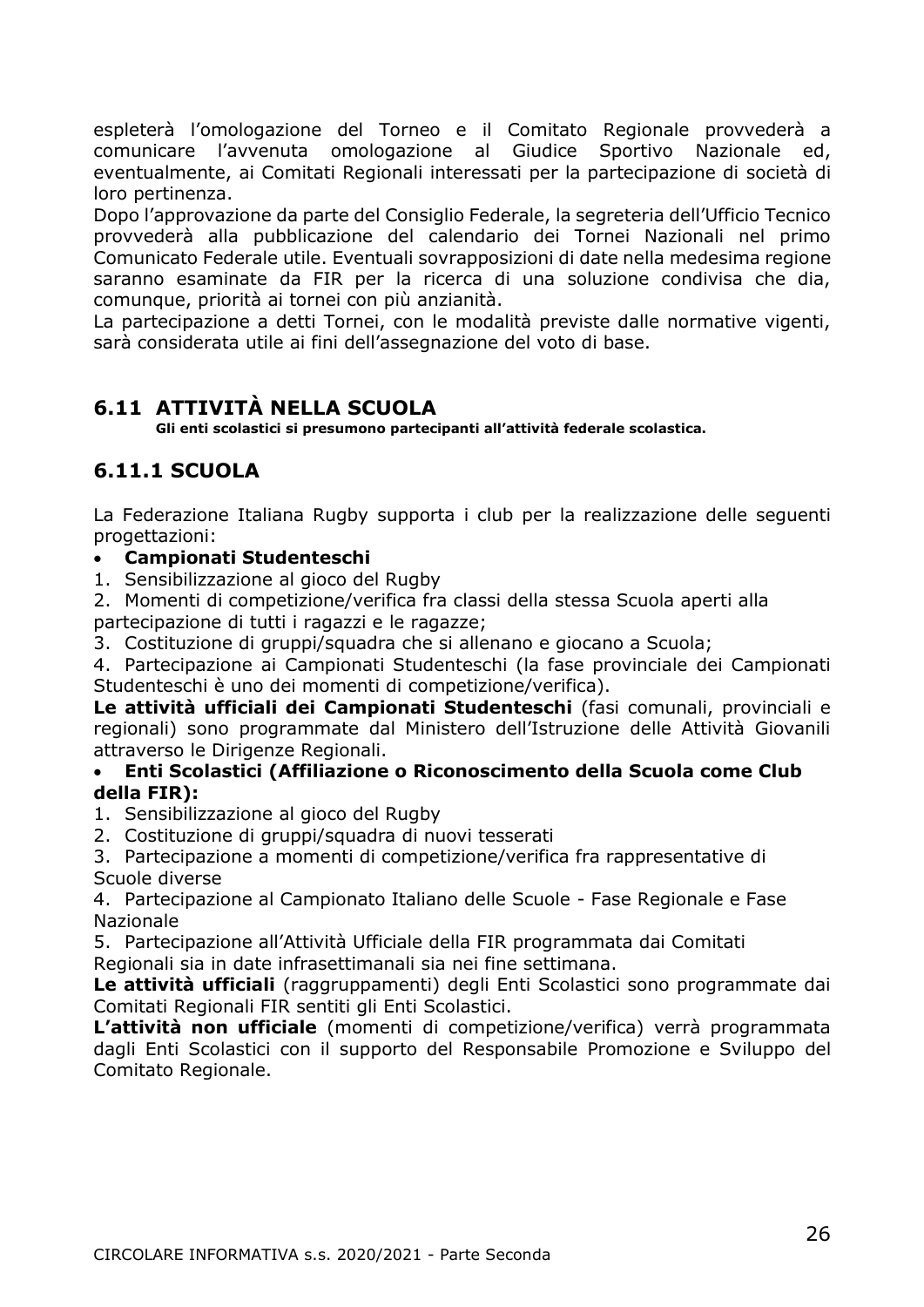espleterà l'omologazione del Torneo e il Comitato Regionale provvederà a comunicare l'avvenuta omologazione al Giudice Sportivo Nazionale ed, eventualmente, ai Comitati Regionali interessati per la partecipazione di società di loro pertinenza.
Dopo l'approvazione da parte del Consiglio Federale, la segreteria dell'Ufficio Tecnico provvederà alla pubblicazione del calendario dei Tornei Nazionali nel primo Comunicato Federale utile. Eventuali sovrapposizioni di date nella medesima regione saranno esaminate da FIR per la ricerca di una soluzione condivisa che dia, comunque, priorità ai tornei con più anzianità.
La partecipazione a detti Tornei, con le modalità previste dalle normative vigenti, sarà considerata utile ai fini dell'assegnazione del voto di base.

## 6.11 ATTIVITÀ NELLA SCUOLA

**Gli enti scolastici si presumono partecipanti all'attività federale scolastica.**

## 6.11.1 SCUOLA

La Federazione Italiana Rugby supporta i club per la realizzazione delle seguenti progettazioni:

- **Campionati Studenteschi**

1. Sensibilizzazione al gioco del Rugby
2. Momenti di competizione/verifica fra classi della stessa Scuola aperti alla partecipazione di tutti i ragazzi e le ragazze;
3. Costituzione di gruppi/squadra che si allenano e giocano a Scuola;
4. Partecipazione ai Campionati Studenteschi (la fase provinciale dei Campionati Studenteschi è uno dei momenti di competizione/verifica).

**Le attività ufficiali dei Campionati Studenteschi** (fasi comunali, provinciali e regionali) sono programmate dal Ministero dell'Istruzione delle Attività Giovanili attraverso le Dirigenze Regionali.

- **Enti Scolastici (Affiliazione o Riconoscimento della Scuola come Club della FIR):**

1. Sensibilizzazione al gioco del Rugby
2. Costituzione di gruppi/squadra di nuovi tesserati
3. Partecipazione a momenti di competizione/verifica fra rappresentative di Scuole diverse
4. Partecipazione al Campionato Italiano delle Scuole - Fase Regionale e Fase Nazionale
5. Partecipazione all'Attività Ufficiale della FIR programmata dai Comitati Regionali sia in date infrasettimanali sia nei fine settimana.

**Le attività ufficiali** (raggruppamenti) degli Enti Scolastici sono programmate dai Comitati Regionali FIR sentiti gli Enti Scolastici.
**L'attività non ufficiale** (momenti di competizione/verifica) verrà programmata dagli Enti Scolastici con il supporto del Responsabile Promozione e Sviluppo del Comitato Regionale.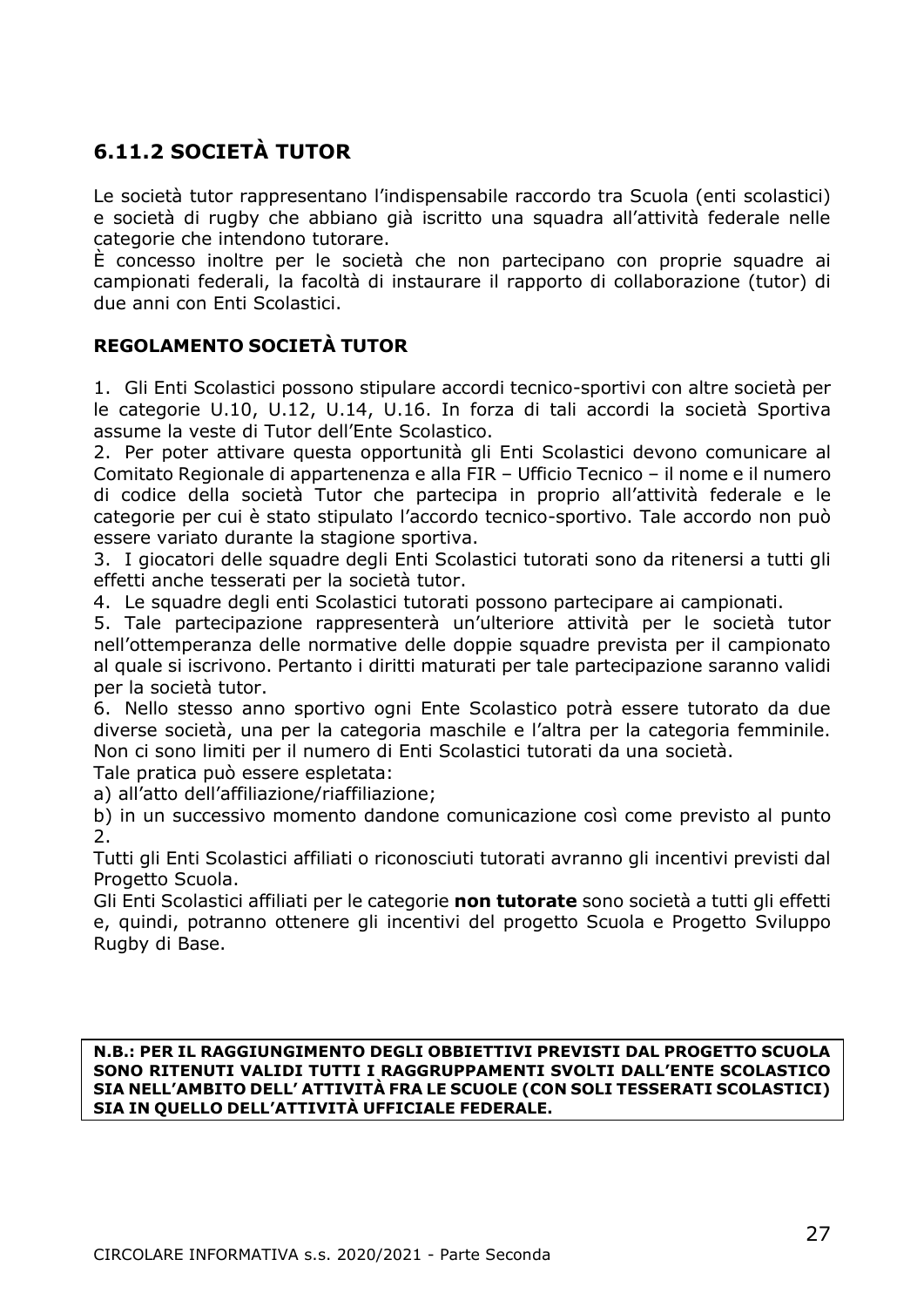## 6.11.2 SOCIETÀ TUTOR

Le società tutor rappresentano l'indispensabile raccordo tra Scuola (enti scolastici) e società di rugby che abbiano già iscritto una squadra all'attività federale nelle categorie che intendono tutorare.
È concesso inoltre per le società che non partecipano con proprie squadre ai campionati federali, la facoltà di instaurare il rapporto di collaborazione (tutor) di due anni con Enti Scolastici.

### REGOLAMENTO SOCIETÀ TUTOR

1. Gli Enti Scolastici possono stipulare accordi tecnico-sportivi con altre società per le categorie U.10, U.12, U.14, U.16. In forza di tali accordi la società Sportiva assume la veste di Tutor dell'Ente Scolastico.
2. Per poter attivare questa opportunità gli Enti Scolastici devono comunicare al Comitato Regionale di appartenenza e alla FIR – Ufficio Tecnico – il nome e il numero di codice della società Tutor che partecipa in proprio all'attività federale e le categorie per cui è stato stipulato l'accordo tecnico-sportivo. Tale accordo non può essere variato durante la stagione sportiva.
3. I giocatori delle squadre degli Enti Scolastici tutorati sono da ritenersi a tutti gli effetti anche tesserati per la società tutor.
4. Le squadre degli enti Scolastici tutorati possono partecipare ai campionati.
5. Tale partecipazione rappresenterà un'ulteriore attività per le società tutor nell'ottemperanza delle normative delle doppie squadre prevista per il campionato al quale si iscrivono. Pertanto i diritti maturati per tale partecipazione saranno validi per la società tutor.
6. Nello stesso anno sportivo ogni Ente Scolastico potrà essere tutorato da due diverse società, una per la categoria maschile e l'altra per la categoria femminile. Non ci sono limiti per il numero di Enti Scolastici tutorati da una società.

Tale pratica può essere espletata:

a) all'atto dell'affiliazione/riaffiliazione;

b) in un successivo momento dandone comunicazione così come previsto al punto 2.

Tutti gli Enti Scolastici affiliati o riconosciuti tutorati avranno gli incentivi previsti dal Progetto Scuola.

Gli Enti Scolastici affiliati per le categorie **non tutorate** sono società a tutti gli effetti e, quindi, potranno ottenere gli incentivi del progetto Scuola e Progetto Sviluppo Rugby di Base.

**N.B.: PER IL RAGGIUNGIMENTO DEGLI OBBIETTIVI PREVISTI DAL PROGETTO SCUOLA SONO RITENUTI VALIDI TUTTI I RAGGRUPPAMENTI SVOLTI DALL'ENTE SCOLASTICO SIA NELL'AMBITO DELL' ATTIVITÀ FRA LE SCUOLE (CON SOLI TESSERATI SCOLASTICI) SIA IN QUELLO DELL'ATTIVITÀ UFFICIALE FEDERALE.**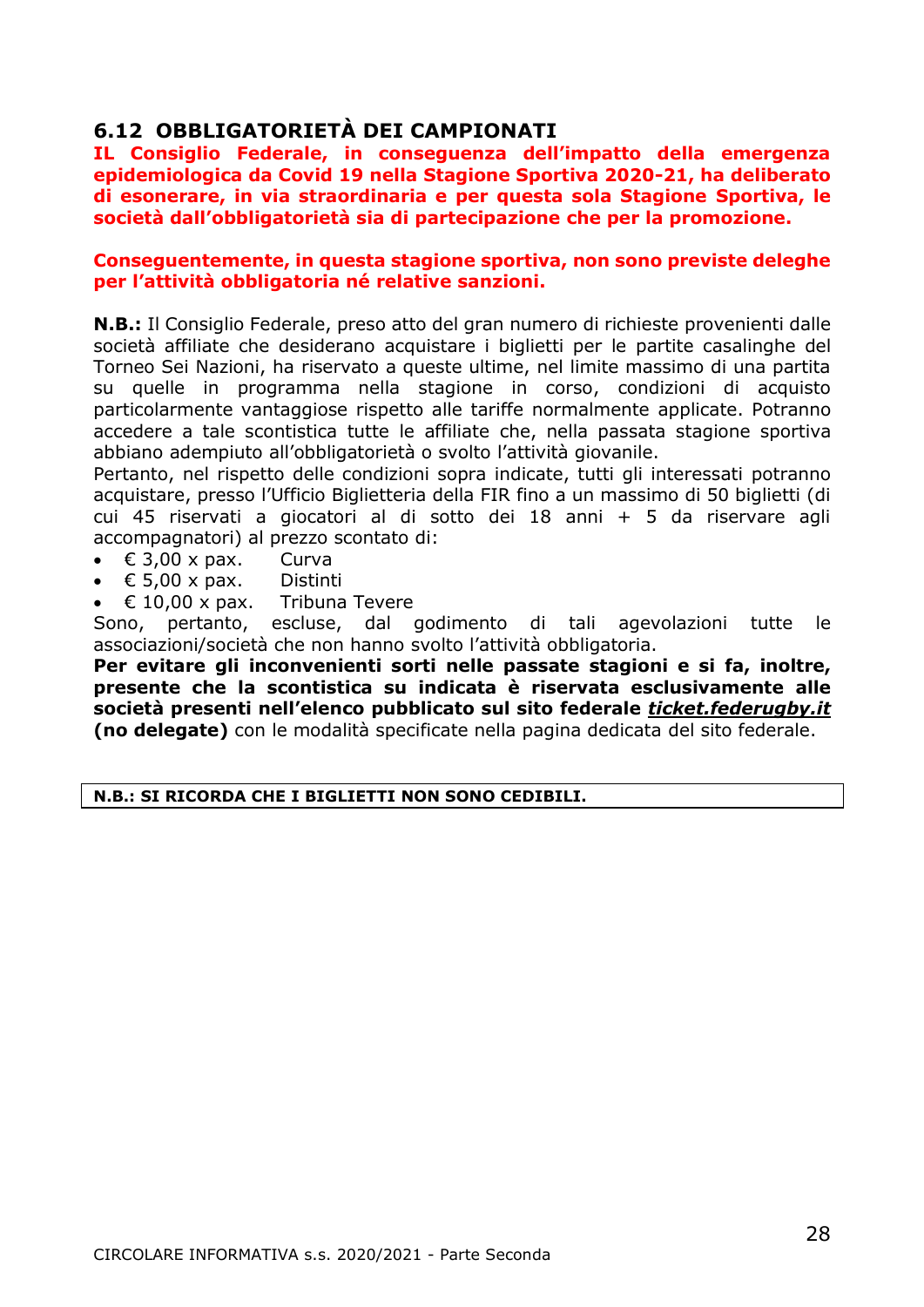## 6.12 OBBLIGATORIETÀ DEI CAMPIONATI

**IL Consiglio Federale, in conseguenza dell'impatto della emergenza epidemiologica da Covid 19 nella Stagione Sportiva 2020-21, ha deliberato di esonerare, in via straordinaria e per questa sola Stagione Sportiva, le società dall'obbligatorietà sia di partecipazione che per la promozione.**

**Conseguentemente, in questa stagione sportiva, non sono previste deleghe per l'attività obbligatoria né relative sanzioni.**

**N.B.:** Il Consiglio Federale, preso atto del gran numero di richieste provenienti dalle società affiliate che desiderano acquistare i biglietti per le partite casalinghe del Torneo Sei Nazioni, ha riservato a queste ultime, nel limite massimo di una partita su quelle in programma nella stagione in corso, condizioni di acquisto particolarmente vantaggiose rispetto alle tariffe normalmente applicate. Potranno accedere a tale scontistica tutte le affiliate che, nella passata stagione sportiva abbiano adempiuto all'obbligatorietà o svolto l'attività giovanile.
Pertanto, nel rispetto delle condizioni sopra indicate, tutti gli interessati potranno acquistare, presso l'Ufficio Biglietteria della FIR fino a un massimo di 50 biglietti (di cui 45 riservati a giocatori al di sotto dei 18 anni + 5 da riservare agli accompagnatori) al prezzo scontato di:

- € 3,00 x pax. Curva
- € 5,00 x pax. Distinti
- € 10,00 x pax. Tribuna Tevere

Sono, pertanto, escluse, dal godimento di tali agevolazioni tutte le associazioni/società che non hanno svolto l'attività obbligatoria.
**Per evitare gli inconvenienti sorti nelle passate stagioni e si fa, inoltre, presente che la scontistica su indicata è riservata esclusivamente alle società presenti nell'elenco pubblicato sul sito federale *ticket.federugby.it* (no delegate)** con le modalità specificate nella pagina dedicata del sito federale.

**N.B.: SI RICORDA CHE I BIGLIETTI NON SONO CEDIBILI.**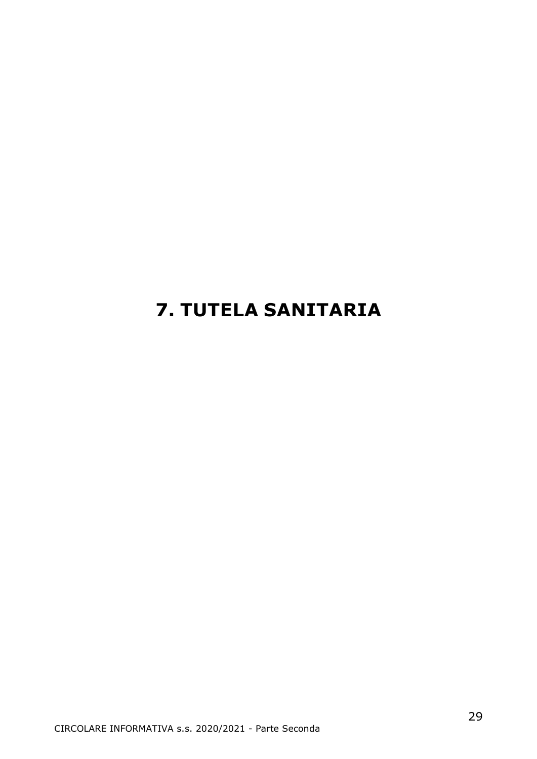# 7. TUTELA SANITARIA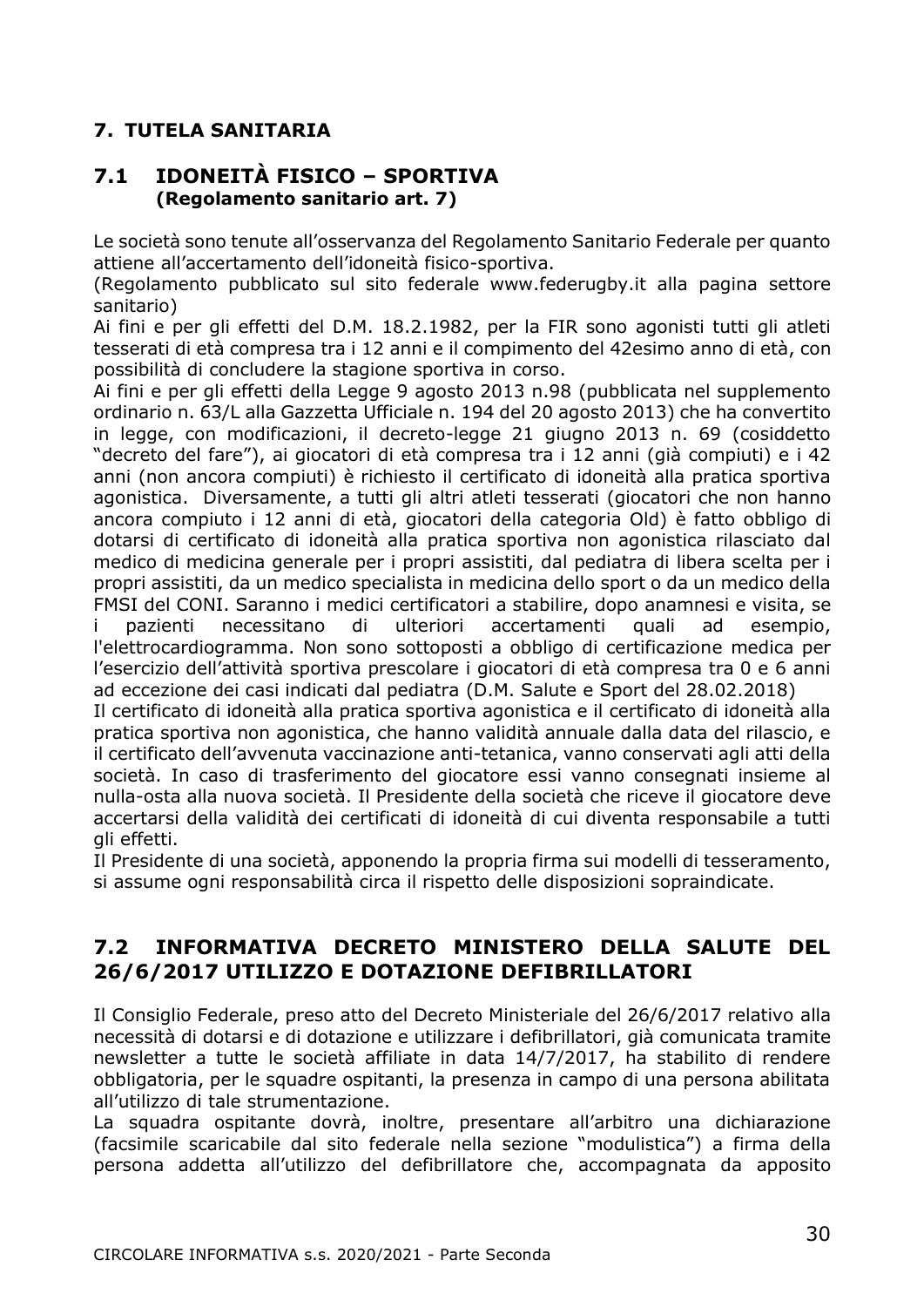## 7. TUTELA SANITARIA

### 7.1 IDONEITÀ FISICO – SPORTIVA
**(Regolamento sanitario art. 7)**

Le società sono tenute all'osservanza del Regolamento Sanitario Federale per quanto attiene all'accertamento dell'idoneità fisico-sportiva.
(Regolamento pubblicato sul sito federale www.federugby.it alla pagina settore sanitario)
Ai fini e per gli effetti del D.M. 18.2.1982, per la FIR sono agonisti tutti gli atleti tesserati di età compresa tra i 12 anni e il compimento del 42esimo anno di età, con possibilità di concludere la stagione sportiva in corso.
Ai fini e per gli effetti della Legge 9 agosto 2013 n.98 (pubblicata nel supplemento ordinario n. 63/L alla Gazzetta Ufficiale n. 194 del 20 agosto 2013) che ha convertito in legge, con modificazioni, il decreto-legge 21 giugno 2013 n. 69 (cosiddetto "decreto del fare"), ai giocatori di età compresa tra i 12 anni (già compiuti) e i 42 anni (non ancora compiuti) è richiesto il certificato di idoneità alla pratica sportiva agonistica. Diversamente, a tutti gli altri atleti tesserati (giocatori che non hanno ancora compiuto i 12 anni di età, giocatori della categoria Old) è fatto obbligo di dotarsi di certificato di idoneità alla pratica sportiva non agonistica rilasciato dal medico di medicina generale per i propri assistiti, dal pediatra di libera scelta per i propri assistiti, da un medico specialista in medicina dello sport o da un medico della FMSI del CONI. Saranno i medici certificatori a stabilire, dopo anamnesi e visita, se i pazienti necessitano di ulteriori accertamenti quali ad esempio, l'elettrocardiogramma. Non sono sottoposti a obbligo di certificazione medica per l'esercizio dell'attività sportiva prescolare i giocatori di età compresa tra 0 e 6 anni ad eccezione dei casi indicati dal pediatra (D.M. Salute e Sport del 28.02.2018)
Il certificato di idoneità alla pratica sportiva agonistica e il certificato di idoneità alla pratica sportiva non agonistica, che hanno validità annuale dalla data del rilascio, e il certificato dell'avvenuta vaccinazione anti-tetanica, vanno conservati agli atti della società. In caso di trasferimento del giocatore essi vanno consegnati insieme al nulla-osta alla nuova società. Il Presidente della società che riceve il giocatore deve accertarsi della validità dei certificati di idoneità di cui diventa responsabile a tutti gli effetti.
Il Presidente di una società, apponendo la propria firma sui modelli di tesseramento, si assume ogni responsabilità circa il rispetto delle disposizioni sopraindicate.

### 7.2 INFORMATIVA DECRETO MINISTERO DELLA SALUTE DEL 26/6/2017 UTILIZZO E DOTAZIONE DEFIBRILLATORI

Il Consiglio Federale, preso atto del Decreto Ministeriale del 26/6/2017 relativo alla necessità di dotarsi e di dotazione e utilizzare i defibrillatori, già comunicata tramite newsletter a tutte le società affiliate in data 14/7/2017, ha stabilito di rendere obbligatoria, per le squadre ospitanti, la presenza in campo di una persona abilitata all'utilizzo di tale strumentazione.
La squadra ospitante dovrà, inoltre, presentare all'arbitro una dichiarazione (facsimile scaricabile dal sito federale nella sezione "modulistica") a firma della persona addetta all'utilizzo del defibrillatore che, accompagnata da apposito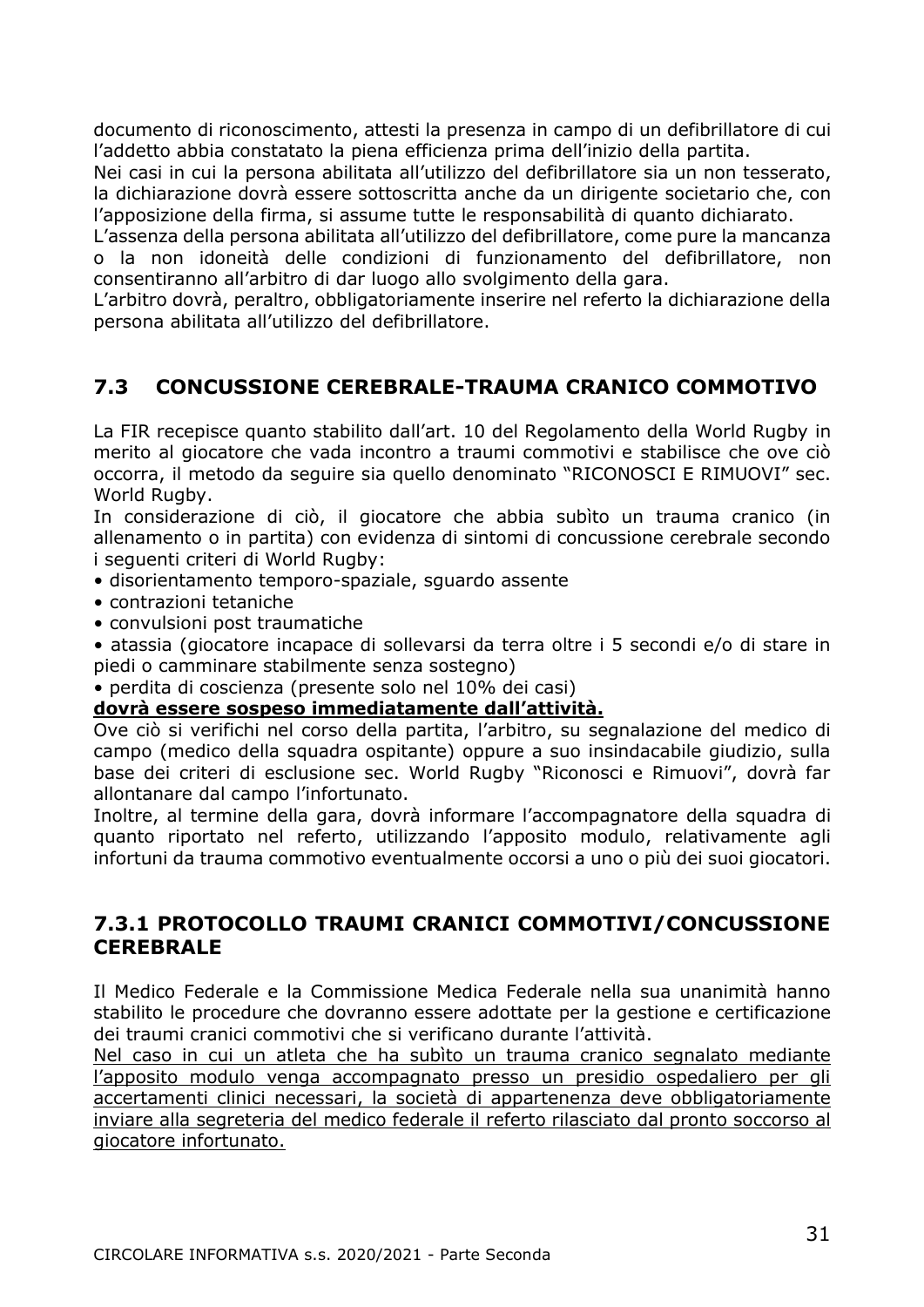documento di riconoscimento, attesti la presenza in campo di un defibrillatore di cui l'addetto abbia constatato la piena efficienza prima dell'inizio della partita.
Nei casi in cui la persona abilitata all'utilizzo del defibrillatore sia un non tesserato, la dichiarazione dovrà essere sottoscritta anche da un dirigente societario che, con l'apposizione della firma, si assume tutte le responsabilità di quanto dichiarato.
L'assenza della persona abilitata all'utilizzo del defibrillatore, come pure la mancanza o la non idoneità delle condizioni di funzionamento del defibrillatore, non consentiranno all'arbitro di dar luogo allo svolgimento della gara.
L'arbitro dovrà, peraltro, obbligatoriamente inserire nel referto la dichiarazione della persona abilitata all'utilizzo del defibrillatore.

## 7.3 CONCUSSIONE CEREBRALE-TRAUMA CRANICO COMMOTIVO

La FIR recepisce quanto stabilito dall'art. 10 del Regolamento della World Rugby in merito al giocatore che vada incontro a traumi commotivi e stabilisce che ove ciò occorra, il metodo da seguire sia quello denominato "RICONOSCI E RIMUOVI" sec. World Rugby.
In considerazione di ciò, il giocatore che abbia subìto un trauma cranico (in allenamento o in partita) con evidenza di sintomi di concussione cerebrale secondo i seguenti criteri di World Rugby:

- disorientamento temporo-spaziale, sguardo assente
- contrazioni tetaniche
- convulsioni post traumatiche
- atassia (giocatore incapace di sollevarsi da terra oltre i 5 secondi e/o di stare in piedi o camminare stabilmente senza sostegno)
- perdita di coscienza (presente solo nel 10% dei casi)

**dovrà essere sospeso immediatamente dall'attività.**
Ove ciò si verifichi nel corso della partita, l'arbitro, su segnalazione del medico di campo (medico della squadra ospitante) oppure a suo insindacabile giudizio, sulla base dei criteri di esclusione sec. World Rugby "Riconosci e Rimuovi", dovrà far allontanare dal campo l'infortunato.
Inoltre, al termine della gara, dovrà informare l'accompagnatore della squadra di quanto riportato nel referto, utilizzando l'apposito modulo, relativamente agli infortuni da trauma commotivo eventualmente occorsi a uno o più dei suoi giocatori.

### 7.3.1 PROTOCOLLO TRAUMI CRANICI COMMOTIVI/CONCUSSIONE CEREBRALE

Il Medico Federale e la Commissione Medica Federale nella sua unanimità hanno stabilito le procedure che dovranno essere adottate per la gestione e certificazione dei traumi cranici commotivi che si verificano durante l'attività.
Nel caso in cui un atleta che ha subìto un trauma cranico segnalato mediante l'apposito modulo venga accompagnato presso un presidio ospedaliero per gli accertamenti clinici necessari, la società di appartenenza deve obbligatoriamente inviare alla segreteria del medico federale il referto rilasciato dal pronto soccorso al giocatore infortunato.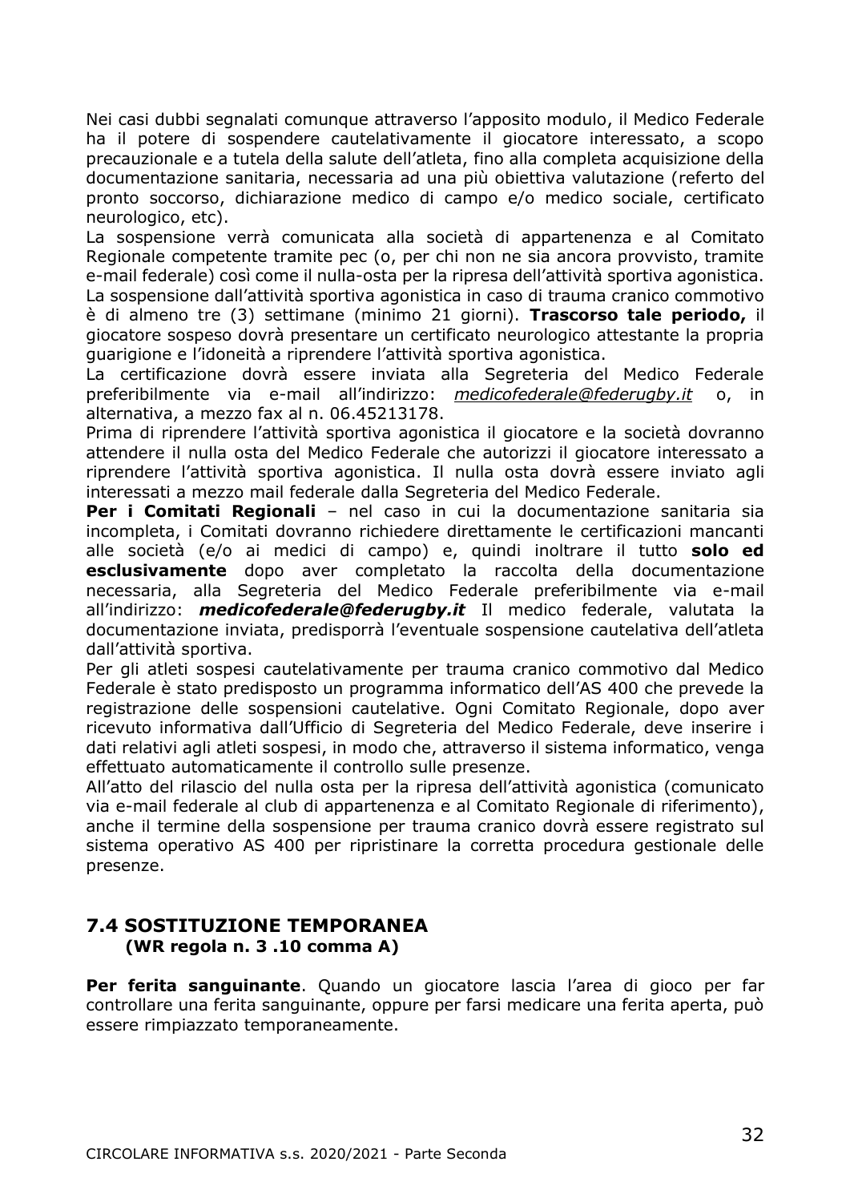Nei casi dubbi segnalati comunque attraverso l'apposito modulo, il Medico Federale ha il potere di sospendere cautelativamente il giocatore interessato, a scopo precauzionale e a tutela della salute dell'atleta, fino alla completa acquisizione della documentazione sanitaria, necessaria ad una più obiettiva valutazione (referto del pronto soccorso, dichiarazione medico di campo e/o medico sociale, certificato neurologico, etc).

La sospensione verrà comunicata alla società di appartenenza e al Comitato Regionale competente tramite pec (o, per chi non ne sia ancora provvisto, tramite e-mail federale) così come il nulla-osta per la ripresa dell'attività sportiva agonistica.

La sospensione dall'attività sportiva agonistica in caso di trauma cranico commotivo è di almeno tre (3) settimane (minimo 21 giorni). **Trascorso tale periodo,** il giocatore sospeso dovrà presentare un certificato neurologico attestante la propria guarigione e l'idoneità a riprendere l'attività sportiva agonistica.

La certificazione dovrà essere inviata alla Segreteria del Medico Federale preferibilmente via e-mail all'indirizzo: *medicofederale@federugby.it* o, in alternativa, a mezzo fax al n. 06.45213178.

Prima di riprendere l'attività sportiva agonistica il giocatore e la società dovranno attendere il nulla osta del Medico Federale che autorizzi il giocatore interessato a riprendere l'attività sportiva agonistica. Il nulla osta dovrà essere inviato agli interessati a mezzo mail federale dalla Segreteria del Medico Federale.

**Per i Comitati Regionali** – nel caso in cui la documentazione sanitaria sia incompleta, i Comitati dovranno richiedere direttamente le certificazioni mancanti alle società (e/o ai medici di campo) e, quindi inoltrare il tutto **solo ed esclusivamente** dopo aver completato la raccolta della documentazione necessaria, alla Segreteria del Medico Federale preferibilmente via e-mail all'indirizzo: ***medicofederale@federugby.it*** Il medico federale, valutata la documentazione inviata, predisporrà l'eventuale sospensione cautelativa dell'atleta dall'attività sportiva.

Per gli atleti sospesi cautelativamente per trauma cranico commotivo dal Medico Federale è stato predisposto un programma informatico dell'AS 400 che prevede la registrazione delle sospensioni cautelative. Ogni Comitato Regionale, dopo aver ricevuto informativa dall'Ufficio di Segreteria del Medico Federale, deve inserire i dati relativi agli atleti sospesi, in modo che, attraverso il sistema informatico, venga effettuato automaticamente il controllo sulle presenze.

All'atto del rilascio del nulla osta per la ripresa dell'attività agonistica (comunicato via e-mail federale al club di appartenenza e al Comitato Regionale di riferimento), anche il termine della sospensione per trauma cranico dovrà essere registrato sul sistema operativo AS 400 per ripristinare la corretta procedura gestionale delle presenze.

## 7.4 SOSTITUZIONE TEMPORANEA
**(WR regola n. 3 .10 comma A)**

**Per ferita sanguinante**. Quando un giocatore lascia l'area di gioco per far controllare una ferita sanguinante, oppure per farsi medicare una ferita aperta, può essere rimpiazzato temporaneamente.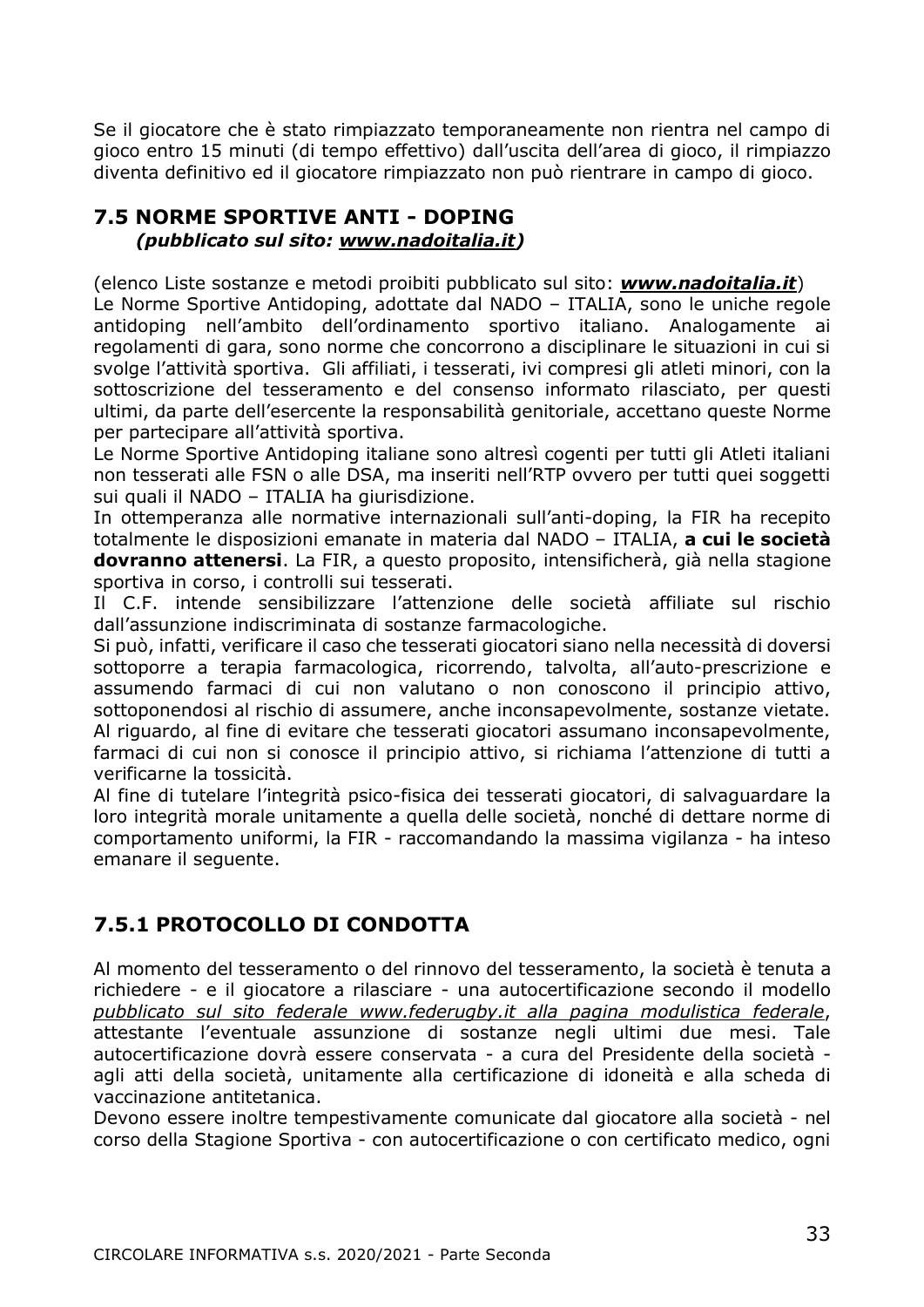Se il giocatore che è stato rimpiazzato temporaneamente non rientra nel campo di gioco entro 15 minuti (di tempo effettivo) dall'uscita dell'area di gioco, il rimpiazzo diventa definitivo ed il giocatore rimpiazzato non può rientrare in campo di gioco.

## 7.5 NORME SPORTIVE ANTI - DOPING
***(pubblicato sul sito: www.nadoitalia.it)***

(elenco Liste sostanze e metodi proibiti pubblicato sul sito: ***www.nadoitalia.it***)

Le Norme Sportive Antidoping, adottate dal NADO – ITALIA, sono le uniche regole antidoping nell'ambito dell'ordinamento sportivo italiano. Analogamente ai regolamenti di gara, sono norme che concorrono a disciplinare le situazioni in cui si svolge l'attività sportiva. Gli affiliati, i tesserati, ivi compresi gli atleti minori, con la sottoscrizione del tesseramento e del consenso informato rilasciato, per questi ultimi, da parte dell'esercente la responsabilità genitoriale, accettano queste Norme per partecipare all'attività sportiva.

Le Norme Sportive Antidoping italiane sono altresì cogenti per tutti gli Atleti italiani non tesserati alle FSN o alle DSA, ma inseriti nell'RTP ovvero per tutti quei soggetti sui quali il NADO – ITALIA ha giurisdizione.

In ottemperanza alle normative internazionali sull'anti-doping, la FIR ha recepito totalmente le disposizioni emanate in materia dal NADO – ITALIA, **a cui le società dovranno attenersi**. La FIR, a questo proposito, intensificherà, già nella stagione sportiva in corso, i controlli sui tesserati.

Il C.F. intende sensibilizzare l'attenzione delle società affiliate sul rischio dall'assunzione indiscriminata di sostanze farmacologiche.

Si può, infatti, verificare il caso che tesserati giocatori siano nella necessità di doversi sottoporre a terapia farmacologica, ricorrendo, talvolta, all'auto-prescrizione e assumendo farmaci di cui non valutano o non conoscono il principio attivo, sottoponendosi al rischio di assumere, anche inconsapevolmente, sostanze vietate.

Al riguardo, al fine di evitare che tesserati giocatori assumano inconsapevolmente, farmaci di cui non si conosce il principio attivo, si richiama l'attenzione di tutti a verificarne la tossicità.

Al fine di tutelare l'integrità psico-fisica dei tesserati giocatori, di salvaguardare la loro integrità morale unitamente a quella delle società, nonché di dettare norme di comportamento uniformi, la FIR - raccomandando la massima vigilanza - ha inteso emanare il seguente.

### 7.5.1 PROTOCOLLO DI CONDOTTA

Al momento del tesseramento o del rinnovo del tesseramento, la società è tenuta a richiedere - e il giocatore a rilasciare - una autocertificazione secondo il modello *pubblicato sul sito federale www.federugby.it alla pagina modulistica federale*, attestante l'eventuale assunzione di sostanze negli ultimi due mesi. Tale autocertificazione dovrà essere conservata - a cura del Presidente della società - agli atti della società, unitamente alla certificazione di idoneità e alla scheda di vaccinazione antitetanica.

Devono essere inoltre tempestivamente comunicate dal giocatore alla società - nel corso della Stagione Sportiva - con autocertificazione o con certificato medico, ogni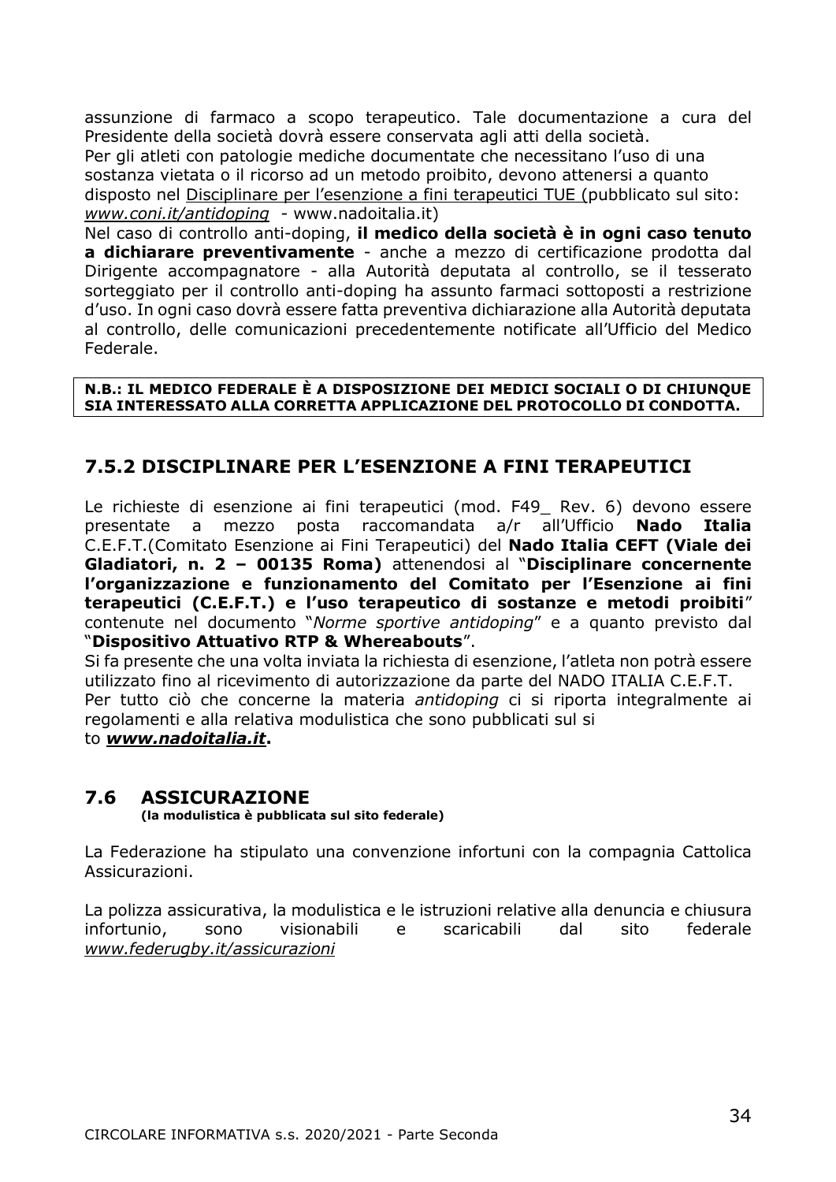assunzione di farmaco a scopo terapeutico. Tale documentazione a cura del Presidente della società dovrà essere conservata agli atti della società.
Per gli atleti con patologie mediche documentate che necessitano l'uso di una sostanza vietata o il ricorso ad un metodo proibito, devono attenersi a quanto disposto nel Disciplinare per l'esenzione a fini terapeutici TUE (pubblicato sul sito: *www.coni.it/antidoping* - www.nadoitalia.it)
Nel caso di controllo anti-doping, **il medico della società è in ogni caso tenuto a dichiarare preventivamente** - anche a mezzo di certificazione prodotta dal Dirigente accompagnatore - alla Autorità deputata al controllo, se il tesserato sorteggiato per il controllo anti-doping ha assunto farmaci sottoposti a restrizione d'uso. In ogni caso dovrà essere fatta preventiva dichiarazione alla Autorità deputata al controllo, delle comunicazioni precedentemente notificate all'Ufficio del Medico Federale.

**N.B.: IL MEDICO FEDERALE È A DISPOSIZIONE DEI MEDICI SOCIALI O DI CHIUNQUE SIA INTERESSATO ALLA CORRETTA APPLICAZIONE DEL PROTOCOLLO DI CONDOTTA.**

### 7.5.2 DISCIPLINARE PER L'ESENZIONE A FINI TERAPEUTICI

Le richieste di esenzione ai fini terapeutici (mod. F49_ Rev. 6) devono essere presentate a mezzo posta raccomandata a/r all'Ufficio **Nado Italia** C.E.F.T.(Comitato Esenzione ai Fini Terapeutici) del **Nado Italia CEFT (Viale dei Gladiatori, n. 2 – 00135 Roma)** attenendosi al "**Disciplinare concernente l'organizzazione e funzionamento del Comitato per l'Esenzione ai fini terapeutici (C.E.F.T.) e l'uso terapeutico di sostanze e metodi proibiti**" contenute nel documento "*Norme sportive antidoping*" e a quanto previsto dal "**Dispositivo Attuativo RTP & Whereabouts**".
Si fa presente che una volta inviata la richiesta di esenzione, l'atleta non potrà essere utilizzato fino al ricevimento di autorizzazione da parte del NADO ITALIA C.E.F.T.
Per tutto ciò che concerne la materia *antidoping* ci si riporta integralmente ai regolamenti e alla relativa modulistica che sono pubblicati sul sito ***www.nadoitalia.it*****.**

## 7.6 ASSICURAZIONE

**(la modulistica è pubblicata sul sito federale)**

La Federazione ha stipulato una convenzione infortuni con la compagnia Cattolica Assicurazioni.

La polizza assicurativa, la modulistica e le istruzioni relative alla denuncia e chiusura infortunio, sono visionabili e scaricabili dal sito federale *www.federugby.it/assicurazioni*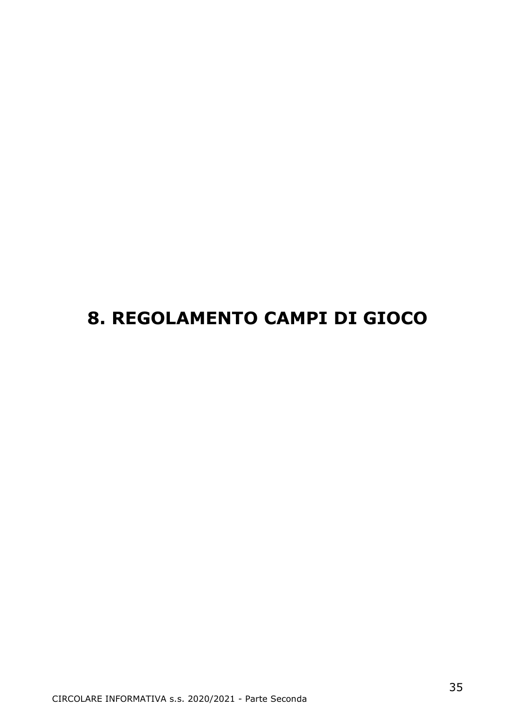# 8. REGOLAMENTO CAMPI DI GIOCO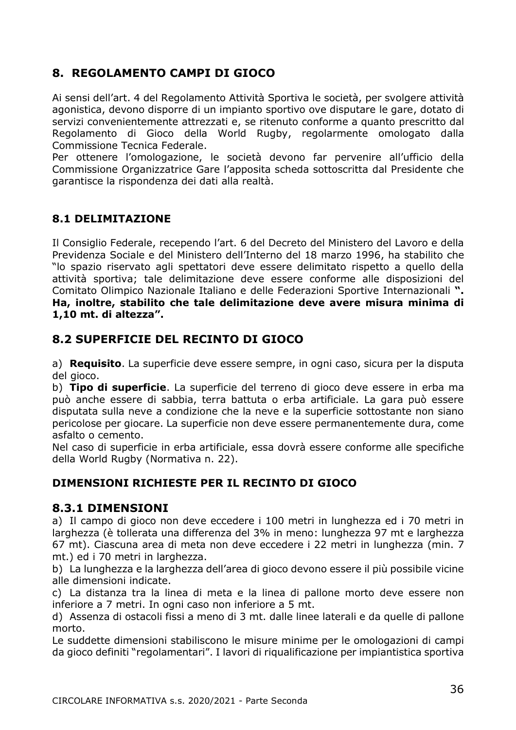## 8. REGOLAMENTO CAMPI DI GIOCO

Ai sensi dell'art. 4 del Regolamento Attività Sportiva le società, per svolgere attività agonistica, devono disporre di un impianto sportivo ove disputare le gare, dotato di servizi convenientemente attrezzati e, se ritenuto conforme a quanto prescritto dal Regolamento di Gioco della World Rugby, regolarmente omologato dalla Commissione Tecnica Federale.

Per ottenere l'omologazione, le società devono far pervenire all'ufficio della Commissione Organizzatrice Gare l'apposita scheda sottoscritta dal Presidente che garantisce la rispondenza dei dati alla realtà.

### 8.1 DELIMITAZIONE

Il Consiglio Federale, recependo l'art. 6 del Decreto del Ministero del Lavoro e della Previdenza Sociale e del Ministero dell'Interno del 18 marzo 1996, ha stabilito che "lo spazio riservato agli spettatori deve essere delimitato rispetto a quello della attività sportiva; tale delimitazione deve essere conforme alle disposizioni del Comitato Olimpico Nazionale Italiano e delle Federazioni Sportive Internazionali **". Ha, inoltre, stabilito che tale delimitazione deve avere misura minima di 1,10 mt. di altezza".**

### 8.2 SUPERFICIE DEL RECINTO DI GIOCO

a) **Requisito**. La superficie deve essere sempre, in ogni caso, sicura per la disputa del gioco.

b) **Tipo di superficie**. La superficie del terreno di gioco deve essere in erba ma può anche essere di sabbia, terra battuta o erba artificiale. La gara può essere disputata sulla neve a condizione che la neve e la superficie sottostante non siano pericolose per giocare. La superficie non deve essere permanentemente dura, come asfalto o cemento.

Nel caso di superficie in erba artificiale, essa dovrà essere conforme alle specifiche della World Rugby (Normativa n. 22).

### DIMENSIONI RICHIESTE PER IL RECINTO DI GIOCO

### 8.3.1 DIMENSIONI

a) Il campo di gioco non deve eccedere i 100 metri in lunghezza ed i 70 metri in larghezza (è tollerata una differenza del 3% in meno: lunghezza 97 mt e larghezza 67 mt). Ciascuna area di meta non deve eccedere i 22 metri in lunghezza (min. 7 mt.) ed i 70 metri in larghezza.

b) La lunghezza e la larghezza dell'area di gioco devono essere il più possibile vicine alle dimensioni indicate.

c) La distanza tra la linea di meta e la linea di pallone morto deve essere non inferiore a 7 metri. In ogni caso non inferiore a 5 mt.

d) Assenza di ostacoli fissi a meno di 3 mt. dalle linee laterali e da quelle di pallone morto.

Le suddette dimensioni stabiliscono le misure minime per le omologazioni di campi da gioco definiti "regolamentari". I lavori di riqualificazione per impiantistica sportiva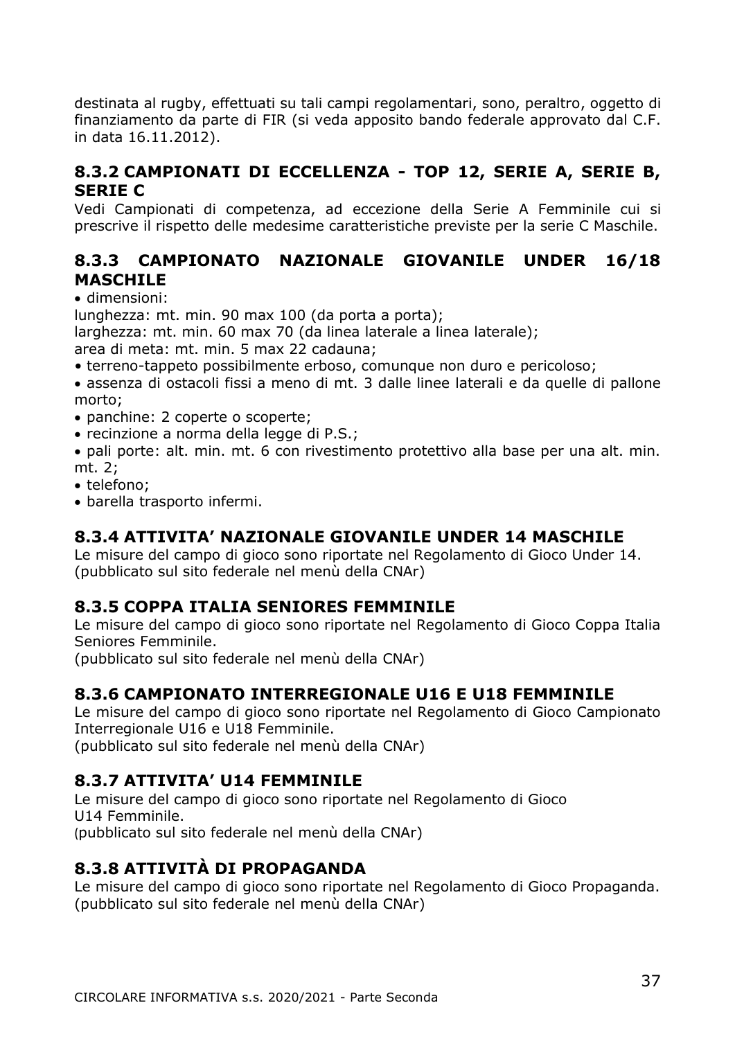destinata al rugby, effettuati su tali campi regolamentari, sono, peraltro, oggetto di finanziamento da parte di FIR (si veda apposito bando federale approvato dal C.F. in data 16.11.2012).

### 8.3.2 CAMPIONATI DI ECCELLENZA - TOP 12, SERIE A, SERIE B, SERIE C

Vedi Campionati di competenza, ad eccezione della Serie A Femminile cui si prescrive il rispetto delle medesime caratteristiche previste per la serie C Maschile.

### 8.3.3 CAMPIONATO NAZIONALE GIOVANILE UNDER 16/18 MASCHILE

- dimensioni:

lunghezza: mt. min. 90 max 100 (da porta a porta);
larghezza: mt. min. 60 max 70 (da linea laterale a linea laterale);
area di meta: mt. min. 5 max 22 cadauna;

- terreno-tappeto possibilmente erboso, comunque non duro e pericoloso;
- assenza di ostacoli fissi a meno di mt. 3 dalle linee laterali e da quelle di pallone morto;
- panchine: 2 coperte o scoperte;
- recinzione a norma della legge di P.S.;
- pali porte: alt. min. mt. 6 con rivestimento protettivo alla base per una alt. min. mt. 2;
- telefono;
- barella trasporto infermi.

### 8.3.4 ATTIVITA' NAZIONALE GIOVANILE UNDER 14 MASCHILE

Le misure del campo di gioco sono riportate nel Regolamento di Gioco Under 14.
(pubblicato sul sito federale nel menù della CNAr)

### 8.3.5 COPPA ITALIA SENIORES FEMMINILE

Le misure del campo di gioco sono riportate nel Regolamento di Gioco Coppa Italia Seniores Femminile.
(pubblicato sul sito federale nel menù della CNAr)

### 8.3.6 CAMPIONATO INTERREGIONALE U16 E U18 FEMMINILE

Le misure del campo di gioco sono riportate nel Regolamento di Gioco Campionato Interregionale U16 e U18 Femminile.
(pubblicato sul sito federale nel menù della CNAr)

### 8.3.7 ATTIVITA' U14 FEMMINILE

Le misure del campo di gioco sono riportate nel Regolamento di Gioco U14 Femminile.
(pubblicato sul sito federale nel menù della CNAr)

### 8.3.8 ATTIVITÀ DI PROPAGANDA

Le misure del campo di gioco sono riportate nel Regolamento di Gioco Propaganda.
(pubblicato sul sito federale nel menù della CNAr)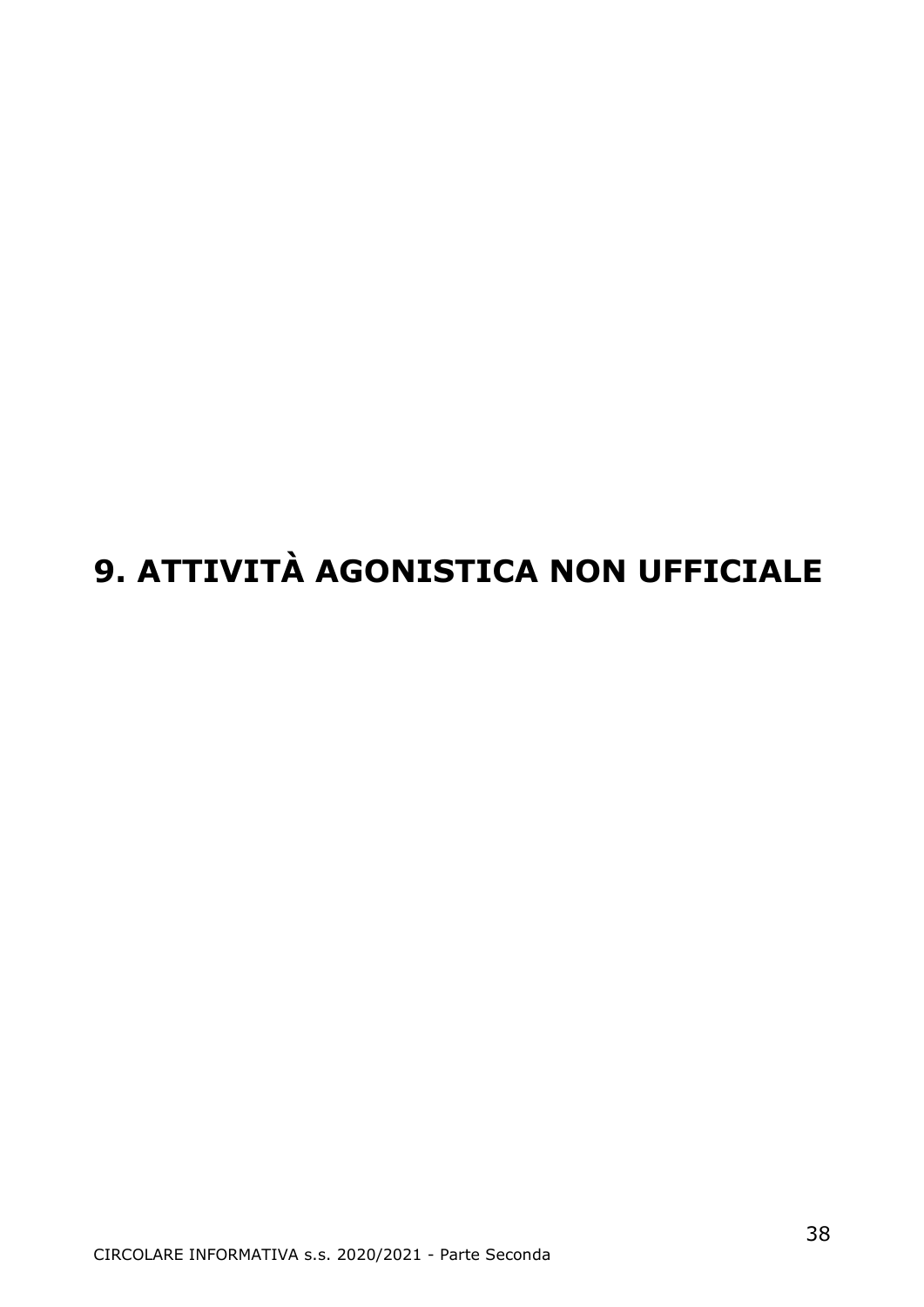# 9. ATTIVITÀ AGONISTICA NON UFFICIALE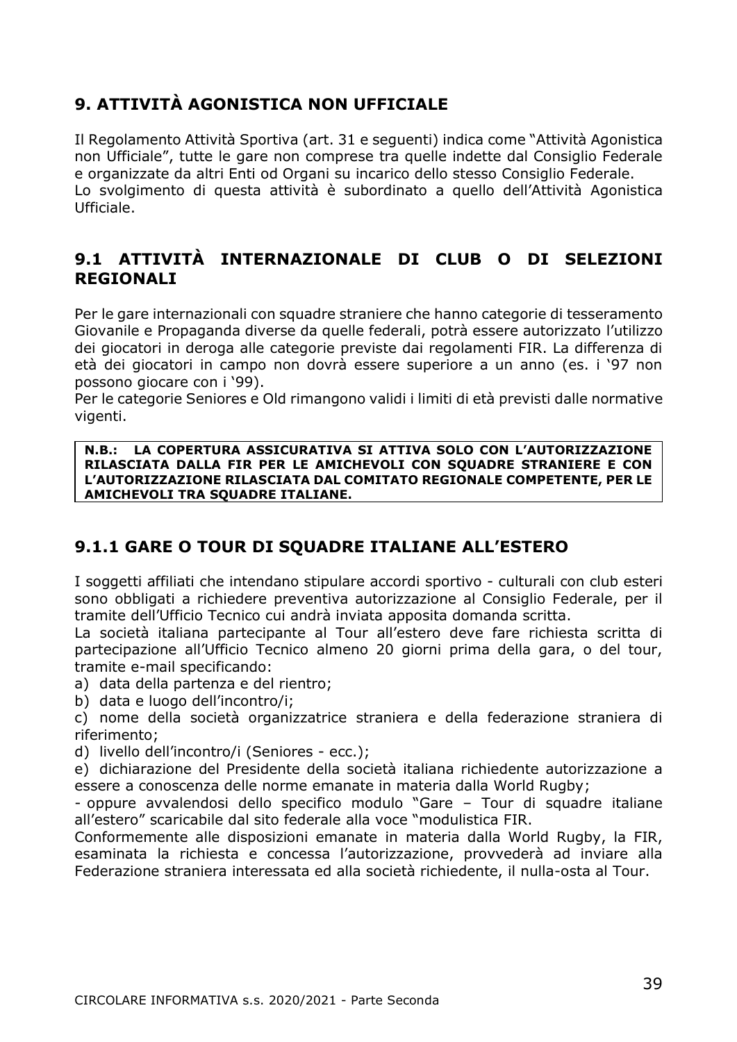## 9. ATTIVITÀ AGONISTICA NON UFFICIALE

Il Regolamento Attività Sportiva (art. 31 e seguenti) indica come "Attività Agonistica non Ufficiale", tutte le gare non comprese tra quelle indette dal Consiglio Federale e organizzate da altri Enti od Organi su incarico dello stesso Consiglio Federale.
Lo svolgimento di questa attività è subordinato a quello dell'Attività Agonistica Ufficiale.

## 9.1 ATTIVITÀ INTERNAZIONALE DI CLUB O DI SELEZIONI REGIONALI

Per le gare internazionali con squadre straniere che hanno categorie di tesseramento Giovanile e Propaganda diverse da quelle federali, potrà essere autorizzato l'utilizzo dei giocatori in deroga alle categorie previste dai regolamenti FIR. La differenza di età dei giocatori in campo non dovrà essere superiore a un anno (es. i '97 non possono giocare con i '99).
Per le categorie Seniores e Old rimangono validi i limiti di età previsti dalle normative vigenti.

**N.B.: LA COPERTURA ASSICURATIVA SI ATTIVA SOLO CON L'AUTORIZZAZIONE RILASCIATA DALLA FIR PER LE AMICHEVOLI CON SQUADRE STRANIERE E CON L'AUTORIZZAZIONE RILASCIATA DAL COMITATO REGIONALE COMPETENTE, PER LE AMICHEVOLI TRA SQUADRE ITALIANE.**

### 9.1.1 GARE O TOUR DI SQUADRE ITALIANE ALL'ESTERO

I soggetti affiliati che intendano stipulare accordi sportivo - culturali con club esteri sono obbligati a richiedere preventiva autorizzazione al Consiglio Federale, per il tramite dell'Ufficio Tecnico cui andrà inviata apposita domanda scritta.
La società italiana partecipante al Tour all'estero deve fare richiesta scritta di partecipazione all'Ufficio Tecnico almeno 20 giorni prima della gara, o del tour, tramite e-mail specificando:

a) data della partenza e del rientro;
b) data e luogo dell'incontro/i;
c) nome della società organizzatrice straniera e della federazione straniera di riferimento;
d) livello dell'incontro/i (Seniores - ecc.);
e) dichiarazione del Presidente della società italiana richiedente autorizzazione a essere a conoscenza delle norme emanate in materia dalla World Rugby;

- oppure avvalendosi dello specifico modulo "Gare – Tour di squadre italiane all'estero" scaricabile dal sito federale alla voce "modulistica FIR.

Conformemente alle disposizioni emanate in materia dalla World Rugby, la FIR, esaminata la richiesta e concessa l'autorizzazione, provvederà ad inviare alla Federazione straniera interessata ed alla società richiedente, il nulla-osta al Tour.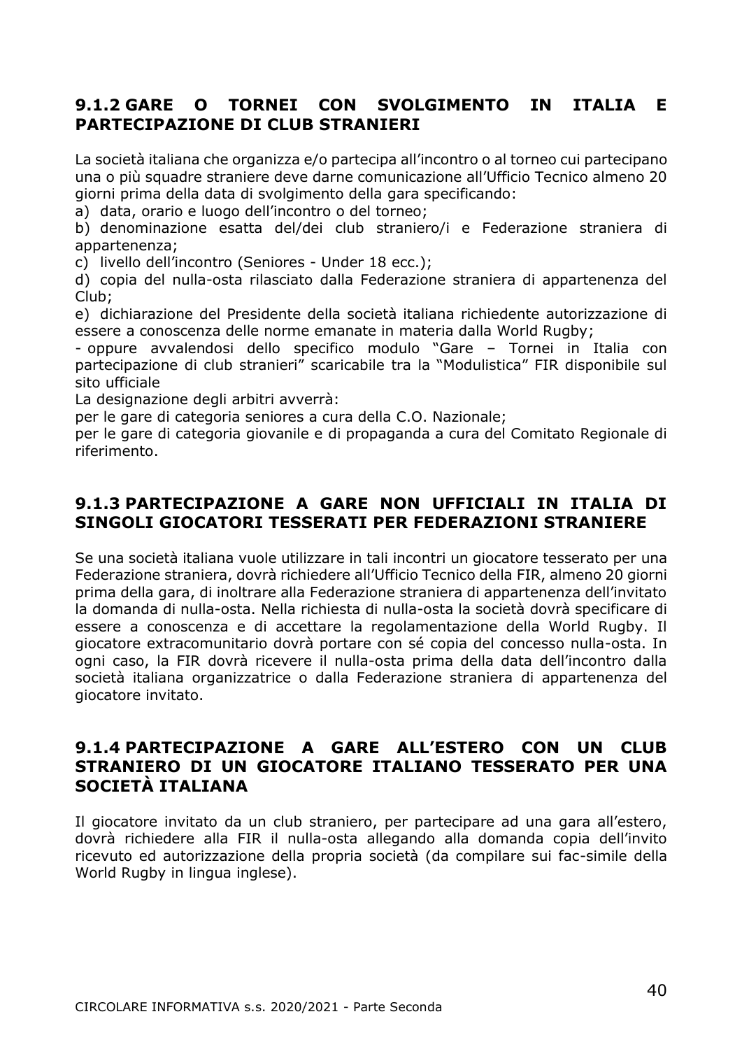### 9.1.2 GARE O TORNEI CON SVOLGIMENTO IN ITALIA E PARTECIPAZIONE DI CLUB STRANIERI

La società italiana che organizza e/o partecipa all'incontro o al torneo cui partecipano una o più squadre straniere deve darne comunicazione all'Ufficio Tecnico almeno 20 giorni prima della data di svolgimento della gara specificando:

a) data, orario e luogo dell'incontro o del torneo;

b) denominazione esatta del/dei club straniero/i e Federazione straniera di appartenenza;

c) livello dell'incontro (Seniores - Under 18 ecc.);

d) copia del nulla-osta rilasciato dalla Federazione straniera di appartenenza del Club;

e) dichiarazione del Presidente della società italiana richiedente autorizzazione di essere a conoscenza delle norme emanate in materia dalla World Rugby;

- oppure avvalendosi dello specifico modulo "Gare – Tornei in Italia con partecipazione di club stranieri" scaricabile tra la "Modulistica" FIR disponibile sul sito ufficiale

La designazione degli arbitri avverrà:

per le gare di categoria seniores a cura della C.O. Nazionale;

per le gare di categoria giovanile e di propaganda a cura del Comitato Regionale di riferimento.

### 9.1.3 PARTECIPAZIONE A GARE NON UFFICIALI IN ITALIA DI SINGOLI GIOCATORI TESSERATI PER FEDERAZIONI STRANIERE

Se una società italiana vuole utilizzare in tali incontri un giocatore tesserato per una Federazione straniera, dovrà richiedere all'Ufficio Tecnico della FIR, almeno 20 giorni prima della gara, di inoltrare alla Federazione straniera di appartenenza dell'invitato la domanda di nulla-osta. Nella richiesta di nulla-osta la società dovrà specificare di essere a conoscenza e di accettare la regolamentazione della World Rugby. Il giocatore extracomunitario dovrà portare con sé copia del concesso nulla-osta. In ogni caso, la FIR dovrà ricevere il nulla-osta prima della data dell'incontro dalla società italiana organizzatrice o dalla Federazione straniera di appartenenza del giocatore invitato.

### 9.1.4 PARTECIPAZIONE A GARE ALL'ESTERO CON UN CLUB STRANIERO DI UN GIOCATORE ITALIANO TESSERATO PER UNA SOCIETÀ ITALIANA

Il giocatore invitato da un club straniero, per partecipare ad una gara all'estero, dovrà richiedere alla FIR il nulla-osta allegando alla domanda copia dell'invito ricevuto ed autorizzazione della propria società (da compilare sui fac-simile della World Rugby in lingua inglese).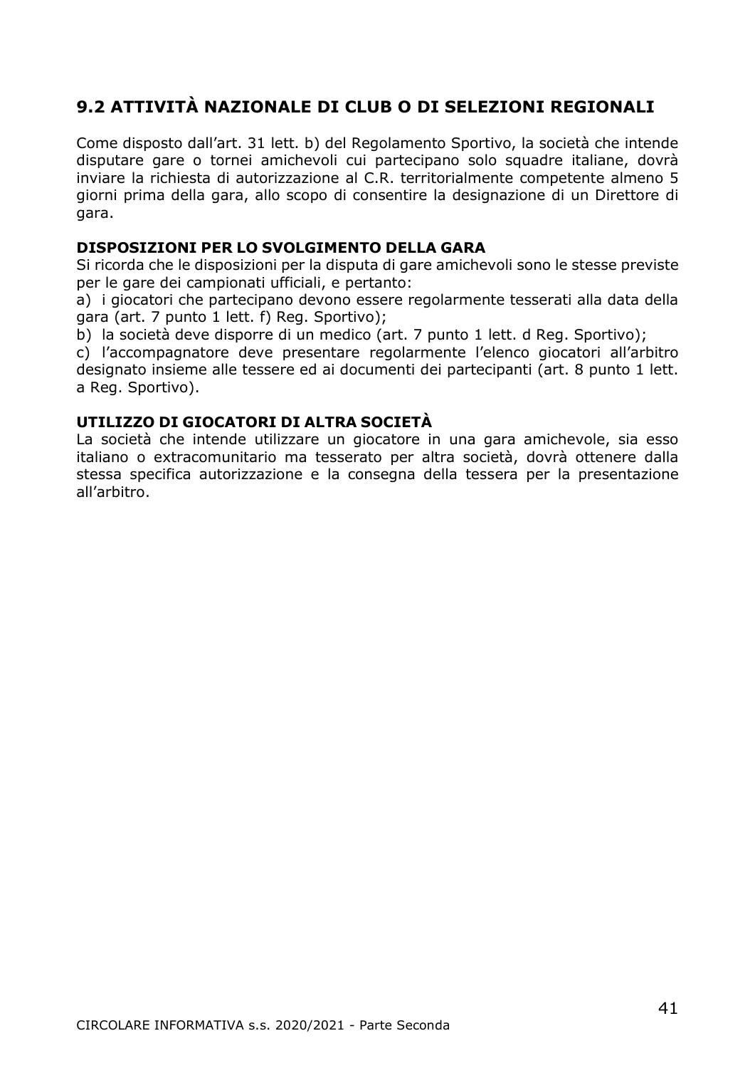## 9.2 ATTIVITÀ NAZIONALE DI CLUB O DI SELEZIONI REGIONALI

Come disposto dall'art. 31 lett. b) del Regolamento Sportivo, la società che intende disputare gare o tornei amichevoli cui partecipano solo squadre italiane, dovrà inviare la richiesta di autorizzazione al C.R. territorialmente competente almeno 5 giorni prima della gara, allo scopo di consentire la designazione di un Direttore di gara.

### DISPOSIZIONI PER LO SVOLGIMENTO DELLA GARA

Si ricorda che le disposizioni per la disputa di gare amichevoli sono le stesse previste per le gare dei campionati ufficiali, e pertanto:

a) i giocatori che partecipano devono essere regolarmente tesserati alla data della gara (art. 7 punto 1 lett. f) Reg. Sportivo);

b) la società deve disporre di un medico (art. 7 punto 1 lett. d Reg. Sportivo);

c) l'accompagnatore deve presentare regolarmente l'elenco giocatori all'arbitro designato insieme alle tessere ed ai documenti dei partecipanti (art. 8 punto 1 lett. a Reg. Sportivo).

### UTILIZZO DI GIOCATORI DI ALTRA SOCIETÀ

La società che intende utilizzare un giocatore in una gara amichevole, sia esso italiano o extracomunitario ma tesserato per altra società, dovrà ottenere dalla stessa specifica autorizzazione e la consegna della tessera per la presentazione all'arbitro.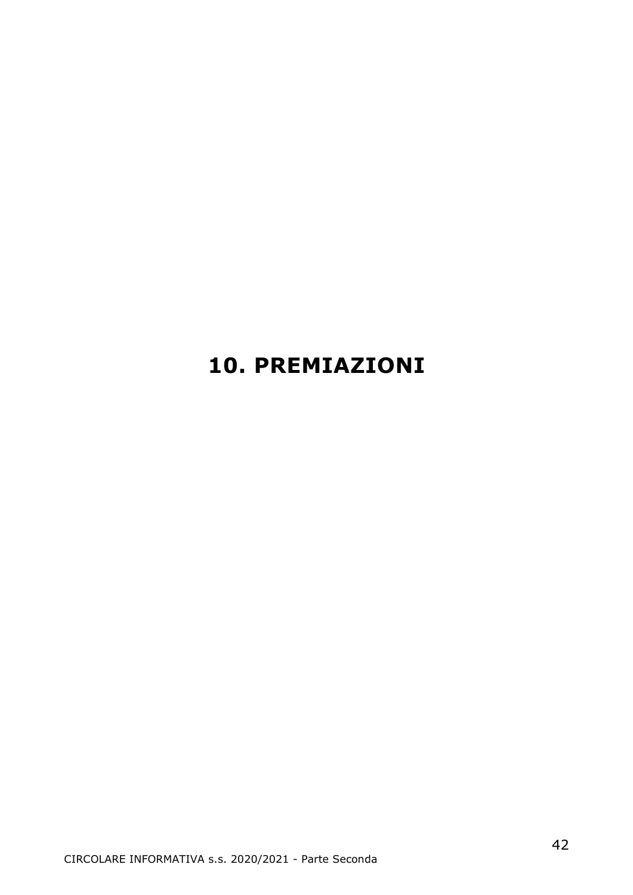# 10. PREMIAZIONI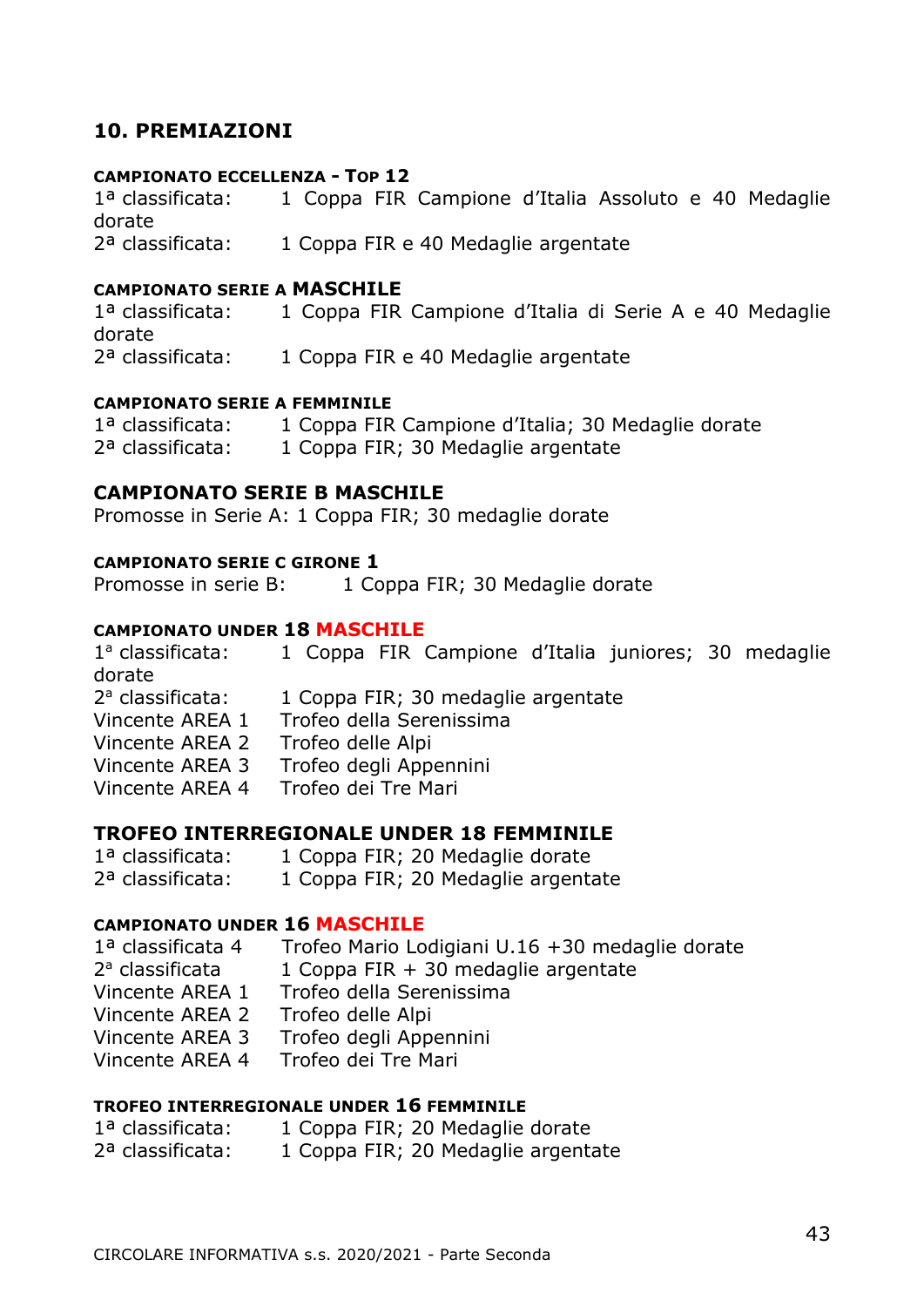## 10. PREMIAZIONI

### CAMPIONATO ECCELLENZA - TOP 12

1ª classificata: 1 Coppa FIR Campione d'Italia Assoluto e 40 Medaglie dorate
2ª classificata: 1 Coppa FIR e 40 Medaglie argentate

### CAMPIONATO SERIE A MASCHILE

1ª classificata: 1 Coppa FIR Campione d'Italia di Serie A e 40 Medaglie dorate
2ª classificata: 1 Coppa FIR e 40 Medaglie argentate

### CAMPIONATO SERIE A FEMMINILE

1ª classificata: 1 Coppa FIR Campione d'Italia; 30 Medaglie dorate
2ª classificata: 1 Coppa FIR; 30 Medaglie argentate

### CAMPIONATO SERIE B MASCHILE

Promosse in Serie A: 1 Coppa FIR; 30 medaglie dorate

### CAMPIONATO SERIE C GIRONE 1

Promosse in serie B: 1 Coppa FIR; 30 Medaglie dorate

### CAMPIONATO UNDER 18 MASCHILE

1ª classificata: 1 Coppa FIR Campione d'Italia juniores; 30 medaglie dorate
2ª classificata: 1 Coppa FIR; 30 medaglie argentate
Vincente AREA 1 Trofeo della Serenissima
Vincente AREA 2 Trofeo delle Alpi
Vincente AREA 3 Trofeo degli Appennini
Vincente AREA 4 Trofeo dei Tre Mari

### TROFEO INTERREGIONALE UNDER 18 FEMMINILE

1ª classificata: 1 Coppa FIR; 20 Medaglie dorate
2ª classificata: 1 Coppa FIR; 20 Medaglie argentate

### CAMPIONATO UNDER 16 MASCHILE

1ª classificata 4 Trofeo Mario Lodigiani U.16 +30 medaglie dorate
2ª classificata 1 Coppa FIR + 30 medaglie argentate
Vincente AREA 1 Trofeo della Serenissima
Vincente AREA 2 Trofeo delle Alpi
Vincente AREA 3 Trofeo degli Appennini
Vincente AREA 4 Trofeo dei Tre Mari

### TROFEO INTERREGIONALE UNDER 16 FEMMINILE

1ª classificata: 1 Coppa FIR; 20 Medaglie dorate
2ª classificata: 1 Coppa FIR; 20 Medaglie argentate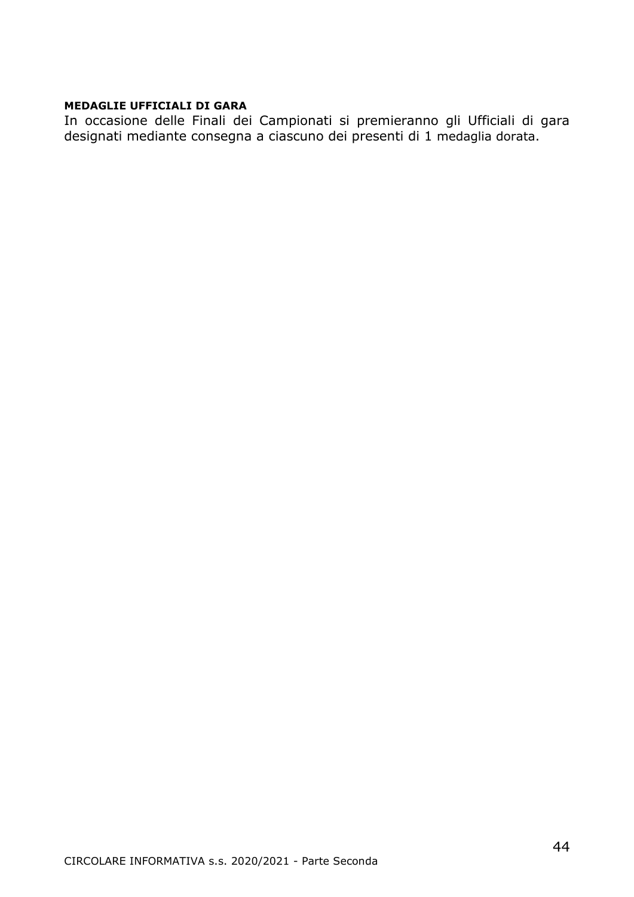**MEDAGLIE UFFICIALI DI GARA**

In occasione delle Finali dei Campionati si premieranno gli Ufficiali di gara designati mediante consegna a ciascuno dei presenti di 1 medaglia dorata.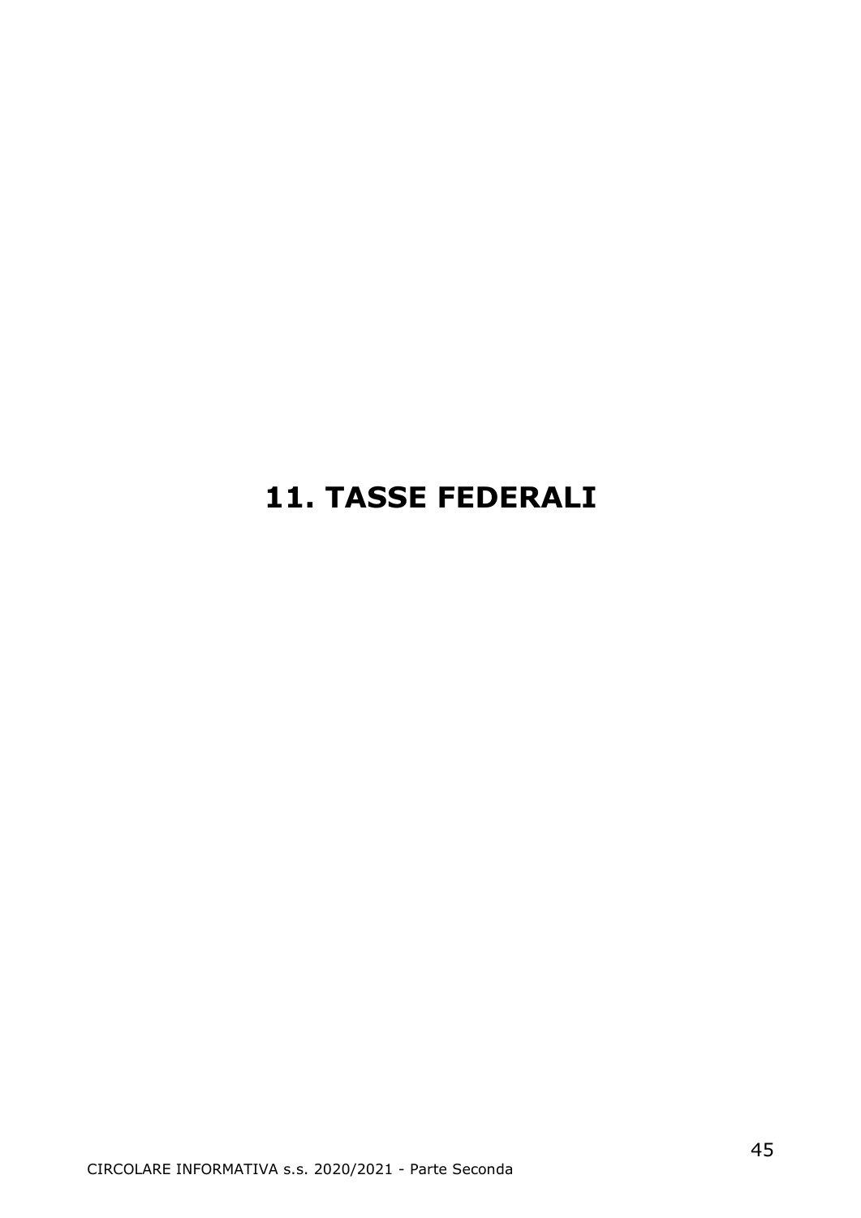# 11. TASSE FEDERALI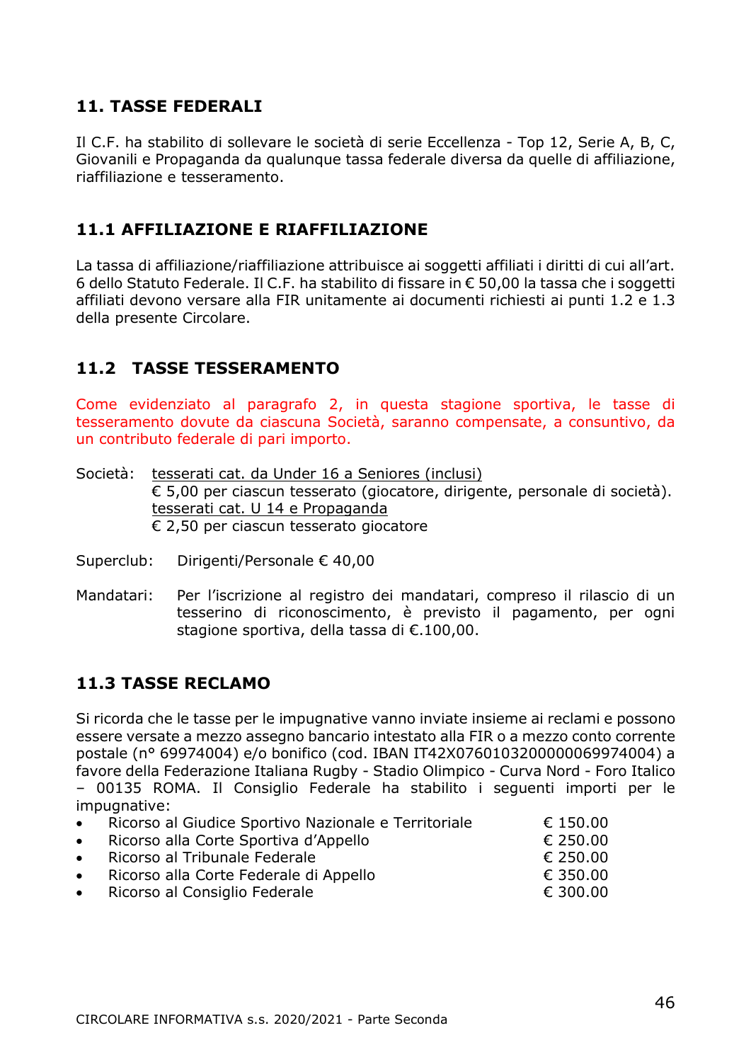## 11. TASSE FEDERALI

Il C.F. ha stabilito di sollevare le società di serie Eccellenza - Top 12, Serie A, B, C, Giovanili e Propaganda da qualunque tassa federale diversa da quelle di affiliazione, riaffiliazione e tesseramento.

## 11.1 AFFILIAZIONE E RIAFFILIAZIONE

La tassa di affiliazione/riaffiliazione attribuisce ai soggetti affiliati i diritti di cui all'art. 6 dello Statuto Federale. Il C.F. ha stabilito di fissare in € 50,00 la tassa che i soggetti affiliati devono versare alla FIR unitamente ai documenti richiesti ai punti 1.2 e 1.3 della presente Circolare.

## 11.2 TASSE TESSERAMENTO

Come evidenziato al paragrafo 2, in questa stagione sportiva, le tasse di tesseramento dovute da ciascuna Società, saranno compensate, a consuntivo, da un contributo federale di pari importo.

Società: tesserati cat. da Under 16 a Seniores (inclusi)
€ 5,00 per ciascun tesserato (giocatore, dirigente, personale di società).
tesserati cat. U 14 e Propaganda
€ 2,50 per ciascun tesserato giocatore

Superclub: Dirigenti/Personale € 40,00

Mandatari: Per l'iscrizione al registro dei mandatari, compreso il rilascio di un tesserino di riconoscimento, è previsto il pagamento, per ogni stagione sportiva, della tassa di €.100,00.

## 11.3 TASSE RECLAMO

Si ricorda che le tasse per le impugnative vanno inviate insieme ai reclami e possono essere versate a mezzo assegno bancario intestato alla FIR o a mezzo conto corrente postale (n° 69974004) e/o bonifico (cod. IBAN IT42X0760103200000069974004) a favore della Federazione Italiana Rugby - Stadio Olimpico - Curva Nord - Foro Italico – 00135 ROMA. Il Consiglio Federale ha stabilito i seguenti importi per le impugnative:

- Ricorso al Giudice Sportivo Nazionale e Territoriale € 150.00
- Ricorso alla Corte Sportiva d'Appello € 250.00
- Ricorso al Tribunale Federale € 250.00
- Ricorso alla Corte Federale di Appello € 350.00
- Ricorso al Consiglio Federale € 300.00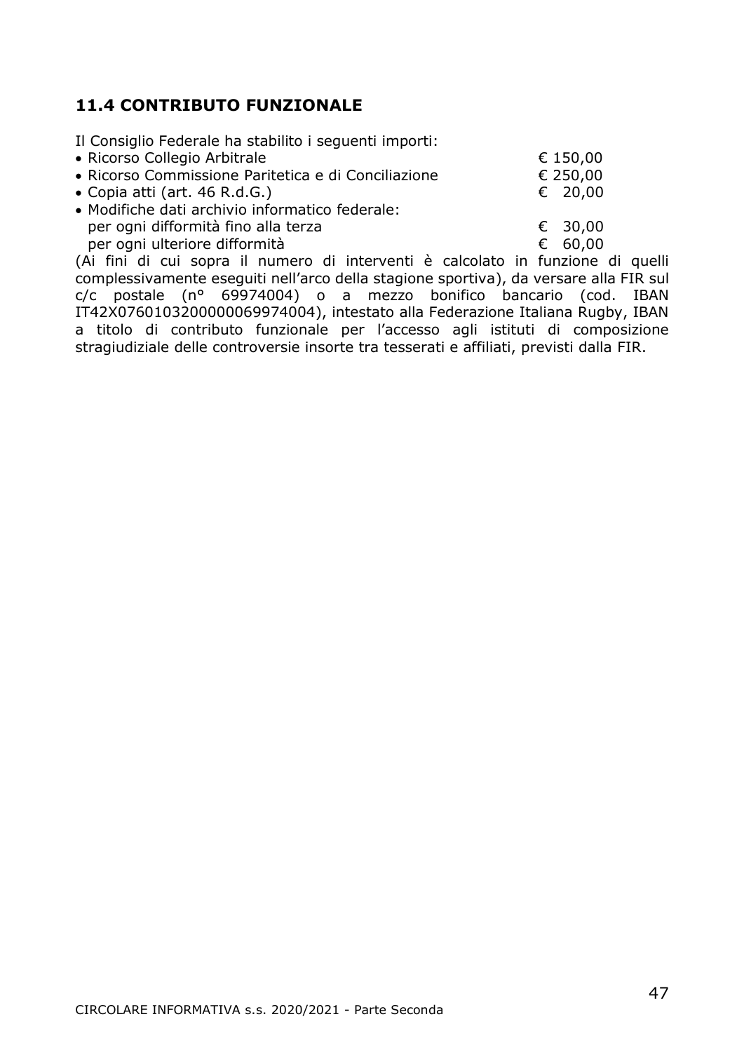## 11.4 CONTRIBUTO FUNZIONALE

Il Consiglio Federale ha stabilito i seguenti importi:

- Ricorso Collegio Arbitrale € 150,00
- Ricorso Commissione Paritetica e di Conciliazione € 250,00
- Copia atti (art. 46 R.d.G.) € 20,00
- Modifiche dati archivio informatico federale:
  per ogni difformità fino alla terza € 30,00
  per ogni ulteriore difformità € 60,00

(Ai fini di cui sopra il numero di interventi è calcolato in funzione di quelli complessivamente eseguiti nell'arco della stagione sportiva), da versare alla FIR sul c/c postale (n° 69974004) o a mezzo bonifico bancario (cod. IBAN IT42X0760103200000069974004), intestato alla Federazione Italiana Rugby, IBAN a titolo di contributo funzionale per l'accesso agli istituti di composizione stragiudiziale delle controversie insorte tra tesserati e affiliati, previsti dalla FIR.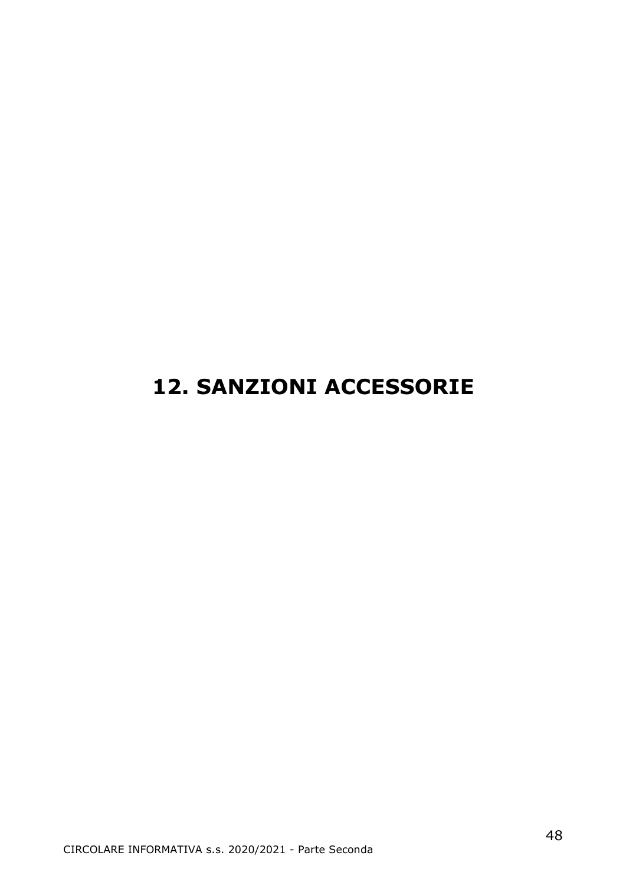# 12. SANZIONI ACCESSORIE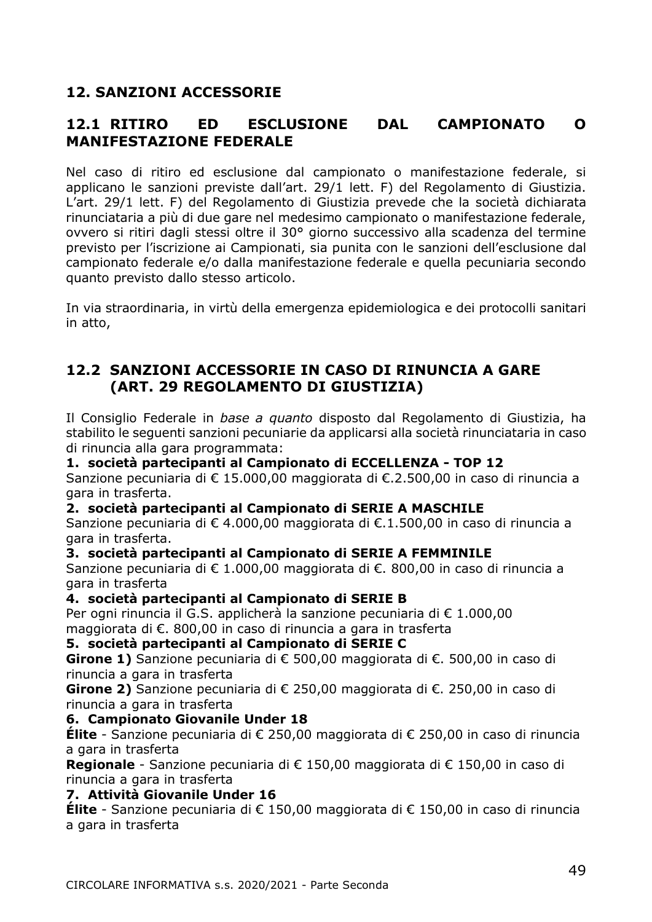## 12. SANZIONI ACCESSORIE

### 12.1 RITIRO ED ESCLUSIONE DAL CAMPIONATO O MANIFESTAZIONE FEDERALE

Nel caso di ritiro ed esclusione dal campionato o manifestazione federale, si applicano le sanzioni previste dall'art. 29/1 lett. F) del Regolamento di Giustizia. L'art. 29/1 lett. F) del Regolamento di Giustizia prevede che la società dichiarata rinunciataria a più di due gare nel medesimo campionato o manifestazione federale, ovvero si ritiri dagli stessi oltre il 30° giorno successivo alla scadenza del termine previsto per l'iscrizione ai Campionati, sia punita con le sanzioni dell'esclusione dal campionato federale e/o dalla manifestazione federale e quella pecuniaria secondo quanto previsto dallo stesso articolo.

In via straordinaria, in virtù della emergenza epidemiologica e dei protocolli sanitari in atto,

### 12.2 SANZIONI ACCESSORIE IN CASO DI RINUNCIA A GARE (ART. 29 REGOLAMENTO DI GIUSTIZIA)

Il Consiglio Federale in *base a quanto* disposto dal Regolamento di Giustizia, ha stabilito le seguenti sanzioni pecuniarie da applicarsi alla società rinunciataria in caso di rinuncia alla gara programmata:

**1. società partecipanti al Campionato di ECCELLENZA - TOP 12**
Sanzione pecuniaria di € 15.000,00 maggiorata di €.2.500,00 in caso di rinuncia a gara in trasferta.

**2. società partecipanti al Campionato di SERIE A MASCHILE**
Sanzione pecuniaria di € 4.000,00 maggiorata di €.1.500,00 in caso di rinuncia a gara in trasferta.

**3. società partecipanti al Campionato di SERIE A FEMMINILE**
Sanzione pecuniaria di € 1.000,00 maggiorata di €. 800,00 in caso di rinuncia a gara in trasferta

**4. società partecipanti al Campionato di SERIE B**
Per ogni rinuncia il G.S. applicherà la sanzione pecuniaria di € 1.000,00 maggiorata di €. 800,00 in caso di rinuncia a gara in trasferta

**5. società partecipanti al Campionato di SERIE C**
**Girone 1)** Sanzione pecuniaria di € 500,00 maggiorata di €. 500,00 in caso di rinuncia a gara in trasferta
**Girone 2)** Sanzione pecuniaria di € 250,00 maggiorata di €. 250,00 in caso di rinuncia a gara in trasferta

**6. Campionato Giovanile Under 18**
**Élite** - Sanzione pecuniaria di € 250,00 maggiorata di € 250,00 in caso di rinuncia a gara in trasferta
**Regionale** - Sanzione pecuniaria di € 150,00 maggiorata di € 150,00 in caso di rinuncia a gara in trasferta

**7. Attività Giovanile Under 16**
**Élite** - Sanzione pecuniaria di € 150,00 maggiorata di € 150,00 in caso di rinuncia a gara in trasferta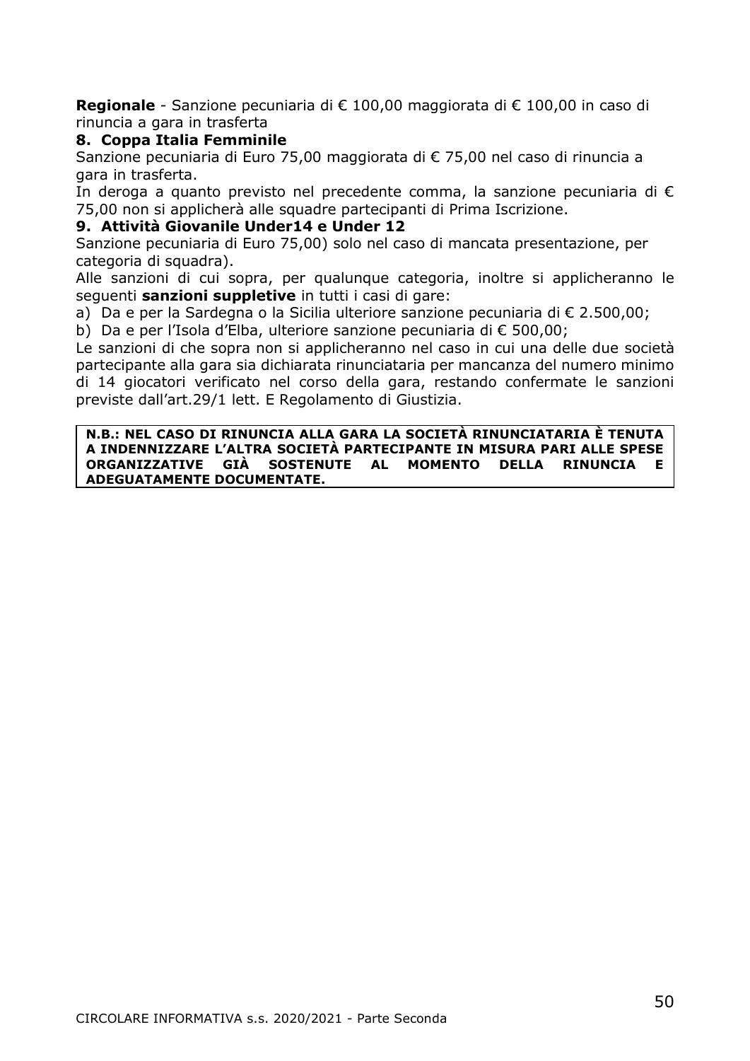**Regionale** - Sanzione pecuniaria di € 100,00 maggiorata di € 100,00 in caso di rinuncia a gara in trasferta

### 8. Coppa Italia Femminile

Sanzione pecuniaria di Euro 75,00 maggiorata di € 75,00 nel caso di rinuncia a gara in trasferta.

In deroga a quanto previsto nel precedente comma, la sanzione pecuniaria di € 75,00 non si applicherà alle squadre partecipanti di Prima Iscrizione.

### 9. Attività Giovanile Under14 e Under 12

Sanzione pecuniaria di Euro 75,00) solo nel caso di mancata presentazione, per categoria di squadra).

Alle sanzioni di cui sopra, per qualunque categoria, inoltre si applicheranno le seguenti **sanzioni suppletive** in tutti i casi di gare:

a) Da e per la Sardegna o la Sicilia ulteriore sanzione pecuniaria di € 2.500,00;
b) Da e per l'Isola d'Elba, ulteriore sanzione pecuniaria di € 500,00;

Le sanzioni di che sopra non si applicheranno nel caso in cui una delle due società partecipante alla gara sia dichiarata rinunciataria per mancanza del numero minimo di 14 giocatori verificato nel corso della gara, restando confermate le sanzioni previste dall'art.29/1 lett. E Regolamento di Giustizia.

**N.B.: NEL CASO DI RINUNCIA ALLA GARA LA SOCIETÀ RINUNCIATARIA È TENUTA A INDENNIZZARE L'ALTRA SOCIETÀ PARTECIPANTE IN MISURA PARI ALLE SPESE ORGANIZZATIVE GIÀ SOSTENUTE AL MOMENTO DELLA RINUNCIA E ADEGUATAMENTE DOCUMENTATE.**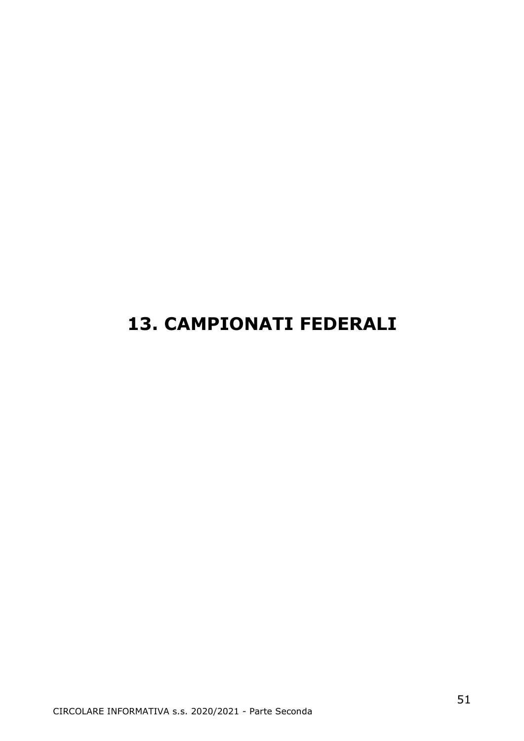# 13. CAMPIONATI FEDERALI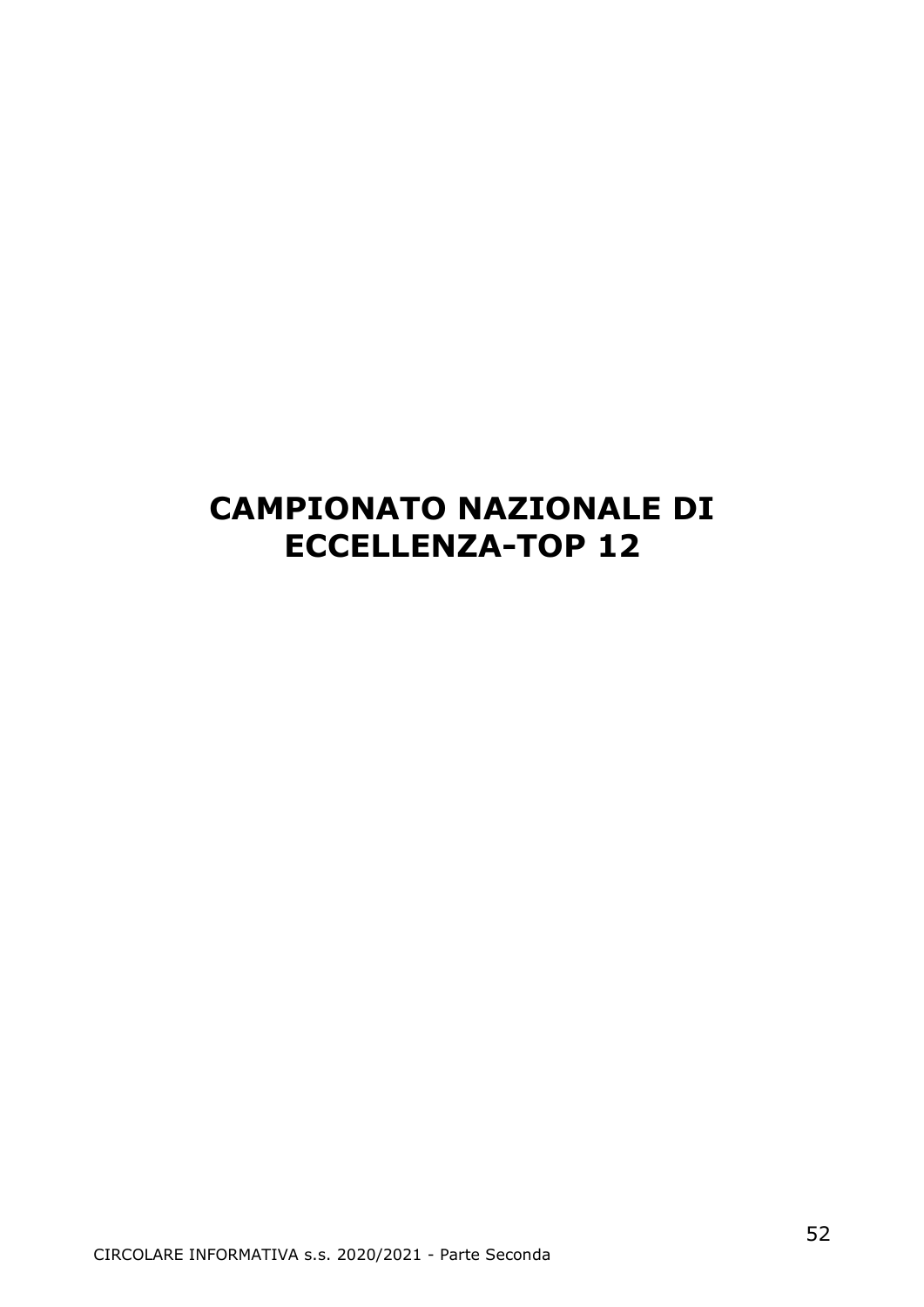# CAMPIONATO NAZIONALE DI ECCELLENZA-TOP 12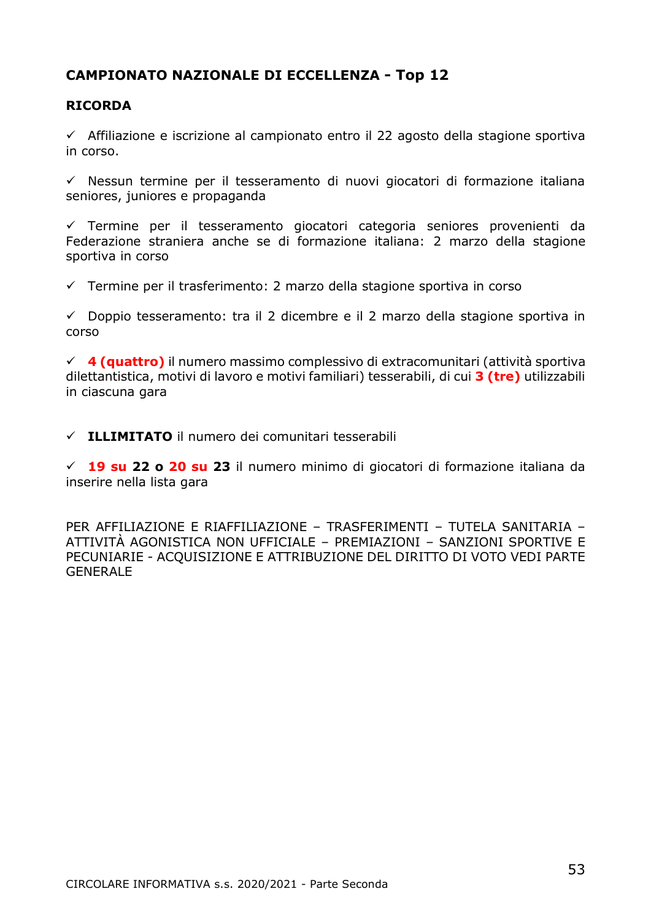## CAMPIONATO NAZIONALE DI ECCELLENZA - Top 12

### RICORDA

- ✓ Affiliazione e iscrizione al campionato entro il 22 agosto della stagione sportiva in corso.

- ✓ Nessun termine per il tesseramento di nuovi giocatori di formazione italiana seniores, juniores e propaganda

- ✓ Termine per il tesseramento giocatori categoria seniores provenienti da Federazione straniera anche se di formazione italiana: 2 marzo della stagione sportiva in corso

- ✓ Termine per il trasferimento: 2 marzo della stagione sportiva in corso

- ✓ Doppio tesseramento: tra il 2 dicembre e il 2 marzo della stagione sportiva in corso

- ✓ **4 (quattro)** il numero massimo complessivo di extracomunitari (attività sportiva dilettantistica, motivi di lavoro e motivi familiari) tesserabili, di cui **3 (tre)** utilizzabili in ciascuna gara

- ✓ **ILLIMITATO** il numero dei comunitari tesserabili

- ✓ **19 su 22 o 20 su 23** il numero minimo di giocatori di formazione italiana da inserire nella lista gara

PER AFFILIAZIONE E RIAFFILIAZIONE – TRASFERIMENTI – TUTELA SANITARIA – ATTIVITÀ AGONISTICA NON UFFICIALE – PREMIAZIONI – SANZIONI SPORTIVE E PECUNIARIE - ACQUISIZIONE E ATTRIBUZIONE DEL DIRITTO DI VOTO VEDI PARTE GENERALE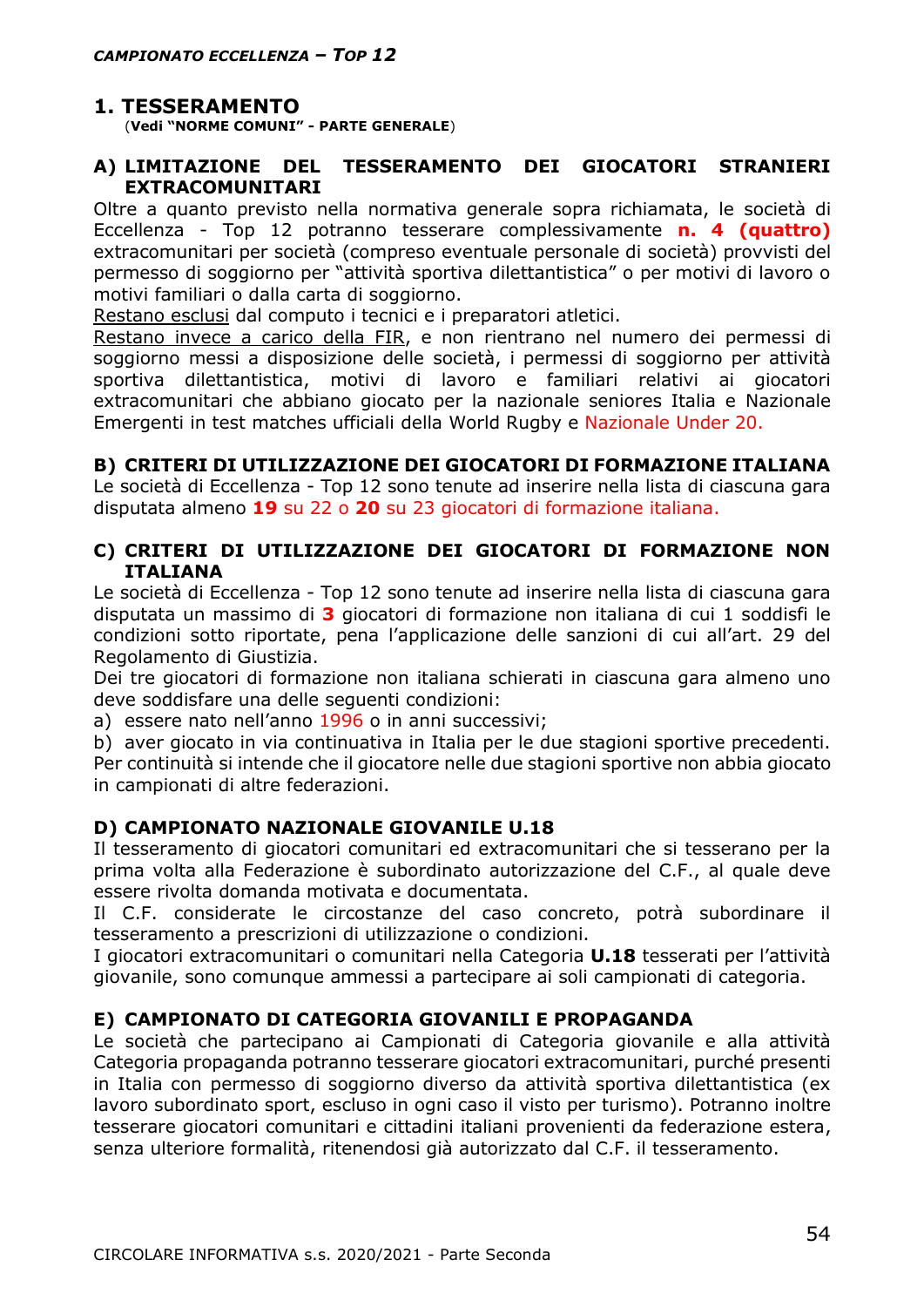## 1. TESSERAMENTO

(**Vedi "NORME COMUNI" - PARTE GENERALE**)

### A) LIMITAZIONE DEL TESSERAMENTO DEI GIOCATORI STRANIERI EXTRACOMUNITARI

Oltre a quanto previsto nella normativa generale sopra richiamata, le società di Eccellenza - Top 12 potranno tesserare complessivamente **n. 4 (quattro)** extracomunitari per società (compreso eventuale personale di società) provvisti del permesso di soggiorno per "attività sportiva dilettantistica" o per motivi di lavoro o motivi familiari o dalla carta di soggiorno.

Restano esclusi dal computo i tecnici e i preparatori atletici.

Restano invece a carico della FIR, e non rientrano nel numero dei permessi di soggiorno messi a disposizione delle società, i permessi di soggiorno per attività sportiva dilettantistica, motivi di lavoro e familiari relativi ai giocatori extracomunitari che abbiano giocato per la nazionale seniores Italia e Nazionale Emergenti in test matches ufficiali della World Rugby e Nazionale Under 20.

### B) CRITERI DI UTILIZZAZIONE DEI GIOCATORI DI FORMAZIONE ITALIANA

Le società di Eccellenza - Top 12 sono tenute ad inserire nella lista di ciascuna gara disputata almeno **19** su 22 o **20** su 23 giocatori di formazione italiana.

### C) CRITERI DI UTILIZZAZIONE DEI GIOCATORI DI FORMAZIONE NON ITALIANA

Le società di Eccellenza - Top 12 sono tenute ad inserire nella lista di ciascuna gara disputata un massimo di **3** giocatori di formazione non italiana di cui 1 soddisfi le condizioni sotto riportate, pena l'applicazione delle sanzioni di cui all'art. 29 del Regolamento di Giustizia.

Dei tre giocatori di formazione non italiana schierati in ciascuna gara almeno uno deve soddisfare una delle seguenti condizioni:

a) essere nato nell'anno 1996 o in anni successivi;

b) aver giocato in via continuativa in Italia per le due stagioni sportive precedenti. Per continuità si intende che il giocatore nelle due stagioni sportive non abbia giocato in campionati di altre federazioni.

### D) CAMPIONATO NAZIONALE GIOVANILE U.18

Il tesseramento di giocatori comunitari ed extracomunitari che si tesserano per la prima volta alla Federazione è subordinato autorizzazione del C.F., al quale deve essere rivolta domanda motivata e documentata.

Il C.F. considerate le circostanze del caso concreto, potrà subordinare il tesseramento a prescrizioni di utilizzazione o condizioni.

I giocatori extracomunitari o comunitari nella Categoria **U.18** tesserati per l'attività giovanile, sono comunque ammessi a partecipare ai soli campionati di categoria.

### E) CAMPIONATO DI CATEGORIA GIOVANILI E PROPAGANDA

Le società che partecipano ai Campionati di Categoria giovanile e alla attività Categoria propaganda potranno tesserare giocatori extracomunitari, purché presenti in Italia con permesso di soggiorno diverso da attività sportiva dilettantistica (ex lavoro subordinato sport, escluso in ogni caso il visto per turismo). Potranno inoltre tesserare giocatori comunitari e cittadini italiani provenienti da federazione estera, senza ulteriore formalità, ritenendosi già autorizzato dal C.F. il tesseramento.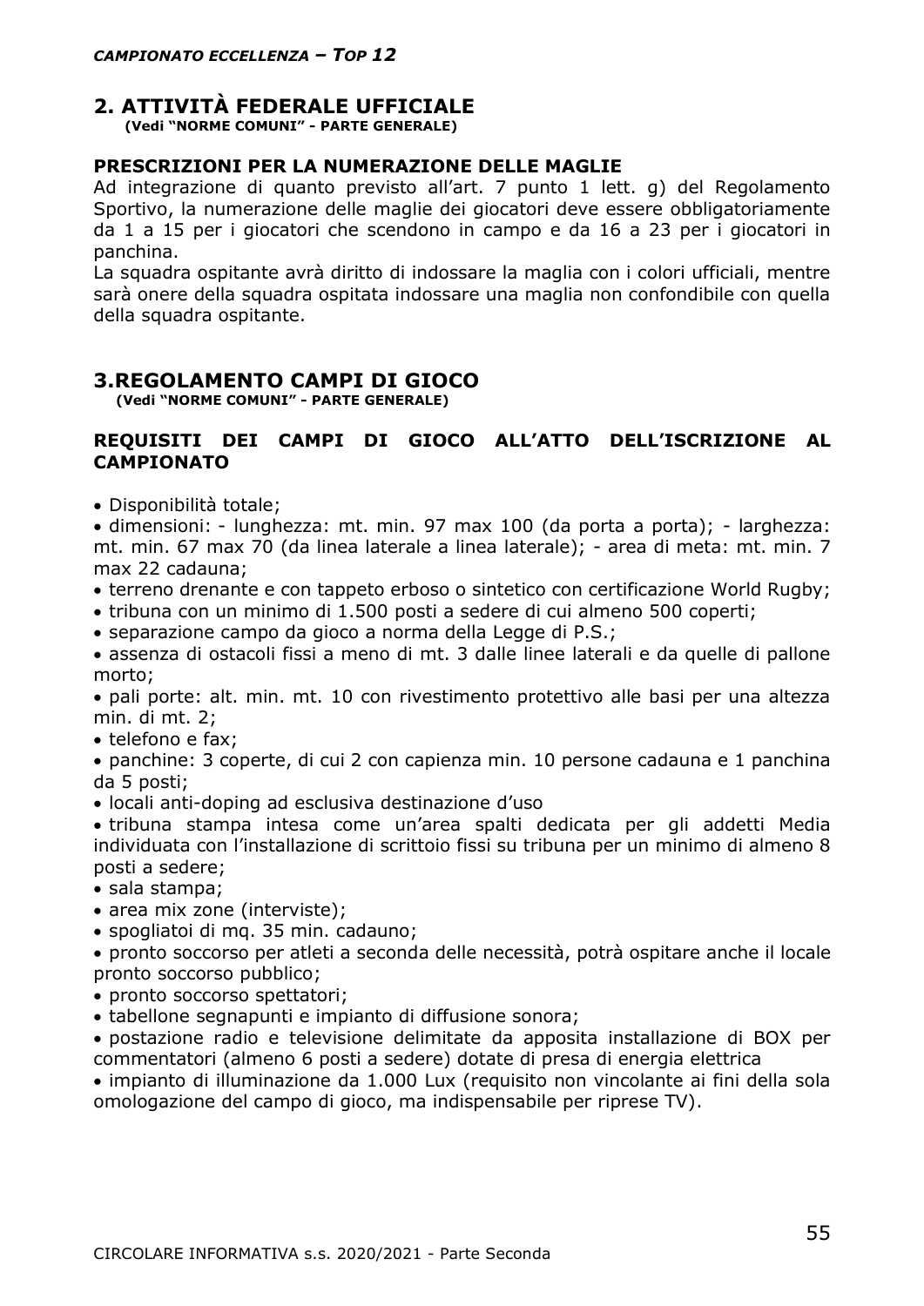## 2. ATTIVITÀ FEDERALE UFFICIALE

**(Vedi "NORME COMUNI" - PARTE GENERALE)**

### PRESCRIZIONI PER LA NUMERAZIONE DELLE MAGLIE

Ad integrazione di quanto previsto all'art. 7 punto 1 lett. g) del Regolamento Sportivo, la numerazione delle maglie dei giocatori deve essere obbligatoriamente da 1 a 15 per i giocatori che scendono in campo e da 16 a 23 per i giocatori in panchina.

La squadra ospitante avrà diritto di indossare la maglia con i colori ufficiali, mentre sarà onere della squadra ospitata indossare una maglia non confondibile con quella della squadra ospitante.

## 3.REGOLAMENTO CAMPI DI GIOCO

**(Vedi "NORME COMUNI" - PARTE GENERALE)**

### REQUISITI DEI CAMPI DI GIOCO ALL'ATTO DELL'ISCRIZIONE AL CAMPIONATO

- Disponibilità totale;
- dimensioni: - lunghezza: mt. min. 97 max 100 (da porta a porta); - larghezza: mt. min. 67 max 70 (da linea laterale a linea laterale); - area di meta: mt. min. 7 max 22 cadauna;
- terreno drenante e con tappeto erboso o sintetico con certificazione World Rugby;
- tribuna con un minimo di 1.500 posti a sedere di cui almeno 500 coperti;
- separazione campo da gioco a norma della Legge di P.S.;
- assenza di ostacoli fissi a meno di mt. 3 dalle linee laterali e da quelle di pallone morto;
- pali porte: alt. min. mt. 10 con rivestimento protettivo alle basi per una altezza min. di mt. 2;
- telefono e fax;
- panchine: 3 coperte, di cui 2 con capienza min. 10 persone cadauna e 1 panchina da 5 posti;
- locali anti-doping ad esclusiva destinazione d'uso
- tribuna stampa intesa come un'area spalti dedicata per gli addetti Media individuata con l'installazione di scrittoio fissi su tribuna per un minimo di almeno 8 posti a sedere;
- sala stampa;
- area mix zone (interviste);
- spogliatoi di mq. 35 min. cadauno;
- pronto soccorso per atleti a seconda delle necessità, potrà ospitare anche il locale pronto soccorso pubblico;
- pronto soccorso spettatori;
- tabellone segnapunti e impianto di diffusione sonora;
- postazione radio e televisione delimitate da apposita installazione di BOX per commentatori (almeno 6 posti a sedere) dotate di presa di energia elettrica
- impianto di illuminazione da 1.000 Lux (requisito non vincolante ai fini della sola omologazione del campo di gioco, ma indispensabile per riprese TV).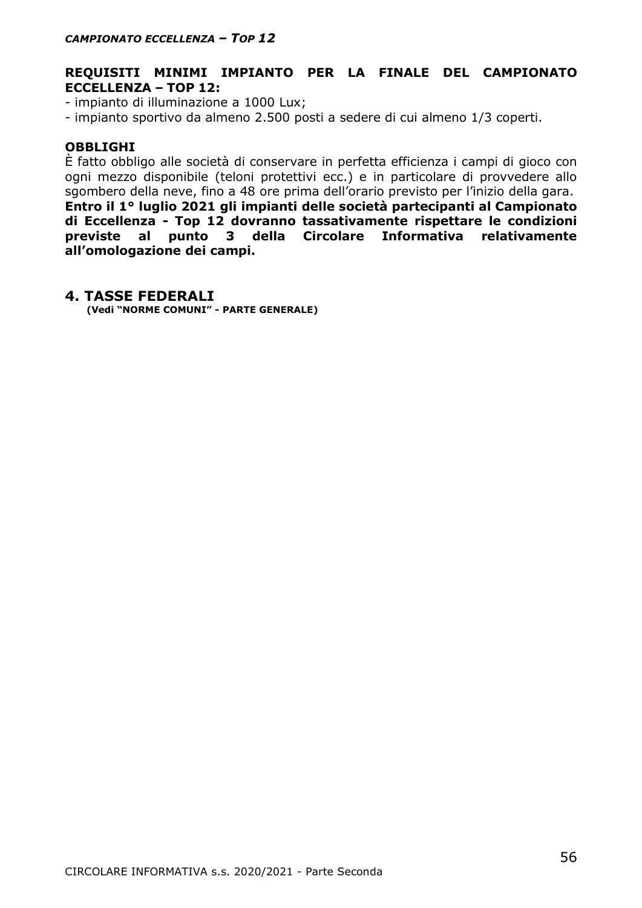**REQUISITI MINIMI IMPIANTO PER LA FINALE DEL CAMPIONATO ECCELLENZA – TOP 12:**

- impianto di illuminazione a 1000 Lux;
- impianto sportivo da almeno 2.500 posti a sedere di cui almeno 1/3 coperti.

**OBBLIGHI**

È fatto obbligo alle società di conservare in perfetta efficienza i campi di gioco con ogni mezzo disponibile (teloni protettivi ecc.) e in particolare di provvedere allo sgombero della neve, fino a 48 ore prima dell'orario previsto per l'inizio della gara.
**Entro il 1° luglio 2021 gli impianti delle società partecipanti al Campionato di Eccellenza - Top 12 dovranno tassativamente rispettare le condizioni previste al punto 3 della Circolare Informativa relativamente all'omologazione dei campi.**

## 4. TASSE FEDERALI

**(Vedi "NORME COMUNI" - PARTE GENERALE)**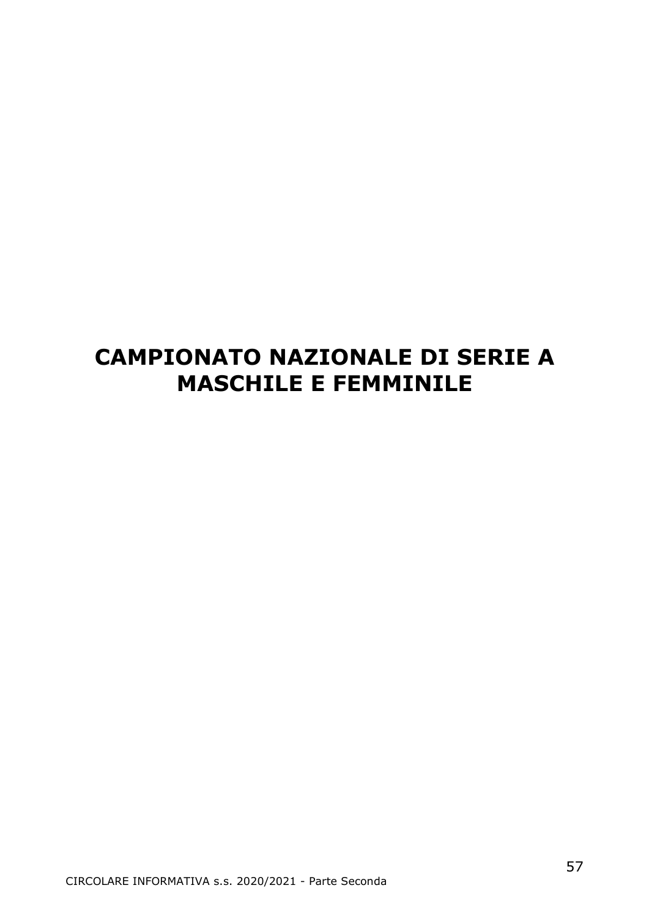# CAMPIONATO NAZIONALE DI SERIE A MASCHILE E FEMMINILE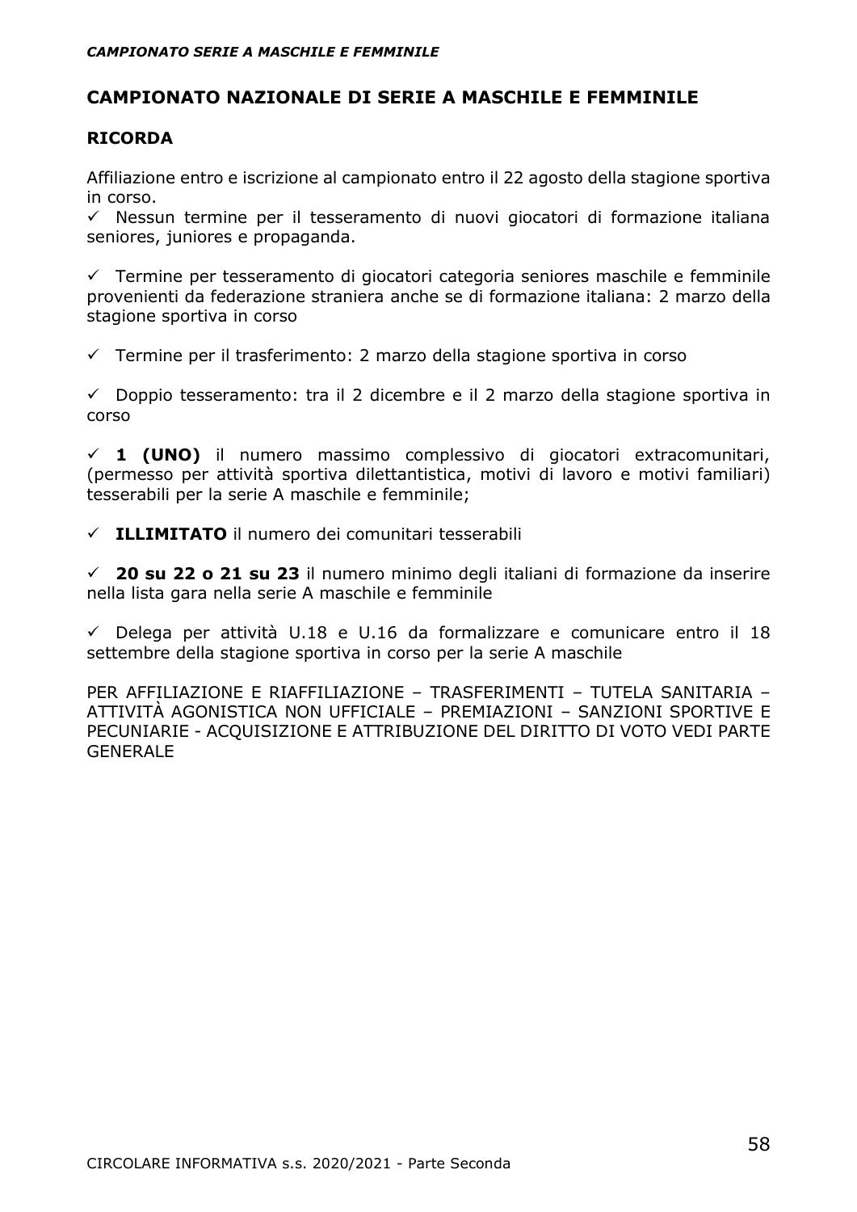## CAMPIONATO NAZIONALE DI SERIE A MASCHILE E FEMMINILE

### RICORDA

Affiliazione entro e iscrizione al campionato entro il 22 agosto della stagione sportiva in corso.

✓ Nessun termine per il tesseramento di nuovi giocatori di formazione italiana seniores, juniores e propaganda.

✓ Termine per tesseramento di giocatori categoria seniores maschile e femminile provenienti da federazione straniera anche se di formazione italiana: 2 marzo della stagione sportiva in corso

✓ Termine per il trasferimento: 2 marzo della stagione sportiva in corso

✓ Doppio tesseramento: tra il 2 dicembre e il 2 marzo della stagione sportiva in corso

✓ **1 (UNO)** il numero massimo complessivo di giocatori extracomunitari, (permesso per attività sportiva dilettantistica, motivi di lavoro e motivi familiari) tesserabili per la serie A maschile e femminile;

✓ **ILLIMITATO** il numero dei comunitari tesserabili

✓ **20 su 22 o 21 su 23** il numero minimo degli italiani di formazione da inserire nella lista gara nella serie A maschile e femminile

✓ Delega per attività U.18 e U.16 da formalizzare e comunicare entro il 18 settembre della stagione sportiva in corso per la serie A maschile

PER AFFILIAZIONE E RIAFFILIAZIONE – TRASFERIMENTI – TUTELA SANITARIA – ATTIVITÀ AGONISTICA NON UFFICIALE – PREMIAZIONI – SANZIONI SPORTIVE E PECUNIARIE - ACQUISIZIONE E ATTRIBUZIONE DEL DIRITTO DI VOTO VEDI PARTE GENERALE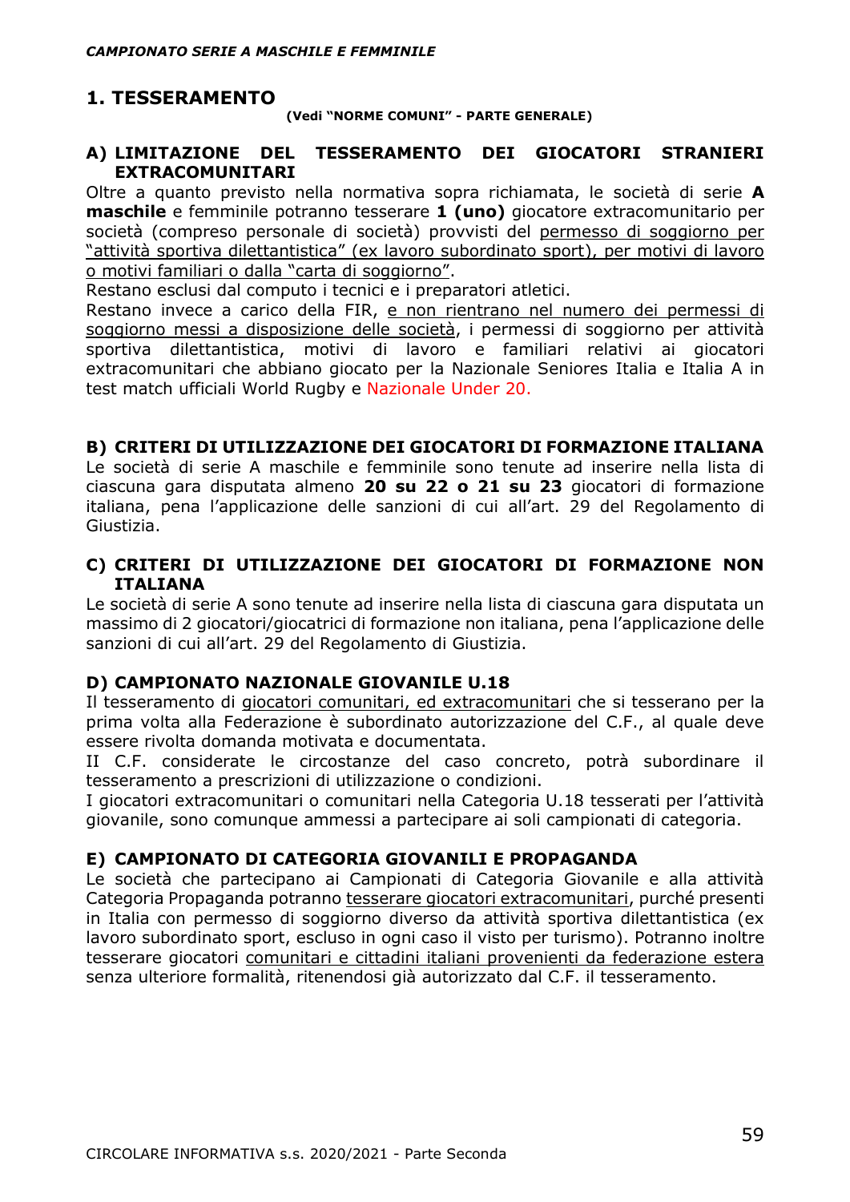## 1. TESSERAMENTO

**(Vedi "NORME COMUNI" - PARTE GENERALE)**

### A) LIMITAZIONE DEL TESSERAMENTO DEI GIOCATORI STRANIERI EXTRACOMUNITARI

Oltre a quanto previsto nella normativa sopra richiamata, le società di serie **A maschile** e femminile potranno tesserare **1 (uno)** giocatore extracomunitario per società (compreso personale di società) provvisti del permesso di soggiorno per "attività sportiva dilettantistica" (ex lavoro subordinato sport), per motivi di lavoro o motivi familiari o dalla "carta di soggiorno".

Restano esclusi dal computo i tecnici e i preparatori atletici.

Restano invece a carico della FIR, e non rientrano nel numero dei permessi di soggiorno messi a disposizione delle società, i permessi di soggiorno per attività sportiva dilettantistica, motivi di lavoro e familiari relativi ai giocatori extracomunitari che abbiano giocato per la Nazionale Seniores Italia e Italia A in test match ufficiali World Rugby e Nazionale Under 20.

### B) CRITERI DI UTILIZZAZIONE DEI GIOCATORI DI FORMAZIONE ITALIANA

Le società di serie A maschile e femminile sono tenute ad inserire nella lista di ciascuna gara disputata almeno **20 su 22 o 21 su 23** giocatori di formazione italiana, pena l'applicazione delle sanzioni di cui all'art. 29 del Regolamento di Giustizia.

### C) CRITERI DI UTILIZZAZIONE DEI GIOCATORI DI FORMAZIONE NON ITALIANA

Le società di serie A sono tenute ad inserire nella lista di ciascuna gara disputata un massimo di 2 giocatori/giocatrici di formazione non italiana, pena l'applicazione delle sanzioni di cui all'art. 29 del Regolamento di Giustizia.

### D) CAMPIONATO NAZIONALE GIOVANILE U.18

Il tesseramento di giocatori comunitari, ed extracomunitari che si tesserano per la prima volta alla Federazione è subordinato autorizzazione del C.F., al quale deve essere rivolta domanda motivata e documentata.

Il C.F. considerate le circostanze del caso concreto, potrà subordinare il tesseramento a prescrizioni di utilizzazione o condizioni.

I giocatori extracomunitari o comunitari nella Categoria U.18 tesserati per l'attività giovanile, sono comunque ammessi a partecipare ai soli campionati di categoria.

### E) CAMPIONATO DI CATEGORIA GIOVANILI E PROPAGANDA

Le società che partecipano ai Campionati di Categoria Giovanile e alla attività Categoria Propaganda potranno tesserare giocatori extracomunitari, purché presenti in Italia con permesso di soggiorno diverso da attività sportiva dilettantistica (ex lavoro subordinato sport, escluso in ogni caso il visto per turismo). Potranno inoltre tesserare giocatori comunitari e cittadini italiani provenienti da federazione estera senza ulteriore formalità, ritenendosi già autorizzato dal C.F. il tesseramento.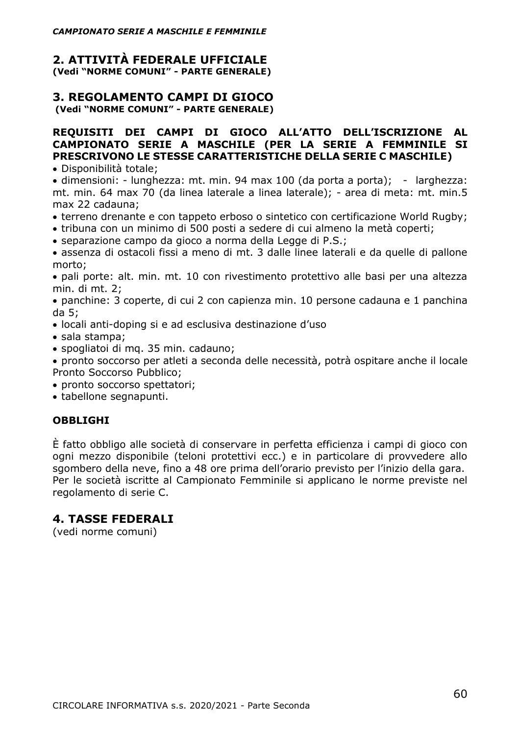## 2. ATTIVITÀ FEDERALE UFFICIALE
**(Vedi "NORME COMUNI" - PARTE GENERALE)**

## 3. REGOLAMENTO CAMPI DI GIOCO
**(Vedi "NORME COMUNI" - PARTE GENERALE)**

**REQUISITI DEI CAMPI DI GIOCO ALL'ATTO DELL'ISCRIZIONE AL CAMPIONATO SERIE A MASCHILE (PER LA SERIE A FEMMINILE SI PRESCRIVONO LE STESSE CARATTERISTICHE DELLA SERIE C MASCHILE)**

- Disponibilità totale;
- dimensioni: - lunghezza: mt. min. 94 max 100 (da porta a porta); - larghezza: mt. min. 64 max 70 (da linea laterale a linea laterale); - area di meta: mt. min.5 max 22 cadauna;
- terreno drenante e con tappeto erboso o sintetico con certificazione World Rugby;
- tribuna con un minimo di 500 posti a sedere di cui almeno la metà coperti;
- separazione campo da gioco a norma della Legge di P.S.;
- assenza di ostacoli fissi a meno di mt. 3 dalle linee laterali e da quelle di pallone morto;
- pali porte: alt. min. mt. 10 con rivestimento protettivo alle basi per una altezza min. di mt. 2;
- panchine: 3 coperte, di cui 2 con capienza min. 10 persone cadauna e 1 panchina da 5;
- locali anti-doping si e ad esclusiva destinazione d'uso
- sala stampa;
- spogliatoi di mq. 35 min. cadauno;
- pronto soccorso per atleti a seconda delle necessità, potrà ospitare anche il locale Pronto Soccorso Pubblico;
- pronto soccorso spettatori;
- tabellone segnapunti.

**OBBLIGHI**

È fatto obbligo alle società di conservare in perfetta efficienza i campi di gioco con ogni mezzo disponibile (teloni protettivi ecc.) e in particolare di provvedere allo sgombero della neve, fino a 48 ore prima dell'orario previsto per l'inizio della gara.
Per le società iscritte al Campionato Femminile si applicano le norme previste nel regolamento di serie C.

## 4. TASSE FEDERALI
(vedi norme comuni)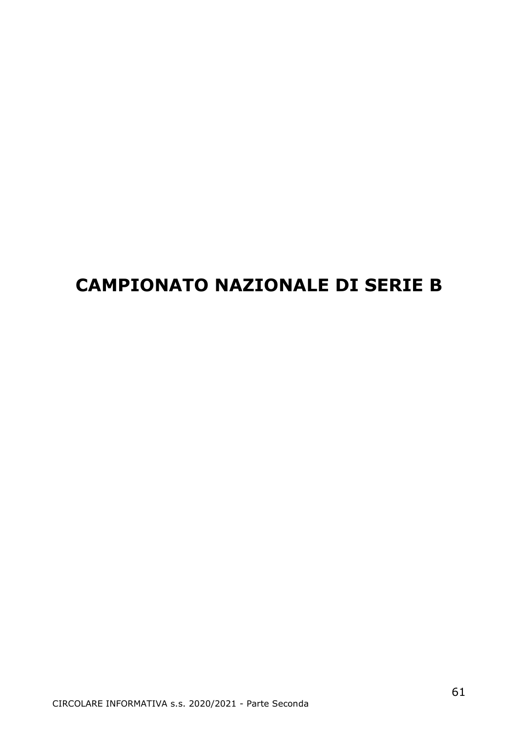# CAMPIONATO NAZIONALE DI SERIE B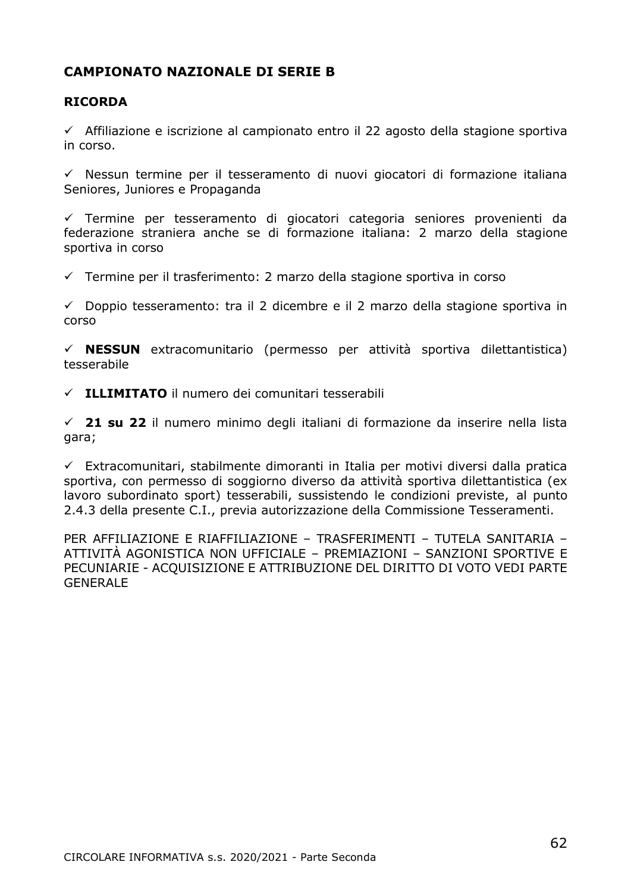## CAMPIONATO NAZIONALE DI SERIE B

### RICORDA

✓ Affiliazione e iscrizione al campionato entro il 22 agosto della stagione sportiva in corso.

✓ Nessun termine per il tesseramento di nuovi giocatori di formazione italiana Seniores, Juniores e Propaganda

✓ Termine per tesseramento di giocatori categoria seniores provenienti da federazione straniera anche se di formazione italiana: 2 marzo della stagione sportiva in corso

✓ Termine per il trasferimento: 2 marzo della stagione sportiva in corso

✓ Doppio tesseramento: tra il 2 dicembre e il 2 marzo della stagione sportiva in corso

✓ **NESSUN** extracomunitario (permesso per attività sportiva dilettantistica) tesserabile

✓ **ILLIMITATO** il numero dei comunitari tesserabili

✓ **21 su 22** il numero minimo degli italiani di formazione da inserire nella lista gara;

✓ Extracomunitari, stabilmente dimoranti in Italia per motivi diversi dalla pratica sportiva, con permesso di soggiorno diverso da attività sportiva dilettantistica (ex lavoro subordinato sport) tesserabili, sussistendo le condizioni previste, al punto 2.4.3 della presente C.I., previa autorizzazione della Commissione Tesseramenti.

PER AFFILIAZIONE E RIAFFILIAZIONE – TRASFERIMENTI – TUTELA SANITARIA – ATTIVITÀ AGONISTICA NON UFFICIALE – PREMIAZIONI – SANZIONI SPORTIVE E PECUNIARIE - ACQUISIZIONE E ATTRIBUZIONE DEL DIRITTO DI VOTO VEDI PARTE GENERALE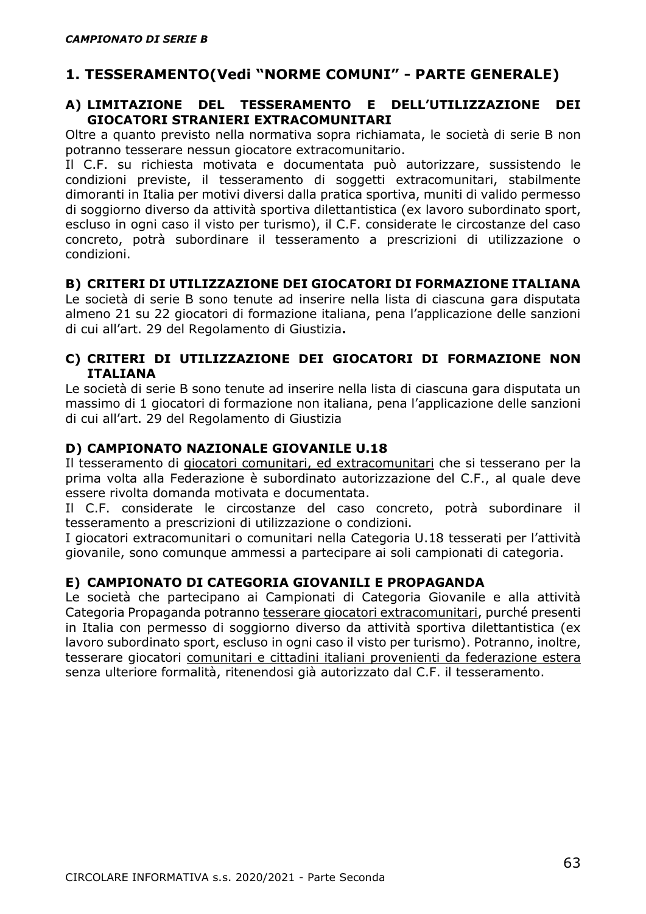## 1. TESSERAMENTO(Vedi "NORME COMUNI" - PARTE GENERALE)

### A) LIMITAZIONE DEL TESSERAMENTO E DELL'UTILIZZAZIONE DEI GIOCATORI STRANIERI EXTRACOMUNITARI

Oltre a quanto previsto nella normativa sopra richiamata, le società di serie B non potranno tesserare nessun giocatore extracomunitario.

Il C.F. su richiesta motivata e documentata può autorizzare, sussistendo le condizioni previste, il tesseramento di soggetti extracomunitari, stabilmente dimoranti in Italia per motivi diversi dalla pratica sportiva, muniti di valido permesso di soggiorno diverso da attività sportiva dilettantistica (ex lavoro subordinato sport, escluso in ogni caso il visto per turismo), il C.F. considerate le circostanze del caso concreto, potrà subordinare il tesseramento a prescrizioni di utilizzazione o condizioni.

### B) CRITERI DI UTILIZZAZIONE DEI GIOCATORI DI FORMAZIONE ITALIANA

Le società di serie B sono tenute ad inserire nella lista di ciascuna gara disputata almeno 21 su 22 giocatori di formazione italiana, pena l'applicazione delle sanzioni di cui all'art. 29 del Regolamento di Giustizia**.**

### C) CRITERI DI UTILIZZAZIONE DEI GIOCATORI DI FORMAZIONE NON ITALIANA

Le società di serie B sono tenute ad inserire nella lista di ciascuna gara disputata un massimo di 1 giocatori di formazione non italiana, pena l'applicazione delle sanzioni di cui all'art. 29 del Regolamento di Giustizia

### D) CAMPIONATO NAZIONALE GIOVANILE U.18

Il tesseramento di giocatori comunitari, ed extracomunitari che si tesserano per la prima volta alla Federazione è subordinato autorizzazione del C.F., al quale deve essere rivolta domanda motivata e documentata.

Il C.F. considerate le circostanze del caso concreto, potrà subordinare il tesseramento a prescrizioni di utilizzazione o condizioni.

I giocatori extracomunitari o comunitari nella Categoria U.18 tesserati per l'attività giovanile, sono comunque ammessi a partecipare ai soli campionati di categoria.

### E) CAMPIONATO DI CATEGORIA GIOVANILI E PROPAGANDA

Le società che partecipano ai Campionati di Categoria Giovanile e alla attività Categoria Propaganda potranno tesserare giocatori extracomunitari, purché presenti in Italia con permesso di soggiorno diverso da attività sportiva dilettantistica (ex lavoro subordinato sport, escluso in ogni caso il visto per turismo). Potranno, inoltre, tesserare giocatori comunitari e cittadini italiani provenienti da federazione estera senza ulteriore formalità, ritenendosi già autorizzato dal C.F. il tesseramento.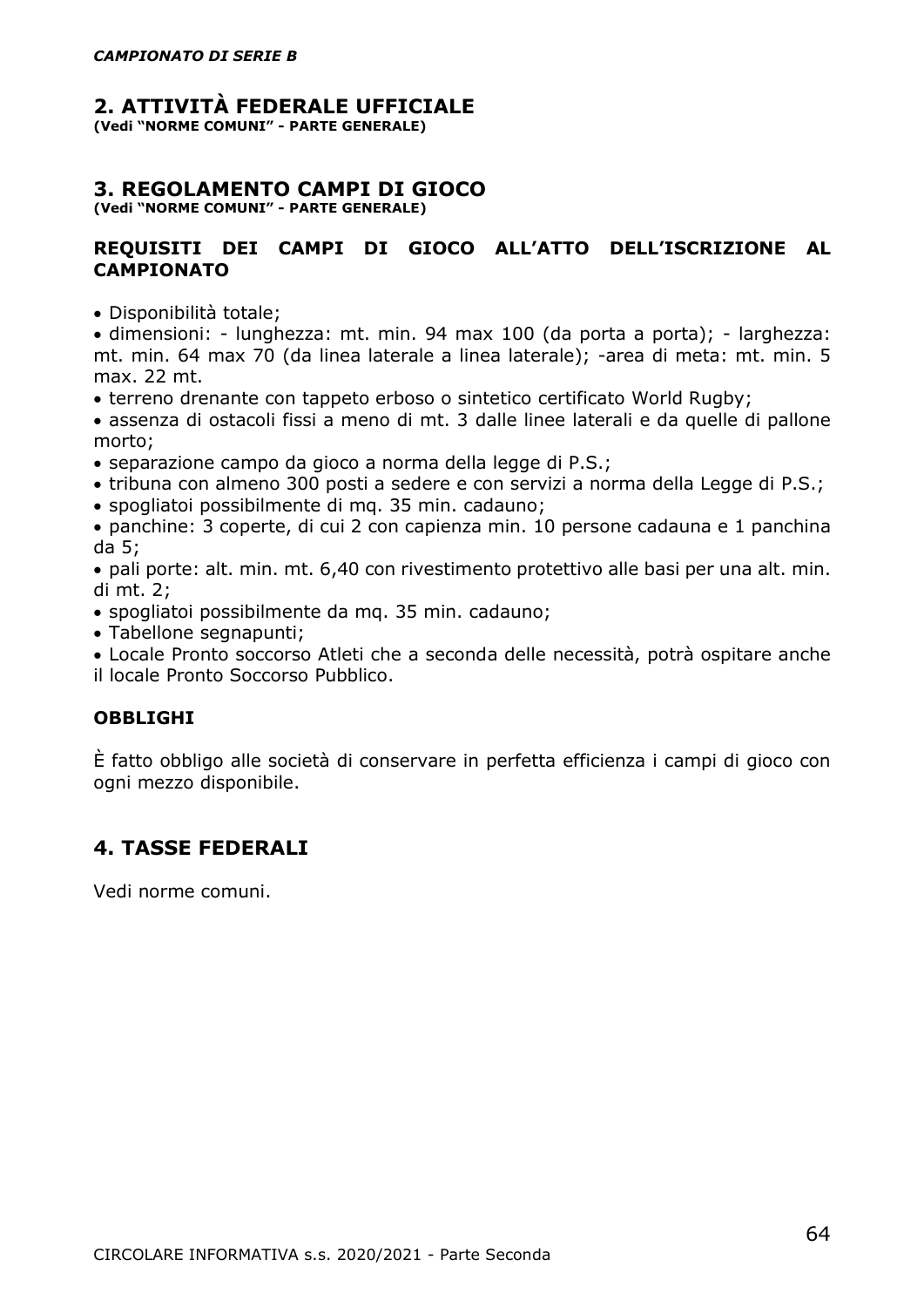## 2. ATTIVITÀ FEDERALE UFFICIALE

**(Vedi "NORME COMUNI" - PARTE GENERALE)**

## 3. REGOLAMENTO CAMPI DI GIOCO

**(Vedi "NORME COMUNI" - PARTE GENERALE)**

### REQUISITI DEI CAMPI DI GIOCO ALL'ATTO DELL'ISCRIZIONE AL CAMPIONATO

- Disponibilità totale;
- dimensioni: - lunghezza: mt. min. 94 max 100 (da porta a porta); - larghezza: mt. min. 64 max 70 (da linea laterale a linea laterale); -area di meta: mt. min. 5 max. 22 mt.
- terreno drenante con tappeto erboso o sintetico certificato World Rugby;
- assenza di ostacoli fissi a meno di mt. 3 dalle linee laterali e da quelle di pallone morto;
- separazione campo da gioco a norma della legge di P.S.;
- tribuna con almeno 300 posti a sedere e con servizi a norma della Legge di P.S.;
- spogliatoi possibilmente di mq. 35 min. cadauno;
- panchine: 3 coperte, di cui 2 con capienza min. 10 persone cadauna e 1 panchina da 5;
- pali porte: alt. min. mt. 6,40 con rivestimento protettivo alle basi per una alt. min. di mt. 2;
- spogliatoi possibilmente da mq. 35 min. cadauno;
- Tabellone segnapunti;
- Locale Pronto soccorso Atleti che a seconda delle necessità, potrà ospitare anche il locale Pronto Soccorso Pubblico.

### OBBLIGHI

È fatto obbligo alle società di conservare in perfetta efficienza i campi di gioco con ogni mezzo disponibile.

## 4. TASSE FEDERALI

Vedi norme comuni.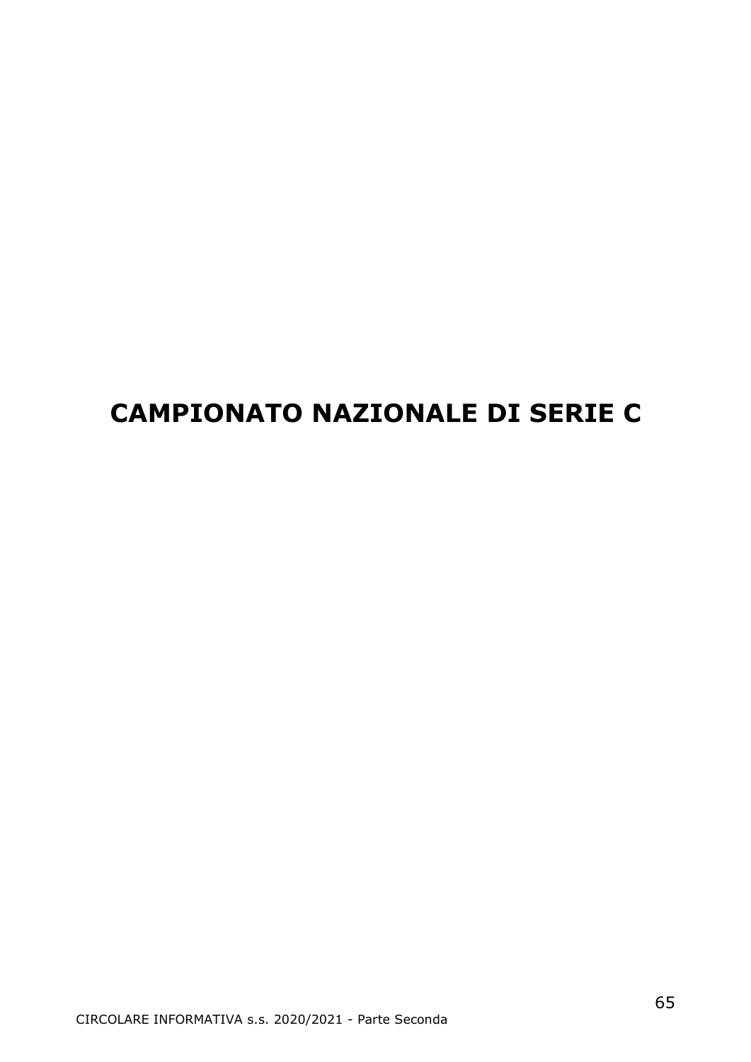# CAMPIONATO NAZIONALE DI SERIE C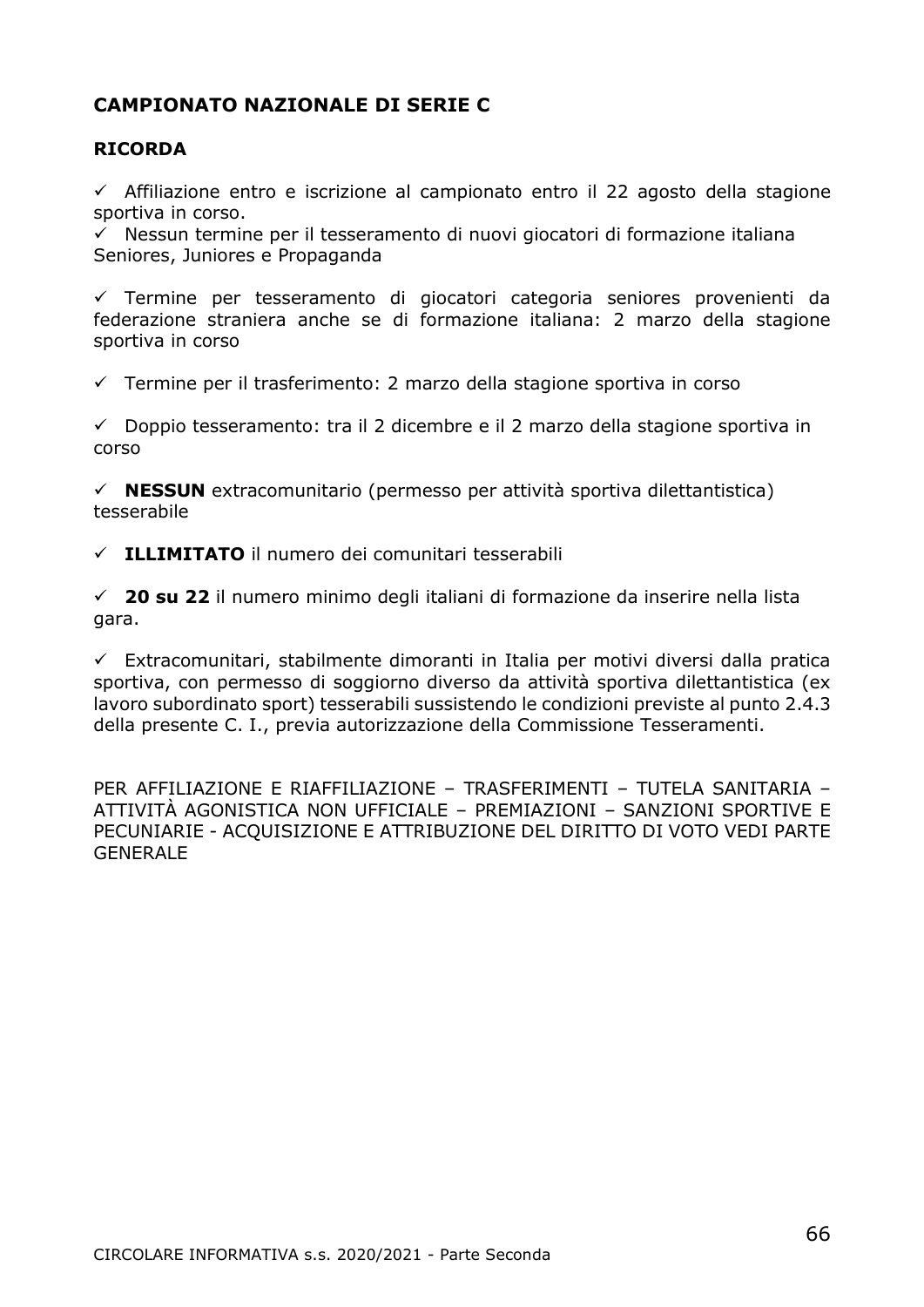## CAMPIONATO NAZIONALE DI SERIE C

### RICORDA

✓ Affiliazione entro e iscrizione al campionato entro il 22 agosto della stagione sportiva in corso.
✓ Nessun termine per il tesseramento di nuovi giocatori di formazione italiana Seniores, Juniores e Propaganda

✓ Termine per tesseramento di giocatori categoria seniores provenienti da federazione straniera anche se di formazione italiana: 2 marzo della stagione sportiva in corso

✓ Termine per il trasferimento: 2 marzo della stagione sportiva in corso

✓ Doppio tesseramento: tra il 2 dicembre e il 2 marzo della stagione sportiva in corso

✓ **NESSUN** extracomunitario (permesso per attività sportiva dilettantistica) tesserabile

✓ **ILLIMITATO** il numero dei comunitari tesserabili

✓ **20 su 22** il numero minimo degli italiani di formazione da inserire nella lista gara.

✓ Extracomunitari, stabilmente dimoranti in Italia per motivi diversi dalla pratica sportiva, con permesso di soggiorno diverso da attività sportiva dilettantistica (ex lavoro subordinato sport) tesserabili sussistendo le condizioni previste al punto 2.4.3 della presente C. I., previa autorizzazione della Commissione Tesseramenti.

PER AFFILIAZIONE E RIAFFILIAZIONE – TRASFERIMENTI – TUTELA SANITARIA – ATTIVITÀ AGONISTICA NON UFFICIALE – PREMIAZIONI – SANZIONI SPORTIVE E PECUNIARIE - ACQUISIZIONE E ATTRIBUZIONE DEL DIRITTO DI VOTO VEDI PARTE GENERALE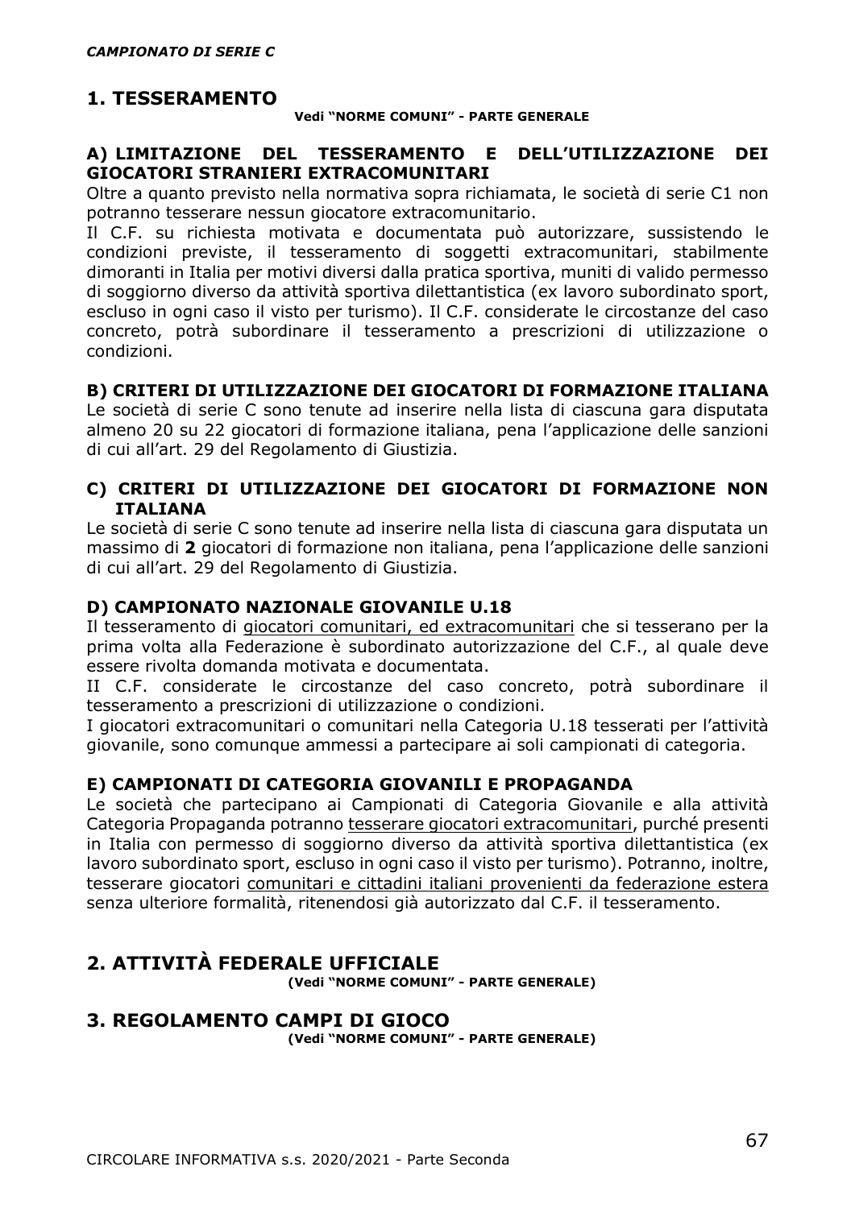*CAMPIONATO DI SERIE C*

## 1. TESSERAMENTO

**Vedi "NORME COMUNI" - PARTE GENERALE**

### A) LIMITAZIONE DEL TESSERAMENTO E DELL'UTILIZZAZIONE DEI GIOCATORI STRANIERI EXTRACOMUNITARI

Oltre a quanto previsto nella normativa sopra richiamata, le società di serie C1 non potranno tesserare nessun giocatore extracomunitario.

Il C.F. su richiesta motivata e documentata può autorizzare, sussistendo le condizioni previste, il tesseramento di soggetti extracomunitari, stabilmente dimoranti in Italia per motivi diversi dalla pratica sportiva, muniti di valido permesso di soggiorno diverso da attività sportiva dilettantistica (ex lavoro subordinato sport, escluso in ogni caso il visto per turismo). Il C.F. considerate le circostanze del caso concreto, potrà subordinare il tesseramento a prescrizioni di utilizzazione o condizioni.

### B) CRITERI DI UTILIZZAZIONE DEI GIOCATORI DI FORMAZIONE ITALIANA

Le società di serie C sono tenute ad inserire nella lista di ciascuna gara disputata almeno 20 su 22 giocatori di formazione italiana, pena l'applicazione delle sanzioni di cui all'art. 29 del Regolamento di Giustizia.

### C) CRITERI DI UTILIZZAZIONE DEI GIOCATORI DI FORMAZIONE NON ITALIANA

Le società di serie C sono tenute ad inserire nella lista di ciascuna gara disputata un massimo di **2** giocatori di formazione non italiana, pena l'applicazione delle sanzioni di cui all'art. 29 del Regolamento di Giustizia.

### D) CAMPIONATO NAZIONALE GIOVANILE U.18

Il tesseramento di giocatori comunitari, ed extracomunitari che si tesserano per la prima volta alla Federazione è subordinato autorizzazione del C.F., al quale deve essere rivolta domanda motivata e documentata.

II C.F. considerate le circostanze del caso concreto, potrà subordinare il tesseramento a prescrizioni di utilizzazione o condizioni.

I giocatori extracomunitari o comunitari nella Categoria U.18 tesserati per l'attività giovanile, sono comunque ammessi a partecipare ai soli campionati di categoria.

### E) CAMPIONATI DI CATEGORIA GIOVANILI E PROPAGANDA

Le società che partecipano ai Campionati di Categoria Giovanile e alla attività Categoria Propaganda potranno tesserare giocatori extracomunitari, purché presenti in Italia con permesso di soggiorno diverso da attività sportiva dilettantistica (ex lavoro subordinato sport, escluso in ogni caso il visto per turismo). Potranno, inoltre, tesserare giocatori comunitari e cittadini italiani provenienti da federazione estera senza ulteriore formalità, ritenendosi già autorizzato dal C.F. il tesseramento.

## 2. ATTIVITÀ FEDERALE UFFICIALE

**(Vedi "NORME COMUNI" - PARTE GENERALE)**

## 3. REGOLAMENTO CAMPI DI GIOCO

**(Vedi "NORME COMUNI" - PARTE GENERALE)**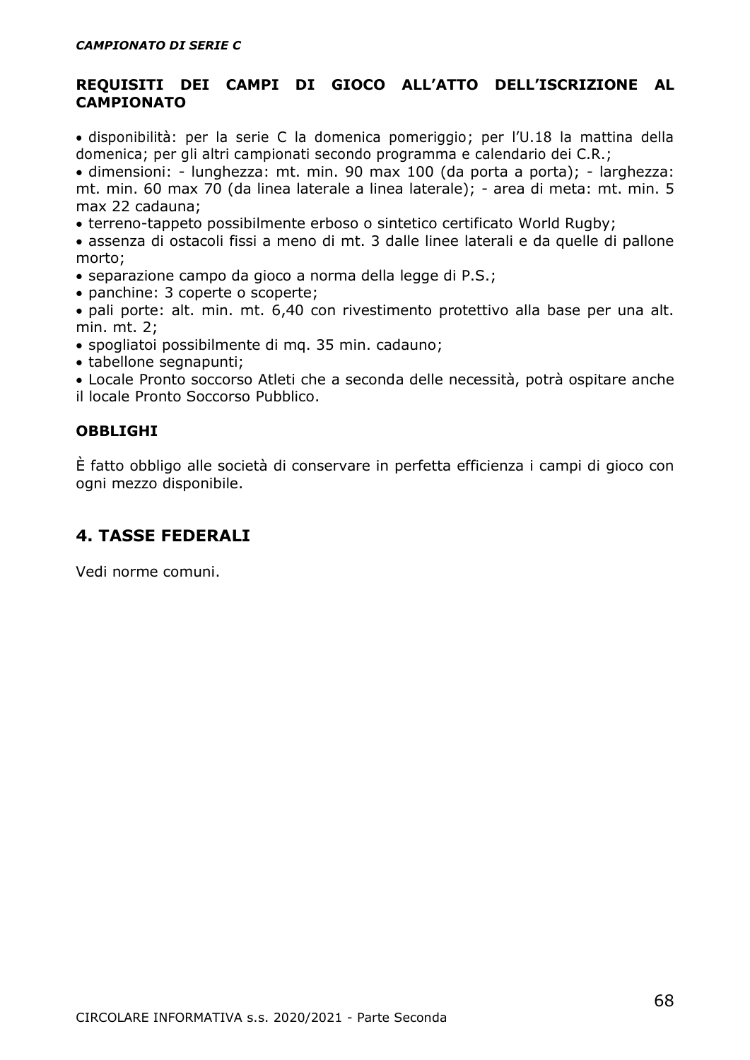**REQUISITI DEI CAMPI DI GIOCO ALL'ATTO DELL'ISCRIZIONE AL CAMPIONATO**

- disponibilità: per la serie C la domenica pomeriggio; per l'U.18 la mattina della domenica; per gli altri campionati secondo programma e calendario dei C.R.;
- dimensioni: - lunghezza: mt. min. 90 max 100 (da porta a porta); - larghezza: mt. min. 60 max 70 (da linea laterale a linea laterale); - area di meta: mt. min. 5 max 22 cadauna;
- terreno-tappeto possibilmente erboso o sintetico certificato World Rugby;
- assenza di ostacoli fissi a meno di mt. 3 dalle linee laterali e da quelle di pallone morto;
- separazione campo da gioco a norma della legge di P.S.;
- panchine: 3 coperte o scoperte;
- pali porte: alt. min. mt. 6,40 con rivestimento protettivo alla base per una alt. min. mt. 2;
- spogliatoi possibilmente di mq. 35 min. cadauno;
- tabellone segnapunti;
- Locale Pronto soccorso Atleti che a seconda delle necessità, potrà ospitare anche il locale Pronto Soccorso Pubblico.

**OBBLIGHI**

È fatto obbligo alle società di conservare in perfetta efficienza i campi di gioco con ogni mezzo disponibile.

## 4. TASSE FEDERALI

Vedi norme comuni.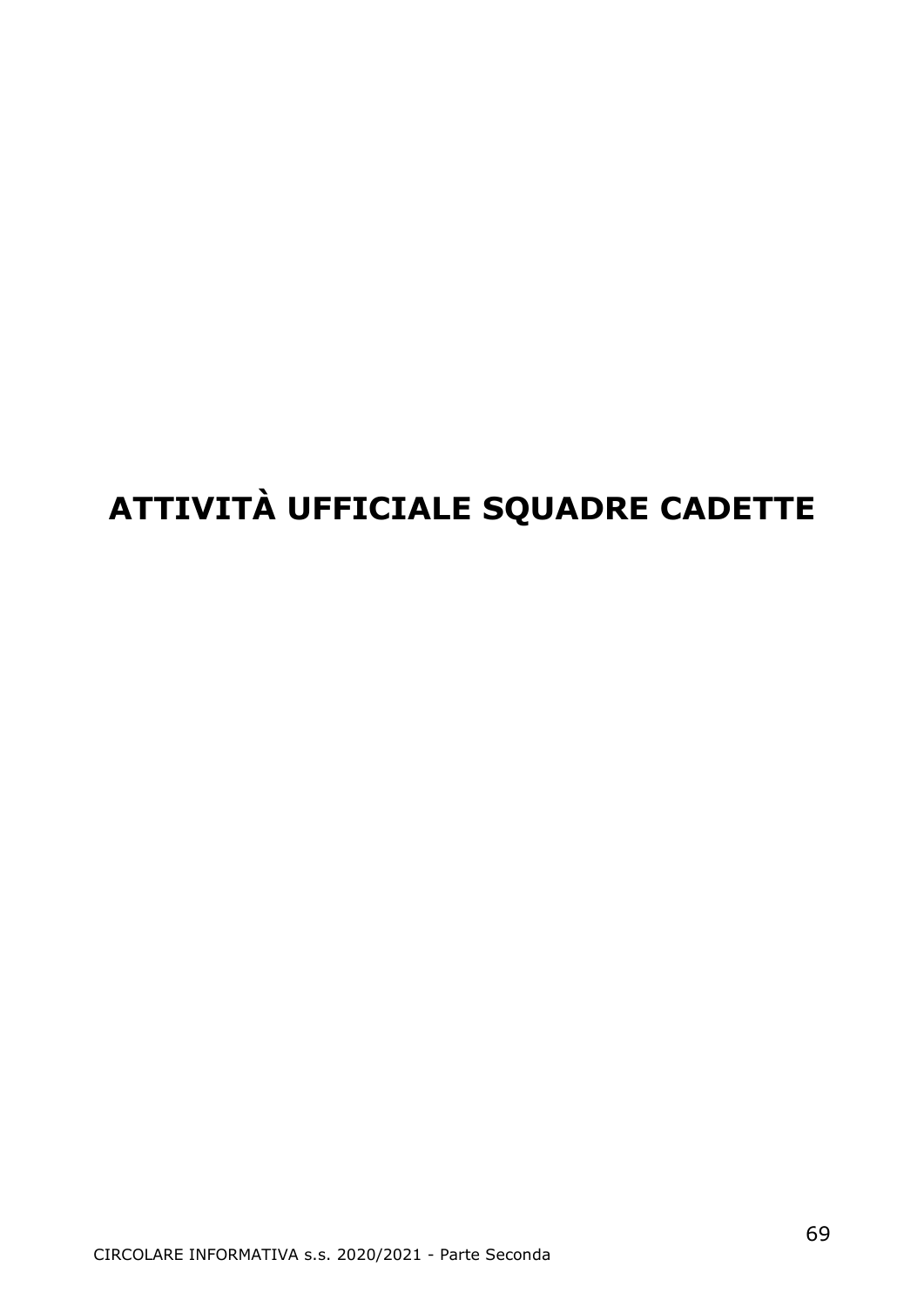# ATTIVITÀ UFFICIALE SQUADRE CADETTE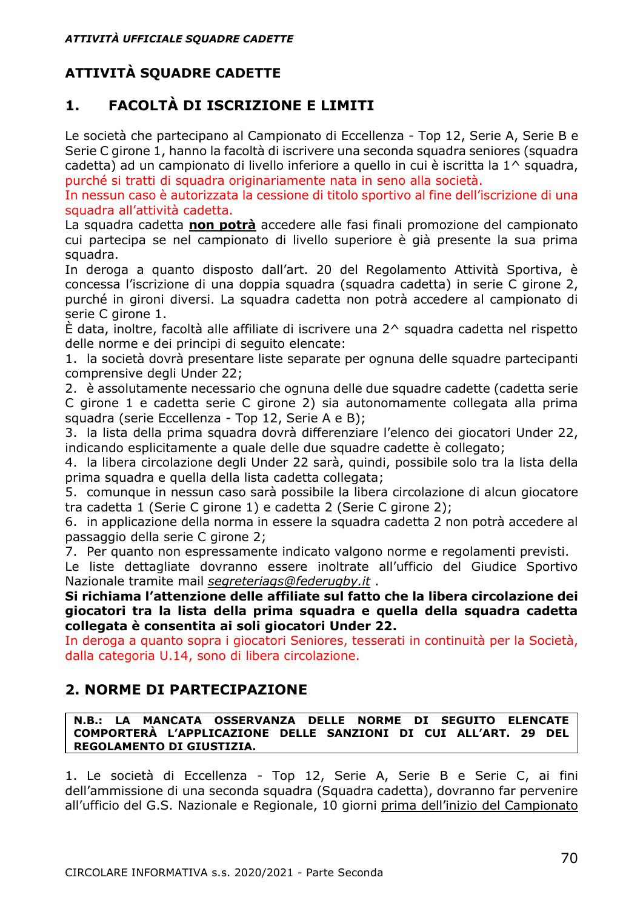## ATTIVITÀ SQUADRE CADETTE

## 1. FACOLTÀ DI ISCRIZIONE E LIMITI

Le società che partecipano al Campionato di Eccellenza - Top 12, Serie A, Serie B e Serie C girone 1, hanno la facoltà di iscrivere una seconda squadra seniores (squadra cadetta) ad un campionato di livello inferiore a quello in cui è iscritta la 1^ squadra, purché si tratti di squadra originariamente nata in seno alla società.
In nessun caso è autorizzata la cessione di titolo sportivo al fine dell'iscrizione di una squadra all'attività cadetta.
La squadra cadetta **non potrà** accedere alle fasi finali promozione del campionato cui partecipa se nel campionato di livello superiore è già presente la sua prima squadra.
In deroga a quanto disposto dall'art. 20 del Regolamento Attività Sportiva, è concessa l'iscrizione di una doppia squadra (squadra cadetta) in serie C girone 2, purché in gironi diversi. La squadra cadetta non potrà accedere al campionato di serie C girone 1.
È data, inoltre, facoltà alle affiliate di iscrivere una 2^ squadra cadetta nel rispetto delle norme e dei principi di seguito elencate:

1. la società dovrà presentare liste separate per ognuna delle squadre partecipanti comprensive degli Under 22;
2. è assolutamente necessario che ognuna delle due squadre cadette (cadetta serie C girone 1 e cadetta serie C girone 2) sia autonomamente collegata alla prima squadra (serie Eccellenza - Top 12, Serie A e B);
3. la lista della prima squadra dovrà differenziare l'elenco dei giocatori Under 22, indicando esplicitamente a quale delle due squadre cadette è collegato;
4. la libera circolazione degli Under 22 sarà, quindi, possibile solo tra la lista della prima squadra e quella della lista cadetta collegata;
5. comunque in nessun caso sarà possibile la libera circolazione di alcun giocatore tra cadetta 1 (Serie C girone 1) e cadetta 2 (Serie C girone 2);
6. in applicazione della norma in essere la squadra cadetta 2 non potrà accedere al passaggio della serie C girone 2;
7. Per quanto non espressamente indicato valgono norme e regolamenti previsti.

Le liste dettagliate dovranno essere inoltrate all'ufficio del Giudice Sportivo Nazionale tramite mail *segreteriags@federugby.it* .
**Si richiama l'attenzione delle affiliate sul fatto che la libera circolazione dei giocatori tra la lista della prima squadra e quella della squadra cadetta collegata è consentita ai soli giocatori Under 22.**
In deroga a quanto sopra i giocatori Seniores, tesserati in continuità per la Società, dalla categoria U.14, sono di libera circolazione.

## 2. NORME DI PARTECIPAZIONE

**N.B.: LA MANCATA OSSERVANZA DELLE NORME DI SEGUITO ELENCATE COMPORTERÀ L'APPLICAZIONE DELLE SANZIONI DI CUI ALL'ART. 29 DEL REGOLAMENTO DI GIUSTIZIA.**

1. Le società di Eccellenza - Top 12, Serie A, Serie B e Serie C, ai fini dell'ammissione di una seconda squadra (Squadra cadetta), dovranno far pervenire all'ufficio del G.S. Nazionale e Regionale, 10 giorni prima dell'inizio del Campionato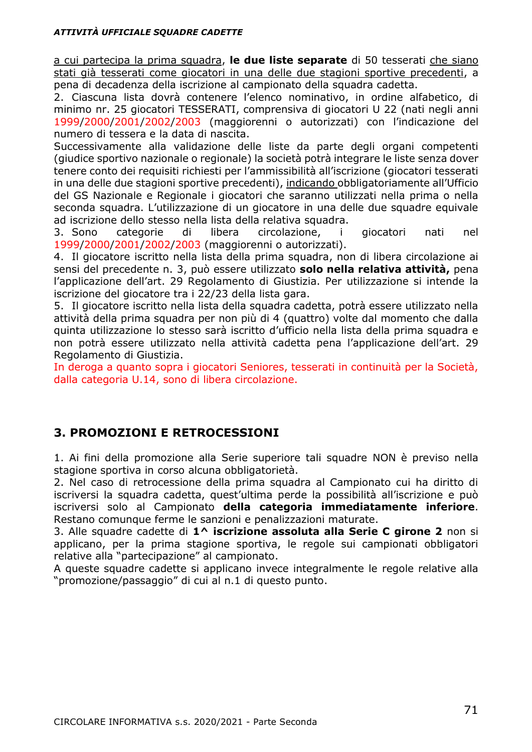a cui partecipa la prima squadra, **le due liste separate** di 50 tesserati che siano stati già tesserati come giocatori in una delle due stagioni sportive precedenti, a pena di decadenza della iscrizione al campionato della squadra cadetta.

2. Ciascuna lista dovrà contenere l'elenco nominativo, in ordine alfabetico, di minimo nr. 25 giocatori TESSERATI, comprensiva di giocatori U 22 (nati negli anni 1999/2000/2001/2002/2003 (maggiorenni o autorizzati) con l'indicazione del numero di tessera e la data di nascita.

Successivamente alla validazione delle liste da parte degli organi competenti (giudice sportivo nazionale o regionale) la società potrà integrare le liste senza dover tenere conto dei requisiti richiesti per l'ammissibilità all'iscrizione (giocatori tesserati in una delle due stagioni sportive precedenti), indicando obbligatoriamente all'Ufficio del GS Nazionale e Regionale i giocatori che saranno utilizzati nella prima o nella seconda squadra. L'utilizzazione di un giocatore in una delle due squadre equivale ad iscrizione dello stesso nella lista della relativa squadra.

3. Sono categorie di libera circolazione, i giocatori nati nel 1999/2000/2001/2002/2003 (maggiorenni o autorizzati).

4. Il giocatore iscritto nella lista della prima squadra, non di libera circolazione ai sensi del precedente n. 3, può essere utilizzato **solo nella relativa attività,** pena l'applicazione dell'art. 29 Regolamento di Giustizia. Per utilizzazione si intende la iscrizione del giocatore tra i 22/23 della lista gara.

5. Il giocatore iscritto nella lista della squadra cadetta, potrà essere utilizzato nella attività della prima squadra per non più di 4 (quattro) volte dal momento che dalla quinta utilizzazione lo stesso sarà iscritto d'ufficio nella lista della prima squadra e non potrà essere utilizzato nella attività cadetta pena l'applicazione dell'art. 29 Regolamento di Giustizia.

In deroga a quanto sopra i giocatori Seniores, tesserati in continuità per la Società, dalla categoria U.14, sono di libera circolazione.

## 3. PROMOZIONI E RETROCESSIONI

1. Ai fini della promozione alla Serie superiore tali squadre NON è previso nella stagione sportiva in corso alcuna obbligatorietà.

2. Nel caso di retrocessione della prima squadra al Campionato cui ha diritto di iscriversi la squadra cadetta, quest'ultima perde la possibilità all'iscrizione e può iscriversi solo al Campionato **della categoria immediatamente inferiore**. Restano comunque ferme le sanzioni e penalizzazioni maturate.

3. Alle squadre cadette di **1^ iscrizione assoluta alla Serie C girone 2** non si applicano, per la prima stagione sportiva, le regole sui campionati obbligatori relative alla "partecipazione" al campionato.

A queste squadre cadette si applicano invece integralmente le regole relative alla "promozione/passaggio" di cui al n.1 di questo punto.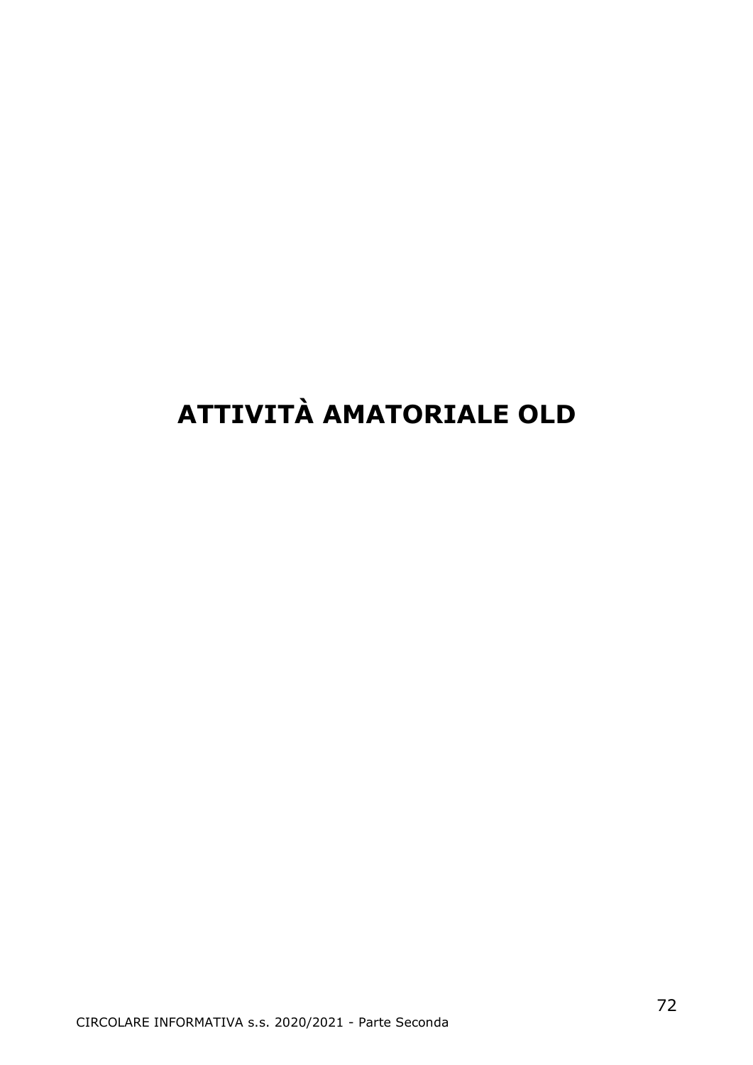# ATTIVITÀ AMATORIALE OLD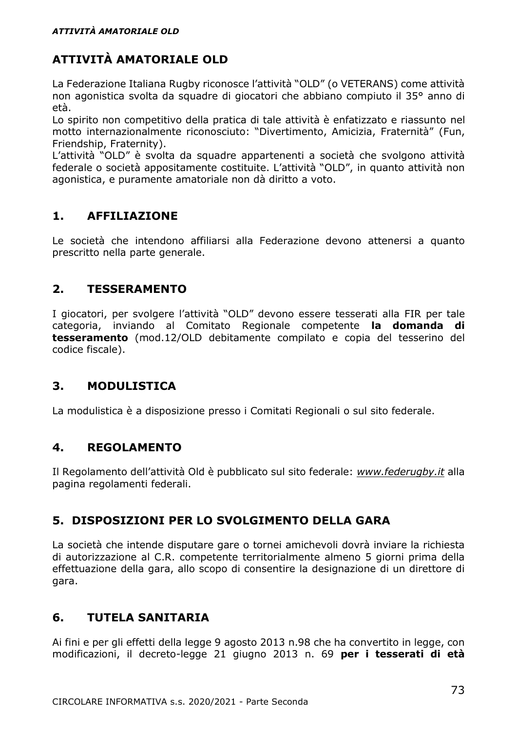# ATTIVITÀ AMATORIALE OLD

La Federazione Italiana Rugby riconosce l'attività "OLD" (o VETERANS) come attività non agonistica svolta da squadre di giocatori che abbiano compiuto il 35° anno di età.

Lo spirito non competitivo della pratica di tale attività è enfatizzato e riassunto nel motto internazionalmente riconosciuto: "Divertimento, Amicizia, Fraternità" (Fun, Friendship, Fraternity).

L'attività "OLD" è svolta da squadre appartenenti a società che svolgono attività federale o società appositamente costituite. L'attività "OLD", in quanto attività non agonistica, e puramente amatoriale non dà diritto a voto.

## 1. AFFILIAZIONE

Le società che intendono affiliarsi alla Federazione devono attenersi a quanto prescritto nella parte generale.

## 2. TESSERAMENTO

I giocatori, per svolgere l'attività "OLD" devono essere tesserati alla FIR per tale categoria, inviando al Comitato Regionale competente **la domanda di tesseramento** (mod.12/OLD debitamente compilato e copia del tesserino del codice fiscale).

## 3. MODULISTICA

La modulistica è a disposizione presso i Comitati Regionali o sul sito federale.

## 4. REGOLAMENTO

Il Regolamento dell'attività Old è pubblicato sul sito federale: *www.federugby.it* alla pagina regolamenti federali.

## 5. DISPOSIZIONI PER LO SVOLGIMENTO DELLA GARA

La società che intende disputare gare o tornei amichevoli dovrà inviare la richiesta di autorizzazione al C.R. competente territorialmente almeno 5 giorni prima della effettuazione della gara, allo scopo di consentire la designazione di un direttore di gara.

## 6. TUTELA SANITARIA

Ai fini e per gli effetti della legge 9 agosto 2013 n.98 che ha convertito in legge, con modificazioni, il decreto-legge 21 giugno 2013 n. 69 **per i tesserati di età**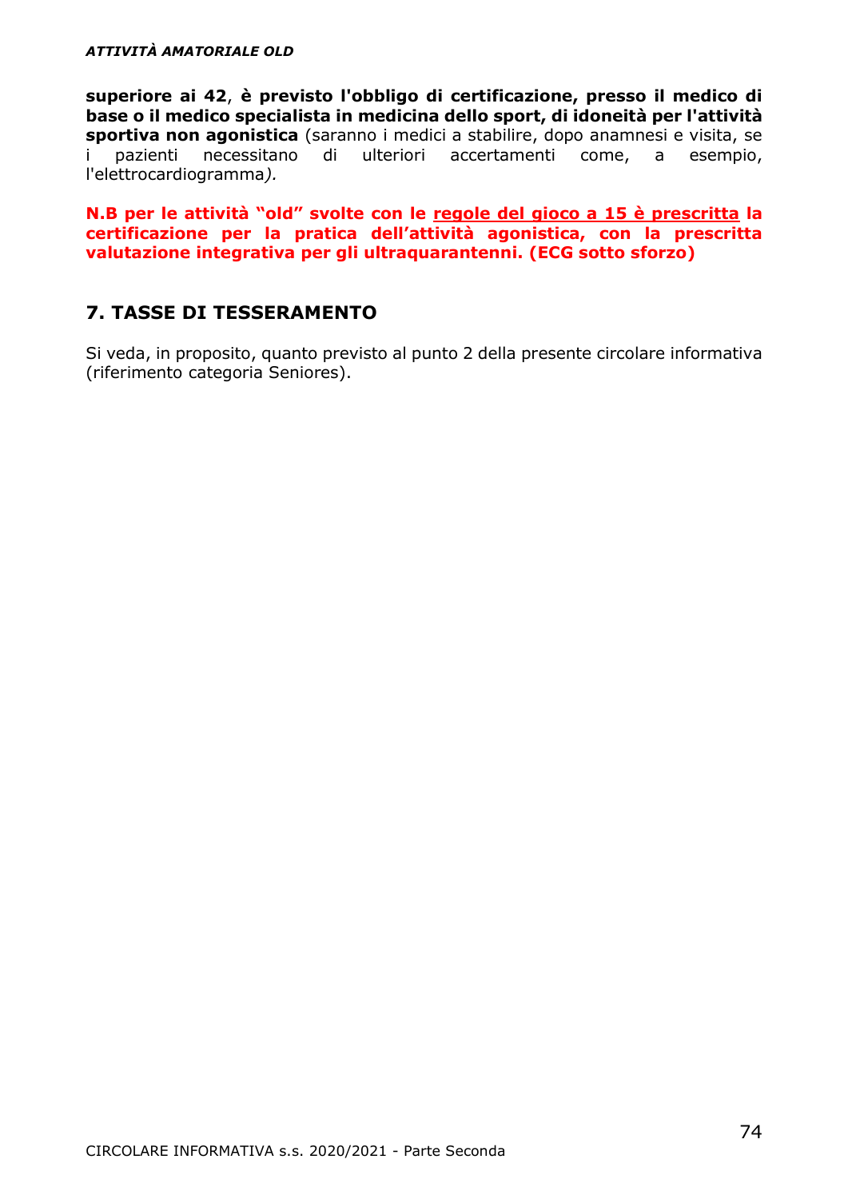**superiore ai 42**, **è previsto l'obbligo di certificazione, presso il medico di base o il medico specialista in medicina dello sport, di idoneità per l'attività sportiva non agonistica** (saranno i medici a stabilire, dopo anamnesi e visita, se i pazienti necessitano di ulteriori accertamenti come, a esempio, l'elettrocardiogramma*).*

**N.B per le attività "old" svolte con le <u>regole del gioco a 15 è prescritta</u> la certificazione per la pratica dell'attività agonistica, con la prescritta valutazione integrativa per gli ultraquarantenni. (ECG sotto sforzo)**

## 7. TASSE DI TESSERAMENTO

Si veda, in proposito, quanto previsto al punto 2 della presente circolare informativa (riferimento categoria Seniores).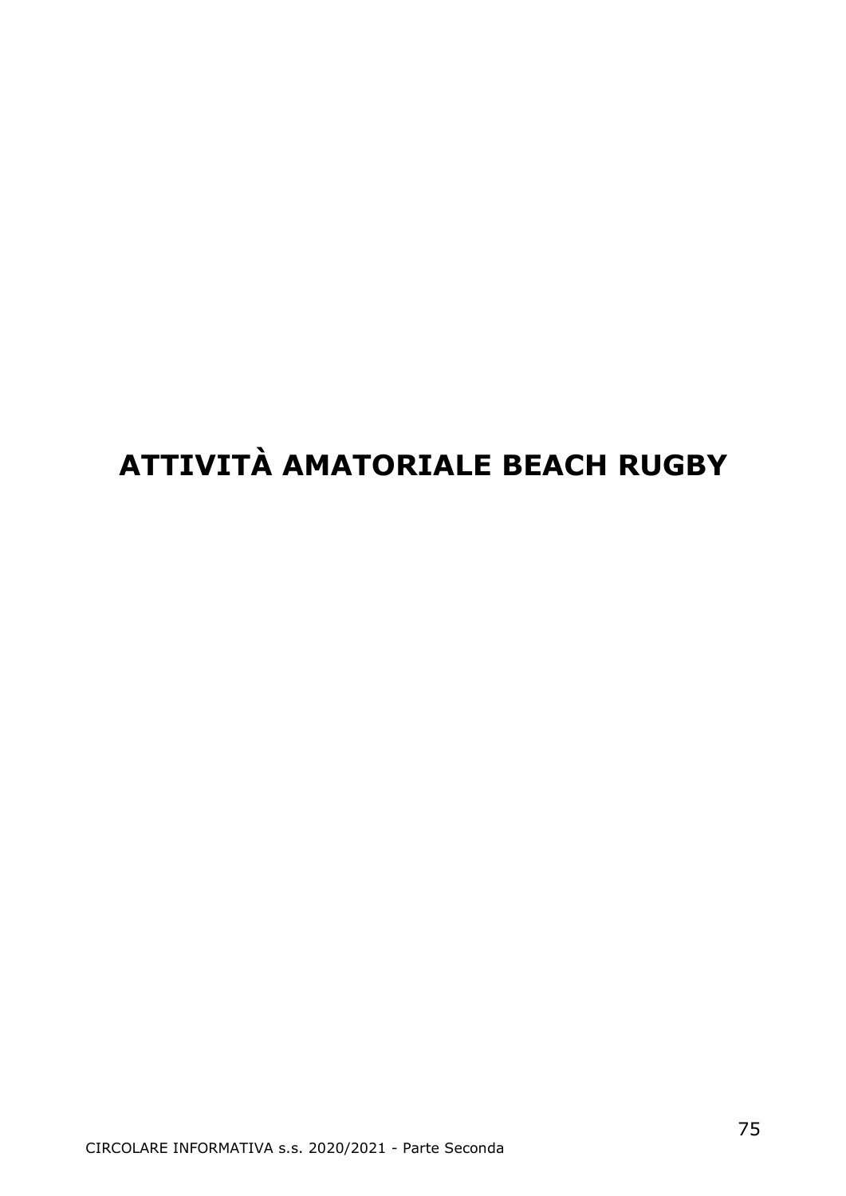# ATTIVITÀ AMATORIALE BEACH RUGBY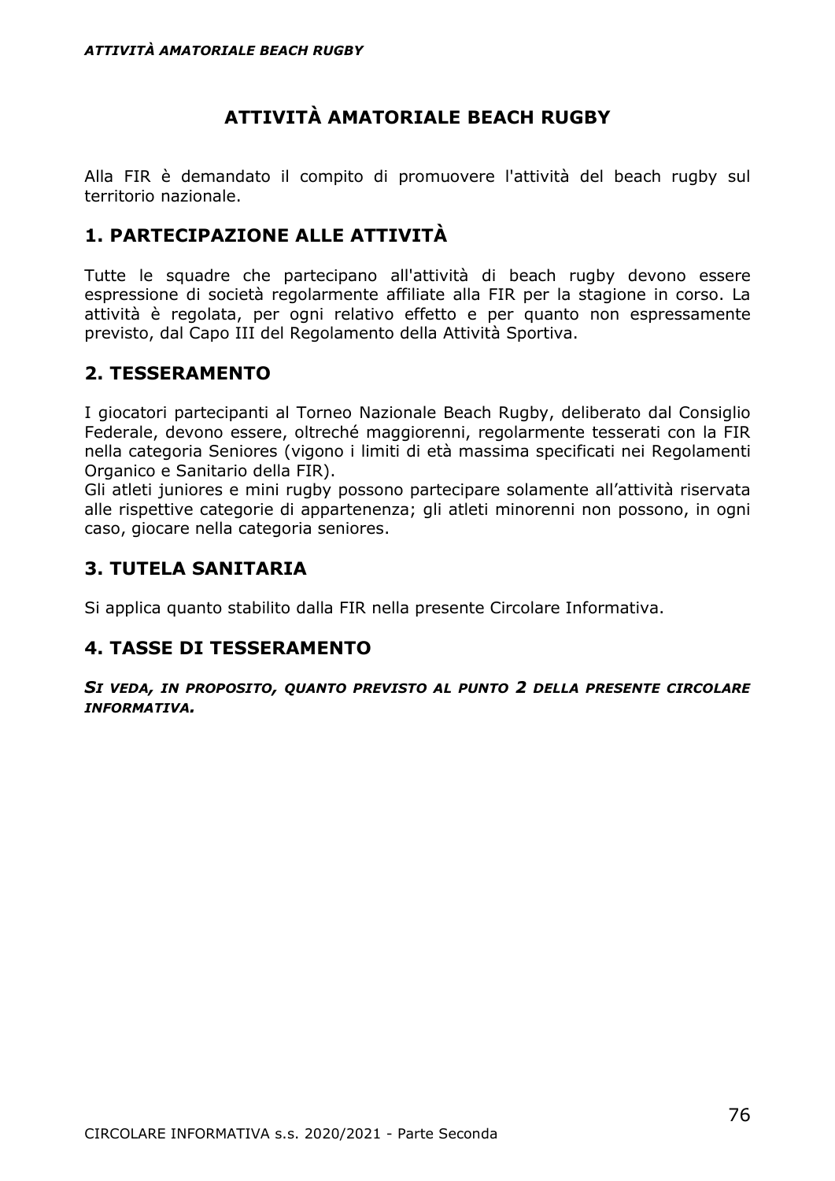# ATTIVITÀ AMATORIALE BEACH RUGBY

Alla FIR è demandato il compito di promuovere l'attività del beach rugby sul territorio nazionale.

## 1. PARTECIPAZIONE ALLE ATTIVITÀ

Tutte le squadre che partecipano all'attività di beach rugby devono essere espressione di società regolarmente affiliate alla FIR per la stagione in corso. La attività è regolata, per ogni relativo effetto e per quanto non espressamente previsto, dal Capo III del Regolamento della Attività Sportiva.

## 2. TESSERAMENTO

I giocatori partecipanti al Torneo Nazionale Beach Rugby, deliberato dal Consiglio Federale, devono essere, oltreché maggiorenni, regolarmente tesserati con la FIR nella categoria Seniores (vigono i limiti di età massima specificati nei Regolamenti Organico e Sanitario della FIR).
Gli atleti juniores e mini rugby possono partecipare solamente all'attività riservata alle rispettive categorie di appartenenza; gli atleti minorenni non possono, in ogni caso, giocare nella categoria seniores.

## 3. TUTELA SANITARIA

Si applica quanto stabilito dalla FIR nella presente Circolare Informativa.

## 4. TASSE DI TESSERAMENTO

***SI VEDA, IN PROPOSITO, QUANTO PREVISTO AL PUNTO 2 DELLA PRESENTE CIRCOLARE INFORMATIVA.***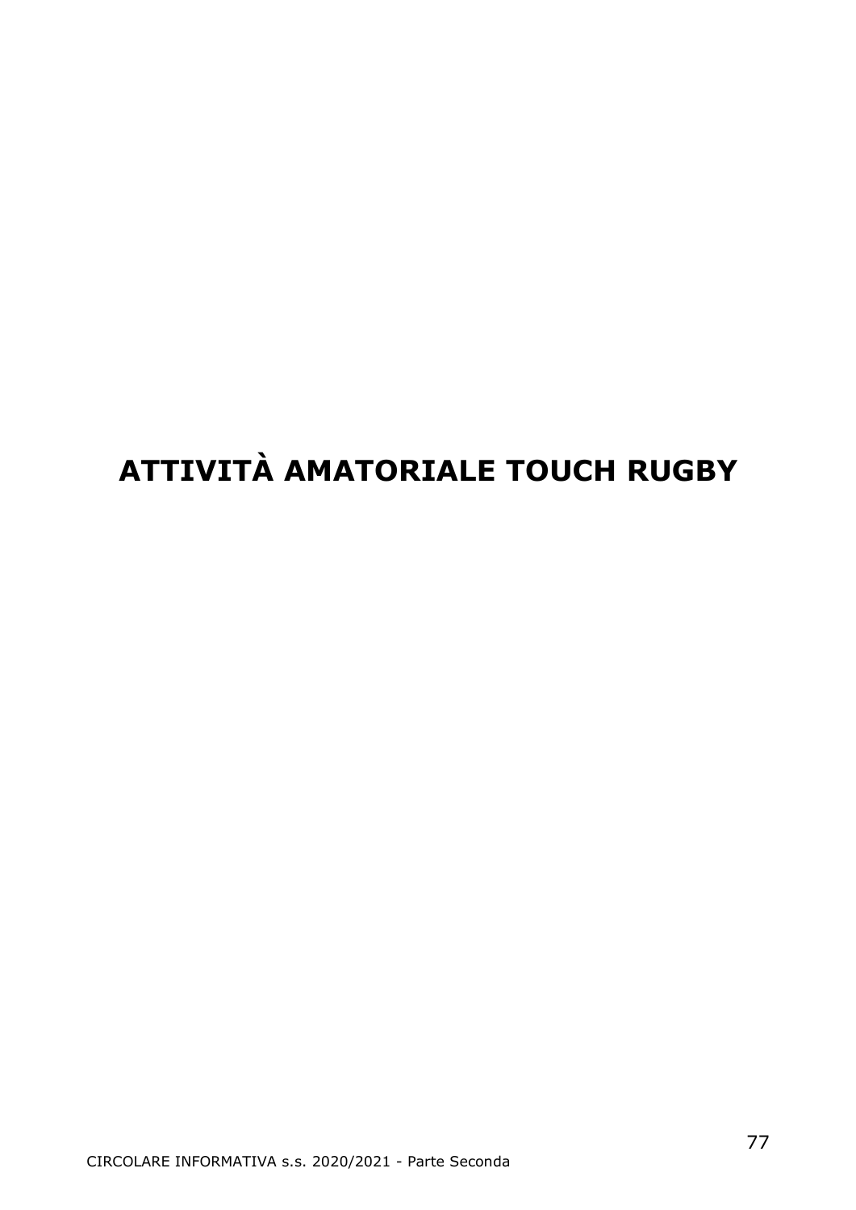# ATTIVITÀ AMATORIALE TOUCH RUGBY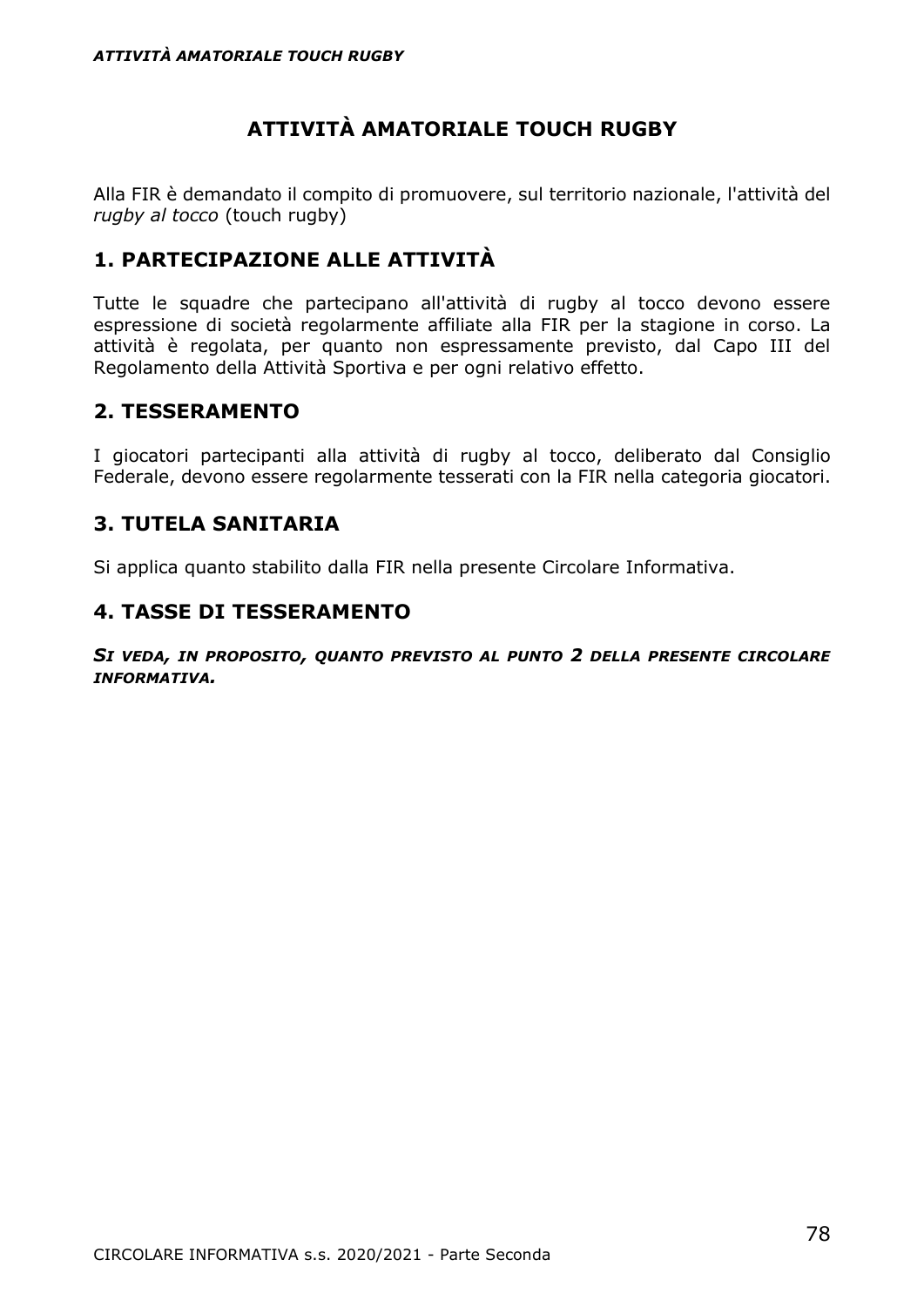# ATTIVITÀ AMATORIALE TOUCH RUGBY

Alla FIR è demandato il compito di promuovere, sul territorio nazionale, l'attività del *rugby al tocco* (touch rugby)

## 1. PARTECIPAZIONE ALLE ATTIVITÀ

Tutte le squadre che partecipano all'attività di rugby al tocco devono essere espressione di società regolarmente affiliate alla FIR per la stagione in corso. La attività è regolata, per quanto non espressamente previsto, dal Capo III del Regolamento della Attività Sportiva e per ogni relativo effetto.

## 2. TESSERAMENTO

I giocatori partecipanti alla attività di rugby al tocco, deliberato dal Consiglio Federale, devono essere regolarmente tesserati con la FIR nella categoria giocatori.

## 3. TUTELA SANITARIA

Si applica quanto stabilito dalla FIR nella presente Circolare Informativa.

## 4. TASSE DI TESSERAMENTO

***SI VEDA, IN PROPOSITO, QUANTO PREVISTO AL PUNTO 2 DELLA PRESENTE CIRCOLARE INFORMATIVA.***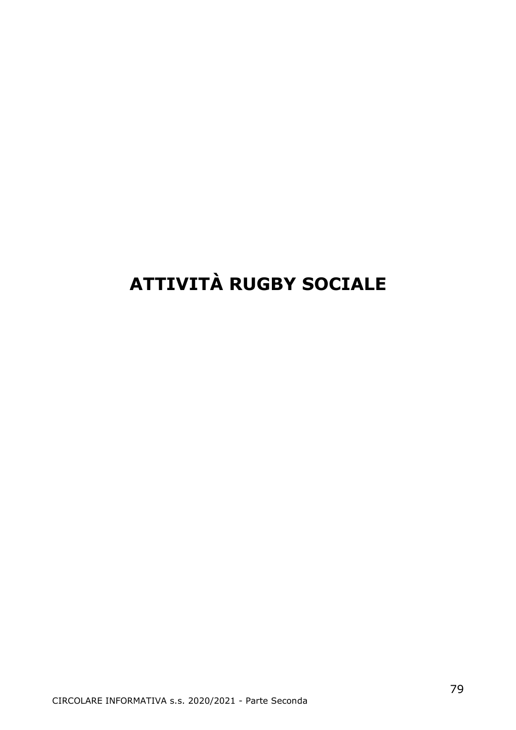# ATTIVITÀ RUGBY SOCIALE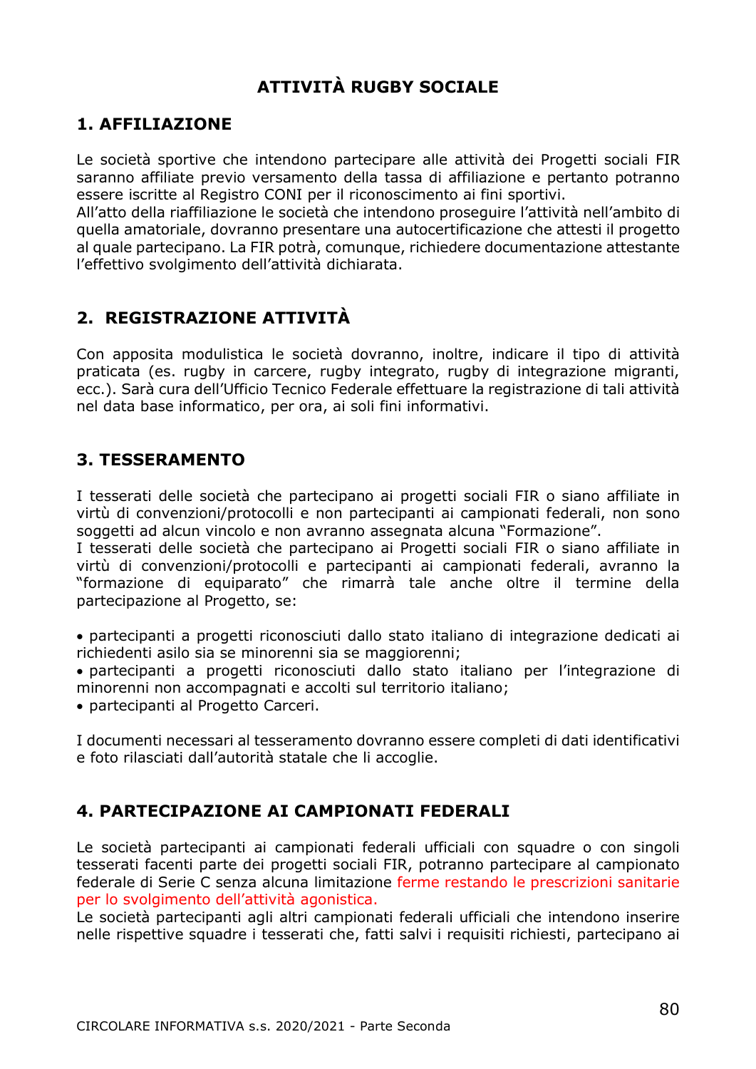# ATTIVITÀ RUGBY SOCIALE

## 1. AFFILIAZIONE

Le società sportive che intendono partecipare alle attività dei Progetti sociali FIR saranno affiliate previo versamento della tassa di affiliazione e pertanto potranno essere iscritte al Registro CONI per il riconoscimento ai fini sportivi.
All'atto della riaffiliazione le società che intendono proseguire l'attività nell'ambito di quella amatoriale, dovranno presentare una autocertificazione che attesti il progetto al quale partecipano. La FIR potrà, comunque, richiedere documentazione attestante l'effettivo svolgimento dell'attività dichiarata.

## 2. REGISTRAZIONE ATTIVITÀ

Con apposita modulistica le società dovranno, inoltre, indicare il tipo di attività praticata (es. rugby in carcere, rugby integrato, rugby di integrazione migranti, ecc.). Sarà cura dell'Ufficio Tecnico Federale effettuare la registrazione di tali attività nel data base informatico, per ora, ai soli fini informativi.

## 3. TESSERAMENTO

I tesserati delle società che partecipano ai progetti sociali FIR o siano affiliate in virtù di convenzioni/protocolli e non partecipanti ai campionati federali, non sono soggetti ad alcun vincolo e non avranno assegnata alcuna "Formazione".
I tesserati delle società che partecipano ai Progetti sociali FIR o siano affiliate in virtù di convenzioni/protocolli e partecipanti ai campionati federali, avranno la "formazione di equiparato" che rimarrà tale anche oltre il termine della partecipazione al Progetto, se:

- partecipanti a progetti riconosciuti dallo stato italiano di integrazione dedicati ai richiedenti asilo sia se minorenni sia se maggiorenni;
- partecipanti a progetti riconosciuti dallo stato italiano per l'integrazione di minorenni non accompagnati e accolti sul territorio italiano;
- partecipanti al Progetto Carceri.

I documenti necessari al tesseramento dovranno essere completi di dati identificativi e foto rilasciati dall'autorità statale che li accoglie.

## 4. PARTECIPAZIONE AI CAMPIONATI FEDERALI

Le società partecipanti ai campionati federali ufficiali con squadre o con singoli tesserati facenti parte dei progetti sociali FIR, potranno partecipare al campionato federale di Serie C senza alcuna limitazione ferme restando le prescrizioni sanitarie per lo svolgimento dell'attività agonistica.
Le società partecipanti agli altri campionati federali ufficiali che intendono inserire nelle rispettive squadre i tesserati che, fatti salvi i requisiti richiesti, partecipano ai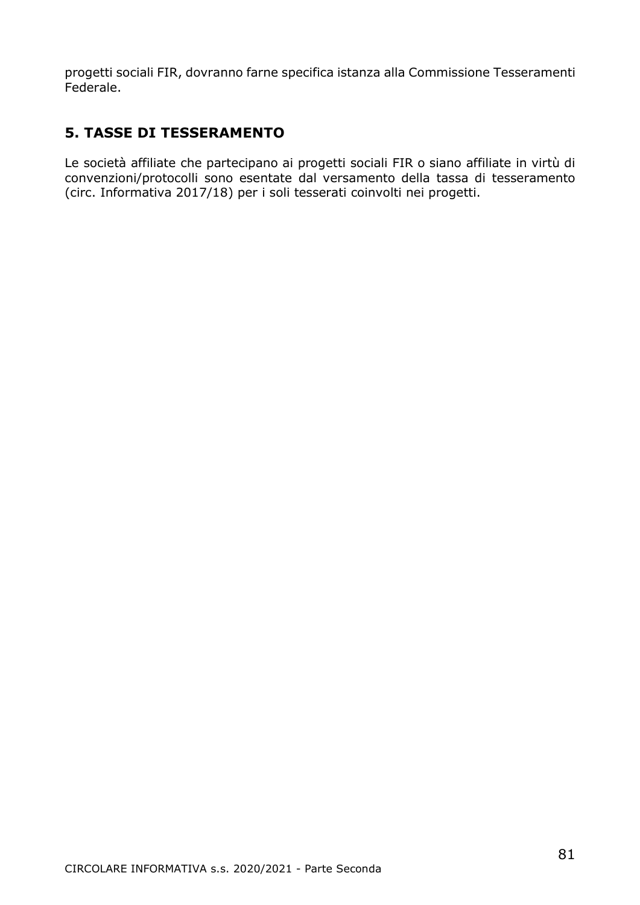progetti sociali FIR, dovranno farne specifica istanza alla Commissione Tesseramenti Federale.

## 5. TASSE DI TESSERAMENTO

Le società affiliate che partecipano ai progetti sociali FIR o siano affiliate in virtù di convenzioni/protocolli sono esentate dal versamento della tassa di tesseramento (circ. Informativa 2017/18) per i soli tesserati coinvolti nei progetti.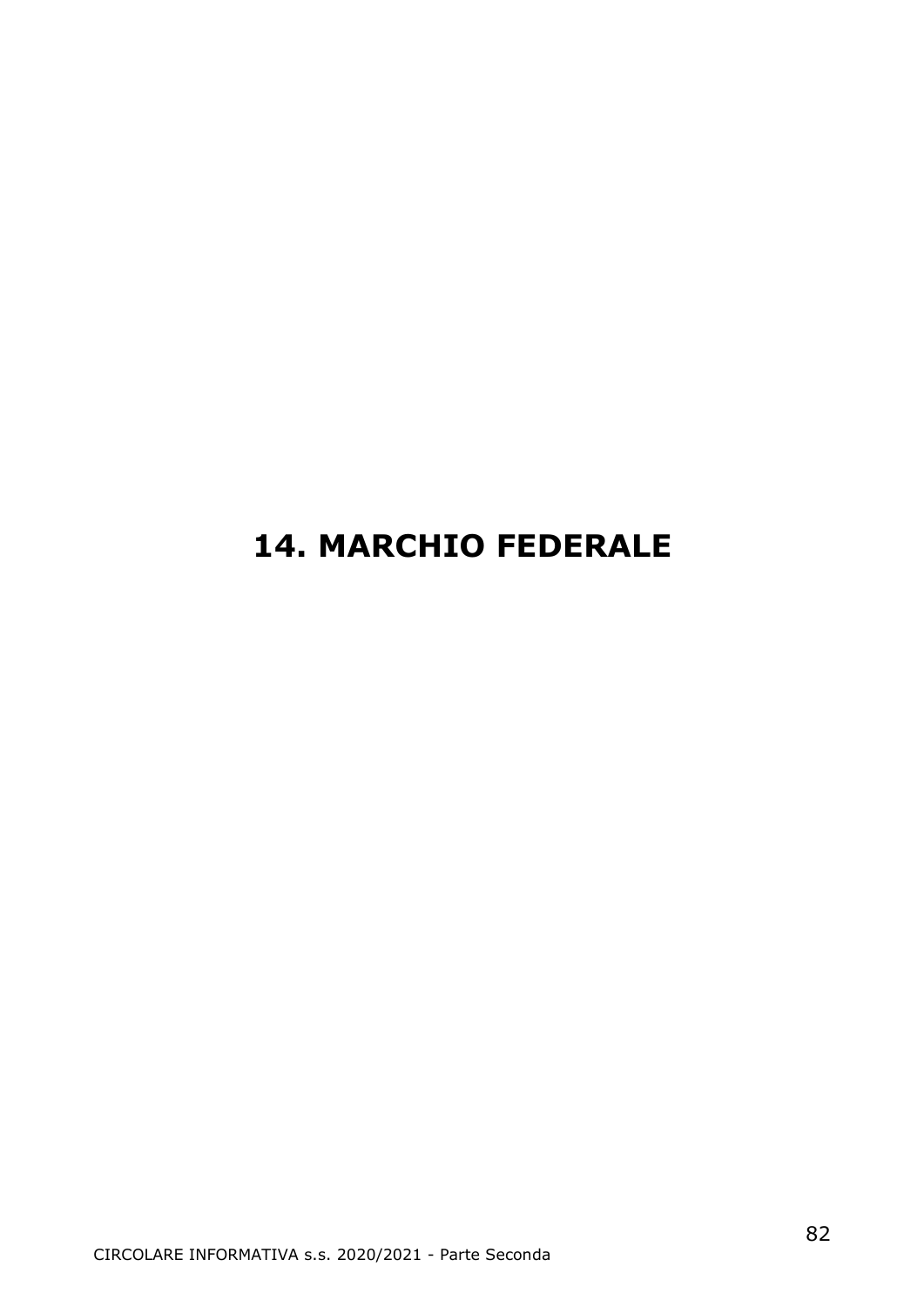# 14. MARCHIO FEDERALE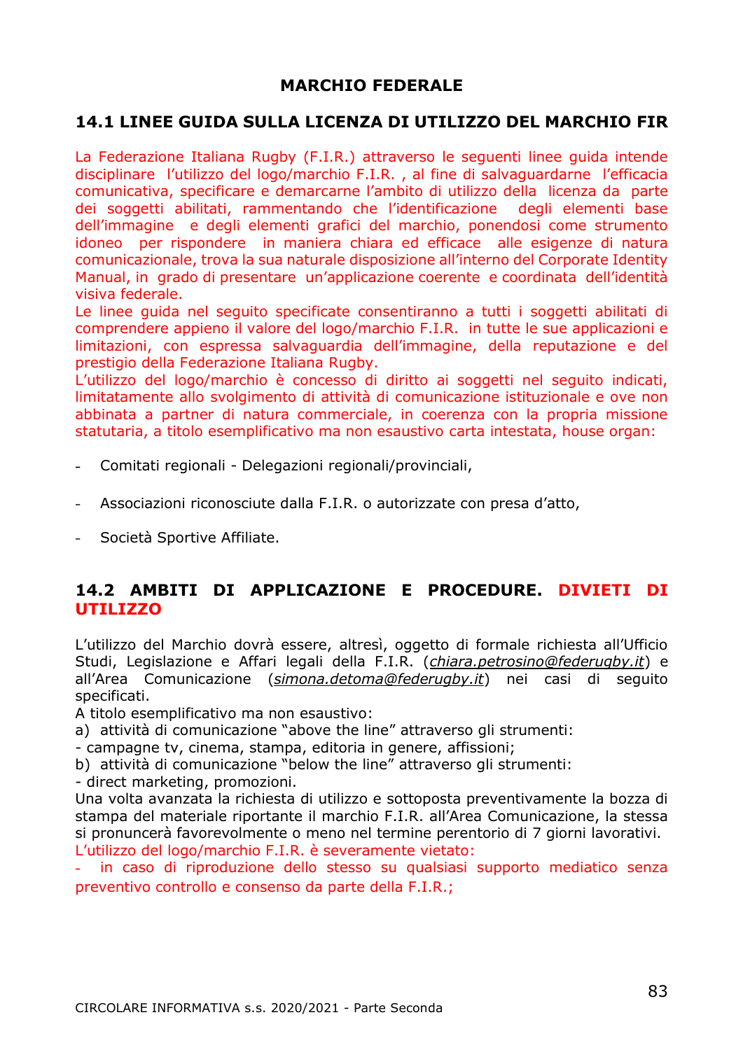## MARCHIO FEDERALE

### 14.1 LINEE GUIDA SULLA LICENZA DI UTILIZZO DEL MARCHIO FIR

La Federazione Italiana Rugby (F.I.R.) attraverso le seguenti linee guida intende disciplinare l'utilizzo del logo/marchio F.I.R. , al fine di salvaguardarne l'efficacia comunicativa, specificare e demarcarne l'ambito di utilizzo della licenza da parte dei soggetti abilitati, rammentando che l'identificazione degli elementi base dell'immagine e degli elementi grafici del marchio, ponendosi come strumento idoneo per rispondere in maniera chiara ed efficace alle esigenze di natura comunicazionale, trova la sua naturale disposizione all'interno del Corporate Identity Manual, in grado di presentare un'applicazione coerente e coordinata dell'identità visiva federale.
Le linee guida nel seguito specificate consentiranno a tutti i soggetti abilitati di comprendere appieno il valore del logo/marchio F.I.R. in tutte le sue applicazioni e limitazioni, con espressa salvaguardia dell'immagine, della reputazione e del prestigio della Federazione Italiana Rugby.
L'utilizzo del logo/marchio è concesso di diritto ai soggetti nel seguito indicati, limitatamente allo svolgimento di attività di comunicazione istituzionale e ove non abbinata a partner di natura commerciale, in coerenza con la propria missione statutaria, a titolo esemplificativo ma non esaustivo carta intestata, house organ:

- Comitati regionali - Delegazioni regionali/provinciali,
- Associazioni riconosciute dalla F.I.R. o autorizzate con presa d'atto,
- Società Sportive Affiliate.

### 14.2 AMBITI DI APPLICAZIONE E PROCEDURE. DIVIETI DI UTILIZZO

L'utilizzo del Marchio dovrà essere, altresì, oggetto di formale richiesta all'Ufficio Studi, Legislazione e Affari legali della F.I.R. (*chiara.petrosino@federugby.it*) e all'Area Comunicazione (*simona.detoma@federugby.it*) nei casi di seguito specificati.
A titolo esemplificativo ma non esaustivo:
a) attività di comunicazione "above the line" attraverso gli strumenti:
- campagne tv, cinema, stampa, editoria in genere, affissioni;
b) attività di comunicazione "below the line" attraverso gli strumenti:
- direct marketing, promozioni.
Una volta avanzata la richiesta di utilizzo e sottoposta preventivamente la bozza di stampa del materiale riportante il marchio F.I.R. all'Area Comunicazione, la stessa si pronuncerà favorevolmente o meno nel termine perentorio di 7 giorni lavorativi.
L'utilizzo del logo/marchio F.I.R. è severamente vietato:
- in caso di riproduzione dello stesso su qualsiasi supporto mediatico senza preventivo controllo e consenso da parte della F.I.R.;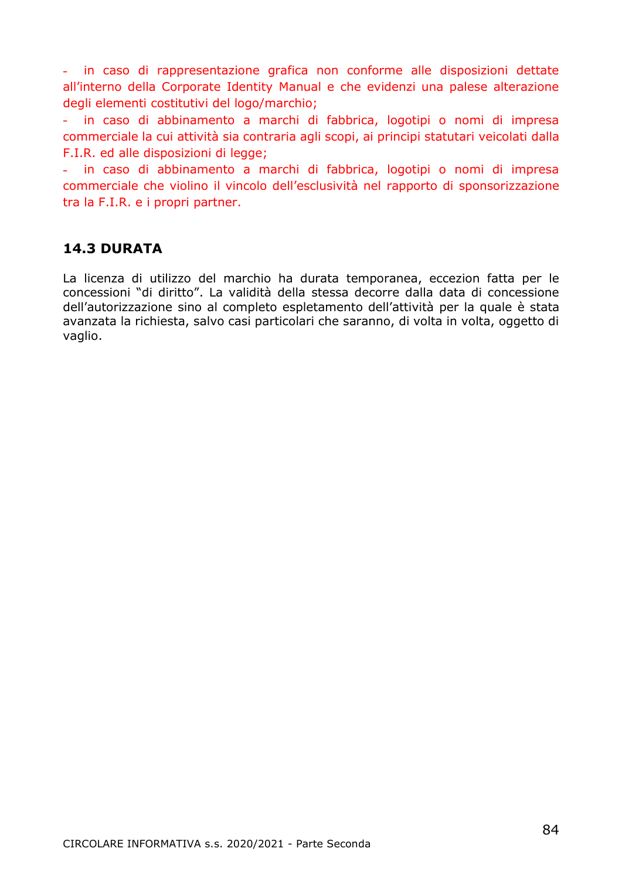- in caso di rappresentazione grafica non conforme alle disposizioni dettate all'interno della Corporate Identity Manual e che evidenzi una palese alterazione degli elementi costitutivi del logo/marchio;
- in caso di abbinamento a marchi di fabbrica, logotipi o nomi di impresa commerciale la cui attività sia contraria agli scopi, ai principi statutari veicolati dalla F.I.R. ed alle disposizioni di legge;
- in caso di abbinamento a marchi di fabbrica, logotipi o nomi di impresa commerciale che violino il vincolo dell'esclusività nel rapporto di sponsorizzazione tra la F.I.R. e i propri partner.

## 14.3 DURATA

La licenza di utilizzo del marchio ha durata temporanea, eccezion fatta per le concessioni "di diritto". La validità della stessa decorre dalla data di concessione dell'autorizzazione sino al completo espletamento dell'attività per la quale è stata avanzata la richiesta, salvo casi particolari che saranno, di volta in volta, oggetto di vaglio.